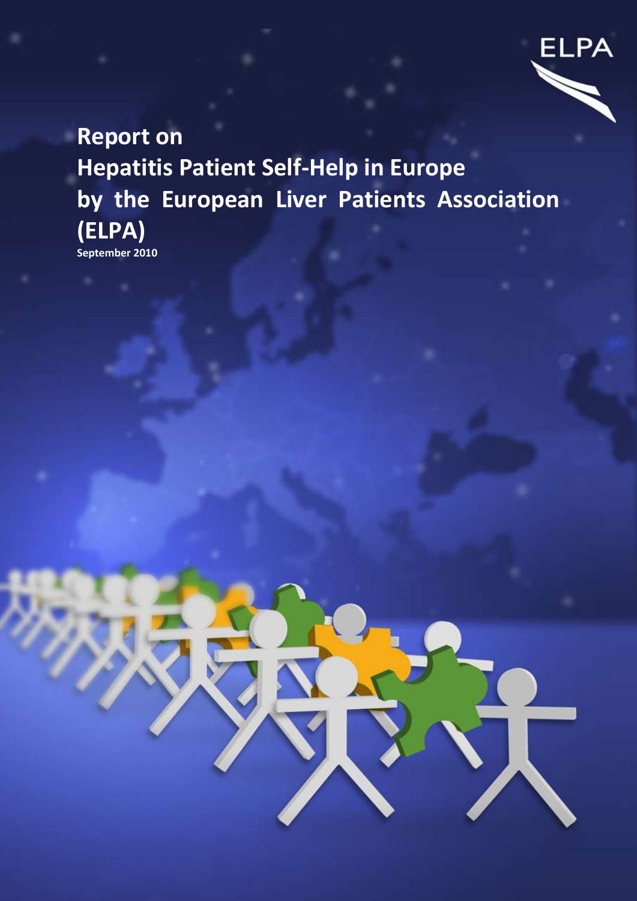ELPA

# Report on Hepatitis Patient Self-Help in Europe by the European Liver Patients Association (ELPA)

**September 2010**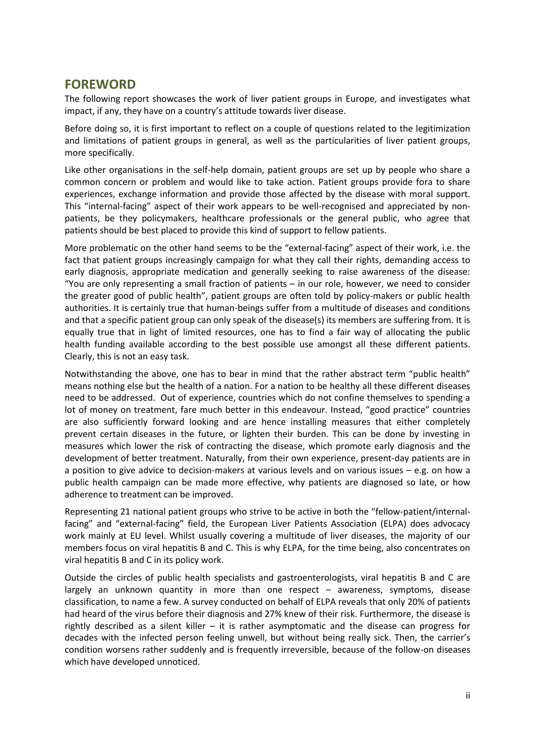## FOREWORD

The following report showcases the work of liver patient groups in Europe, and investigates what impact, if any, they have on a country's attitude towards liver disease.

Before doing so, it is first important to reflect on a couple of questions related to the legitimization and limitations of patient groups in general, as well as the particularities of liver patient groups, more specifically.

Like other organisations in the self-help domain, patient groups are set up by people who share a common concern or problem and would like to take action. Patient groups provide fora to share experiences, exchange information and provide those affected by the disease with moral support. This "internal-facing" aspect of their work appears to be well-recognised and appreciated by non-patients, be they policymakers, healthcare professionals or the general public, who agree that patients should be best placed to provide this kind of support to fellow patients.

More problematic on the other hand seems to be the "external-facing" aspect of their work, i.e. the fact that patient groups increasingly campaign for what they call their rights, demanding access to early diagnosis, appropriate medication and generally seeking to raise awareness of the disease: "You are only representing a small fraction of patients – in our role, however, we need to consider the greater good of public health", patient groups are often told by policy-makers or public health authorities. It is certainly true that human-beings suffer from a multitude of diseases and conditions and that a specific patient group can only speak of the disease(s) its members are suffering from. It is equally true that in light of limited resources, one has to find a fair way of allocating the public health funding available according to the best possible use amongst all these different patients. Clearly, this is not an easy task.

Notwithstanding the above, one has to bear in mind that the rather abstract term "public health" means nothing else but the health of a nation. For a nation to be healthy all these different diseases need to be addressed. Out of experience, countries which do not confine themselves to spending a lot of money on treatment, fare much better in this endeavour. Instead, "good practice" countries are also sufficiently forward looking and are hence installing measures that either completely prevent certain diseases in the future, or lighten their burden. This can be done by investing in measures which lower the risk of contracting the disease, which promote early diagnosis and the development of better treatment. Naturally, from their own experience, present-day patients are in a position to give advice to decision-makers at various levels and on various issues – e.g. on how a public health campaign can be made more effective, why patients are diagnosed so late, or how adherence to treatment can be improved.

Representing 21 national patient groups who strive to be active in both the "fellow-patient/internal-facing" and "external-facing" field, the European Liver Patients Association (ELPA) does advocacy work mainly at EU level. Whilst usually covering a multitude of liver diseases, the majority of our members focus on viral hepatitis B and C. This is why ELPA, for the time being, also concentrates on viral hepatitis B and C in its policy work.

Outside the circles of public health specialists and gastroenterologists, viral hepatitis B and C are largely an unknown quantity in more than one respect – awareness, symptoms, disease classification, to name a few. A survey conducted on behalf of ELPA reveals that only 20% of patients had heard of the virus before their diagnosis and 27% knew of their risk. Furthermore, the disease is rightly described as a silent killer – it is rather asymptomatic and the disease can progress for decades with the infected person feeling unwell, but without being really sick. Then, the carrier's condition worsens rather suddenly and is frequently irreversible, because of the follow-on diseases which have developed unnoticed.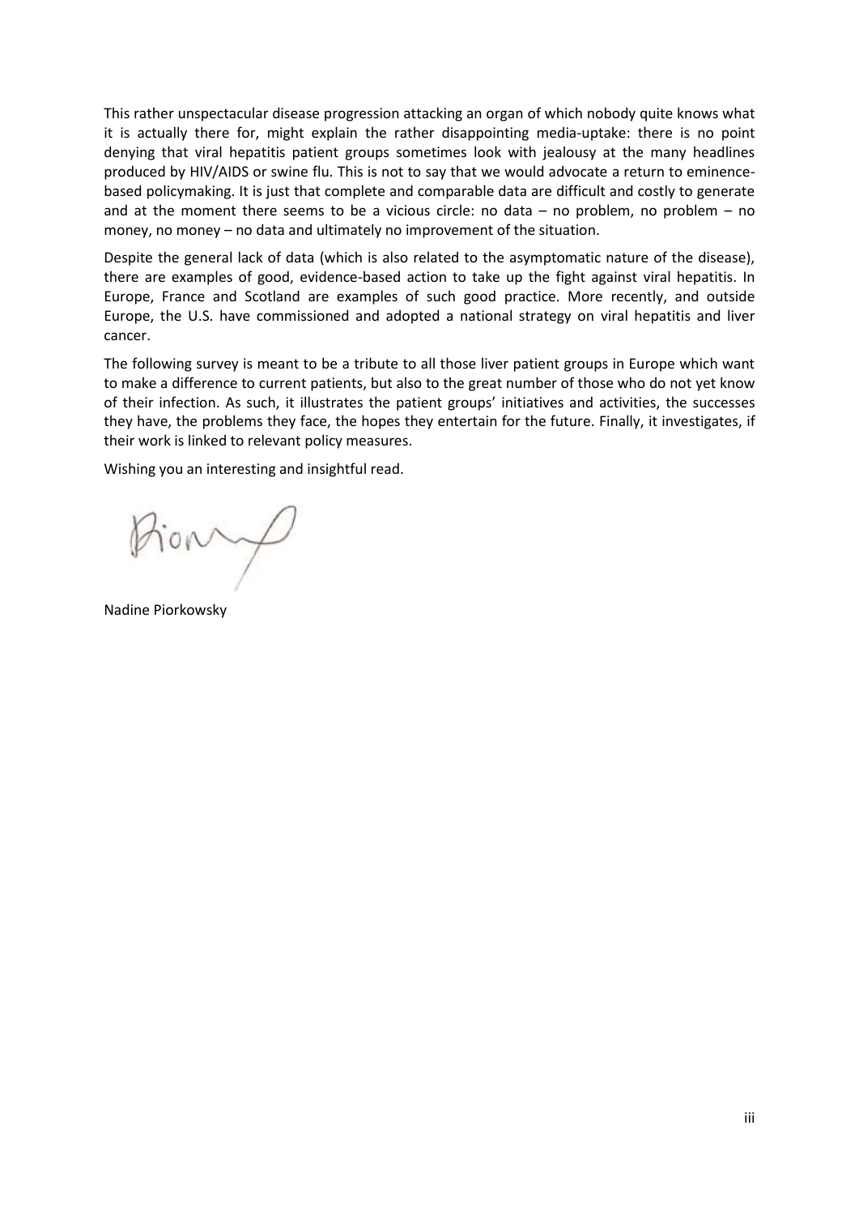This rather unspectacular disease progression attacking an organ of which nobody quite knows what it is actually there for, might explain the rather disappointing media-uptake: there is no point denying that viral hepatitis patient groups sometimes look with jealousy at the many headlines produced by HIV/AIDS or swine flu. This is not to say that we would advocate a return to eminence-based policymaking. It is just that complete and comparable data are difficult and costly to generate and at the moment there seems to be a vicious circle: no data – no problem, no problem – no money, no money – no data and ultimately no improvement of the situation.

Despite the general lack of data (which is also related to the asymptomatic nature of the disease), there are examples of good, evidence-based action to take up the fight against viral hepatitis. In Europe, France and Scotland are examples of such good practice. More recently, and outside Europe, the U.S. have commissioned and adopted a national strategy on viral hepatitis and liver cancer.

The following survey is meant to be a tribute to all those liver patient groups in Europe which want to make a difference to current patients, but also to the great number of those who do not yet know of their infection. As such, it illustrates the patient groups' initiatives and activities, the successes they have, the problems they face, the hopes they entertain for the future. Finally, it investigates, if their work is linked to relevant policy measures.

Wishing you an interesting and insightful read.

Nadine Piorkowsky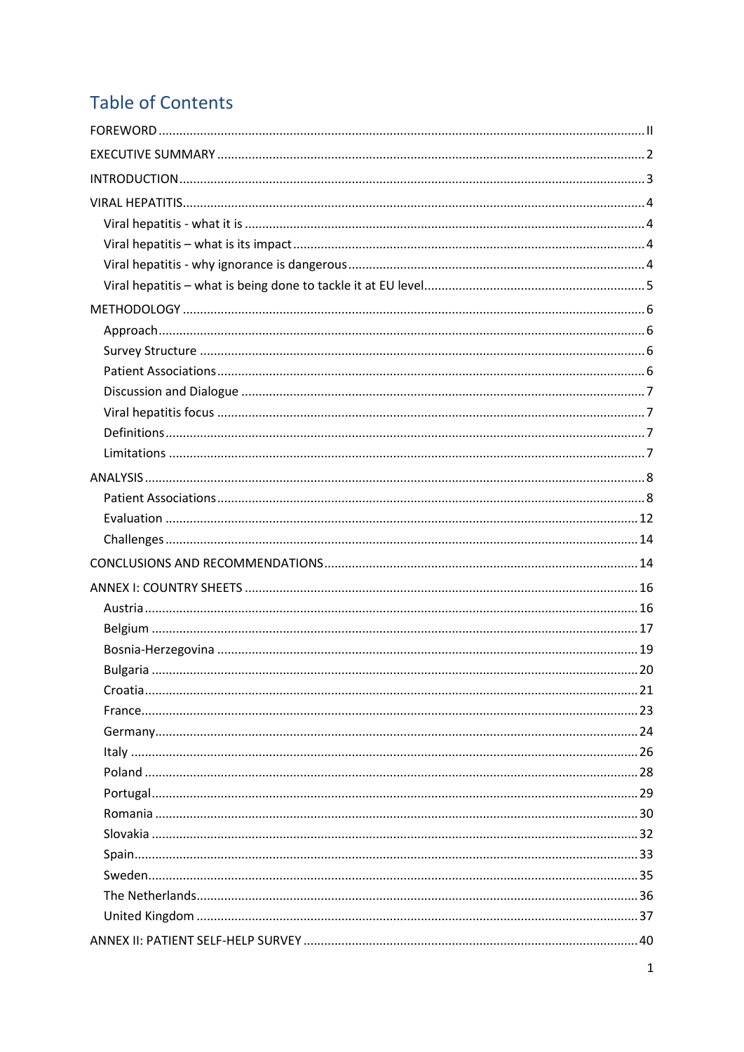# Table of Contents

FOREWORD ........ II

EXECUTIVE SUMMARY ........ 2

INTRODUCTION ........ 3

VIRAL HEPATITIS ........ 4

- Viral hepatitis - what it is ........ 4
- Viral hepatitis – what is its impact ........ 4
- Viral hepatitis - why ignorance is dangerous ........ 4
- Viral hepatitis – what is being done to tackle it at EU level ........ 5

METHODOLOGY ........ 6

- Approach ........ 6
- Survey Structure ........ 6
- Patient Associations ........ 6
- Discussion and Dialogue ........ 7
- Viral hepatitis focus ........ 7
- Definitions ........ 7
- Limitations ........ 7

ANALYSIS ........ 8

- Patient Associations ........ 8
- Evaluation ........ 12
- Challenges ........ 14

CONCLUSIONS AND RECOMMENDATIONS ........ 14

ANNEX I: COUNTRY SHEETS ........ 16

- Austria ........ 16
- Belgium ........ 17
- Bosnia-Herzegovina ........ 19
- Bulgaria ........ 20
- Croatia ........ 21
- France ........ 23
- Germany ........ 24
- Italy ........ 26
- Poland ........ 28
- Portugal ........ 29
- Romania ........ 30
- Slovakia ........ 32
- Spain ........ 33
- Sweden ........ 35
- The Netherlands ........ 36
- United Kingdom ........ 37

ANNEX II: PATIENT SELF-HELP SURVEY ........ 40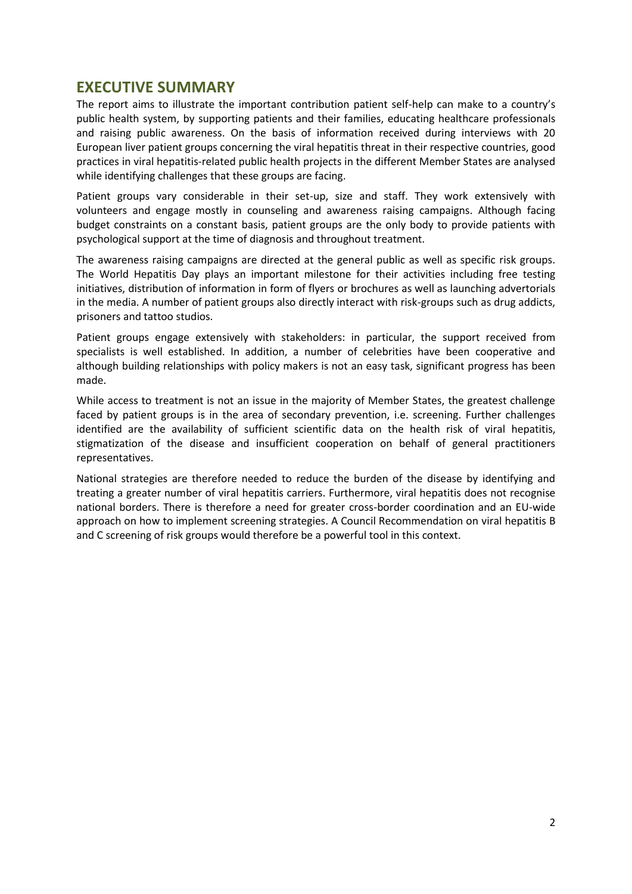## EXECUTIVE SUMMARY

The report aims to illustrate the important contribution patient self-help can make to a country's public health system, by supporting patients and their families, educating healthcare professionals and raising public awareness. On the basis of information received during interviews with 20 European liver patient groups concerning the viral hepatitis threat in their respective countries, good practices in viral hepatitis-related public health projects in the different Member States are analysed while identifying challenges that these groups are facing.

Patient groups vary considerable in their set-up, size and staff. They work extensively with volunteers and engage mostly in counseling and awareness raising campaigns. Although facing budget constraints on a constant basis, patient groups are the only body to provide patients with psychological support at the time of diagnosis and throughout treatment.

The awareness raising campaigns are directed at the general public as well as specific risk groups. The World Hepatitis Day plays an important milestone for their activities including free testing initiatives, distribution of information in form of flyers or brochures as well as launching advertorials in the media. A number of patient groups also directly interact with risk-groups such as drug addicts, prisoners and tattoo studios.

Patient groups engage extensively with stakeholders: in particular, the support received from specialists is well established. In addition, a number of celebrities have been cooperative and although building relationships with policy makers is not an easy task, significant progress has been made.

While access to treatment is not an issue in the majority of Member States, the greatest challenge faced by patient groups is in the area of secondary prevention, i.e. screening. Further challenges identified are the availability of sufficient scientific data on the health risk of viral hepatitis, stigmatization of the disease and insufficient cooperation on behalf of general practitioners representatives.

National strategies are therefore needed to reduce the burden of the disease by identifying and treating a greater number of viral hepatitis carriers. Furthermore, viral hepatitis does not recognise national borders. There is therefore a need for greater cross-border coordination and an EU-wide approach on how to implement screening strategies. A Council Recommendation on viral hepatitis B and C screening of risk groups would therefore be a powerful tool in this context.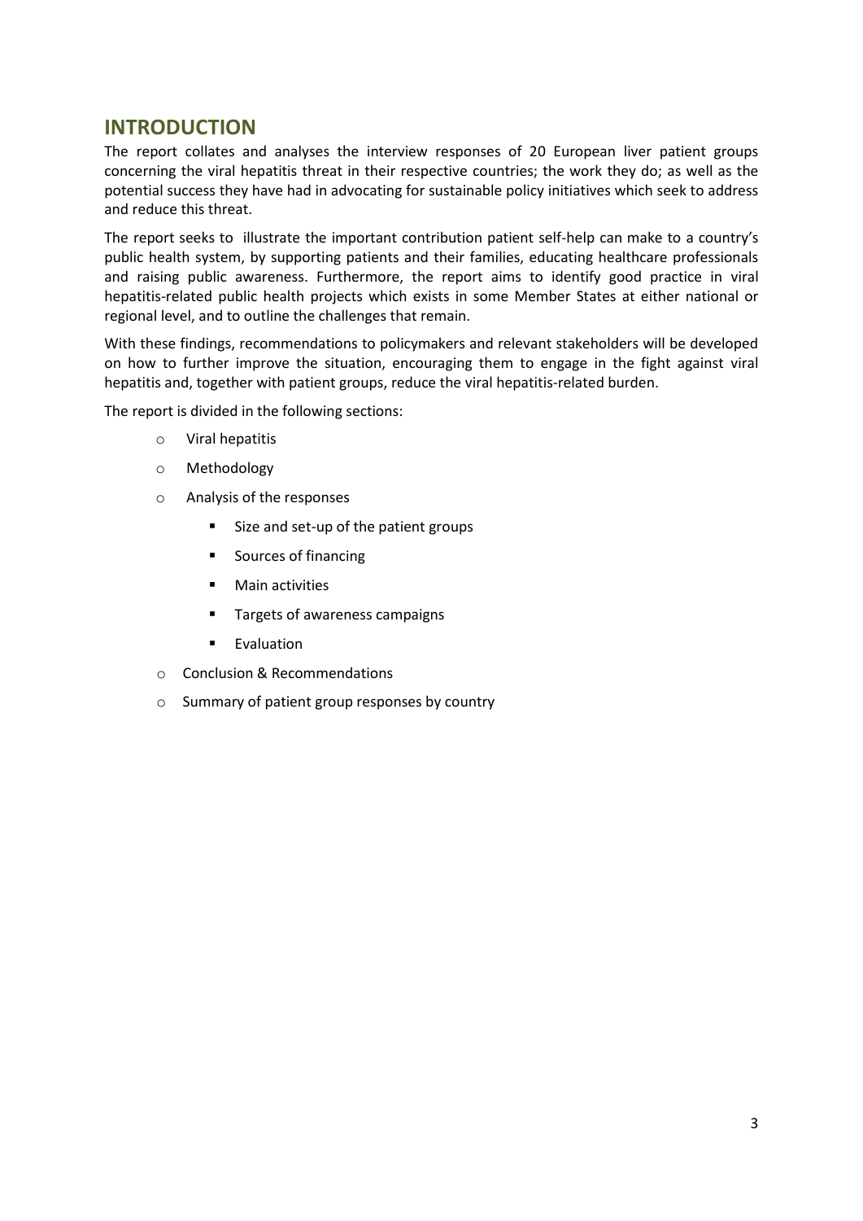## INTRODUCTION

The report collates and analyses the interview responses of 20 European liver patient groups concerning the viral hepatitis threat in their respective countries; the work they do; as well as the potential success they have had in advocating for sustainable policy initiatives which seek to address and reduce this threat.

The report seeks to illustrate the important contribution patient self-help can make to a country's public health system, by supporting patients and their families, educating healthcare professionals and raising public awareness. Furthermore, the report aims to identify good practice in viral hepatitis-related public health projects which exists in some Member States at either national or regional level, and to outline the challenges that remain.

With these findings, recommendations to policymakers and relevant stakeholders will be developed on how to further improve the situation, encouraging them to engage in the fight against viral hepatitis and, together with patient groups, reduce the viral hepatitis-related burden.

The report is divided in the following sections:

- Viral hepatitis
- Methodology
- Analysis of the responses
  - Size and set-up of the patient groups
  - Sources of financing
  - Main activities
  - Targets of awareness campaigns
  - Evaluation
- Conclusion & Recommendations
- Summary of patient group responses by country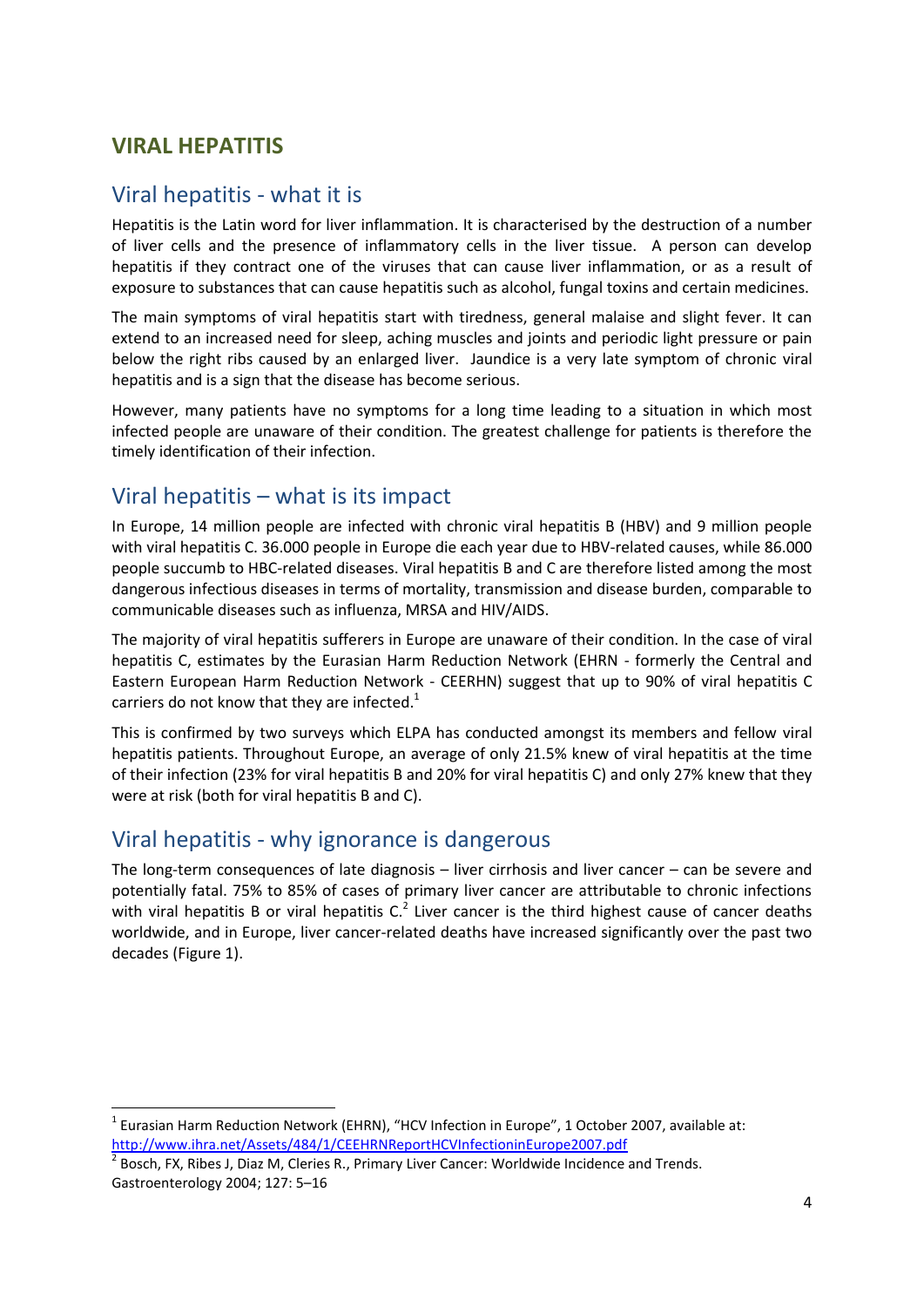# VIRAL HEPATITIS

## Viral hepatitis - what it is

Hepatitis is the Latin word for liver inflammation. It is characterised by the destruction of a number of liver cells and the presence of inflammatory cells in the liver tissue. A person can develop hepatitis if they contract one of the viruses that can cause liver inflammation, or as a result of exposure to substances that can cause hepatitis such as alcohol, fungal toxins and certain medicines.

The main symptoms of viral hepatitis start with tiredness, general malaise and slight fever. It can extend to an increased need for sleep, aching muscles and joints and periodic light pressure or pain below the right ribs caused by an enlarged liver. Jaundice is a very late symptom of chronic viral hepatitis and is a sign that the disease has become serious.

However, many patients have no symptoms for a long time leading to a situation in which most infected people are unaware of their condition. The greatest challenge for patients is therefore the timely identification of their infection.

## Viral hepatitis – what is its impact

In Europe, 14 million people are infected with chronic viral hepatitis B (HBV) and 9 million people with viral hepatitis C. 36.000 people in Europe die each year due to HBV-related causes, while 86.000 people succumb to HBC-related diseases. Viral hepatitis B and C are therefore listed among the most dangerous infectious diseases in terms of mortality, transmission and disease burden, comparable to communicable diseases such as influenza, MRSA and HIV/AIDS.

The majority of viral hepatitis sufferers in Europe are unaware of their condition. In the case of viral hepatitis C, estimates by the Eurasian Harm Reduction Network (EHRN - formerly the Central and Eastern European Harm Reduction Network - CEERHN) suggest that up to 90% of viral hepatitis C carriers do not know that they are infected.[1]

This is confirmed by two surveys which ELPA has conducted amongst its members and fellow viral hepatitis patients. Throughout Europe, an average of only 21.5% knew of viral hepatitis at the time of their infection (23% for viral hepatitis B and 20% for viral hepatitis C) and only 27% knew that they were at risk (both for viral hepatitis B and C).

## Viral hepatitis - why ignorance is dangerous

The long-term consequences of late diagnosis – liver cirrhosis and liver cancer – can be severe and potentially fatal. 75% to 85% of cases of primary liver cancer are attributable to chronic infections with viral hepatitis B or viral hepatitis C.[2] Liver cancer is the third highest cause of cancer deaths worldwide, and in Europe, liver cancer-related deaths have increased significantly over the past two decades (Figure 1).

---

[1] Eurasian Harm Reduction Network (EHRN), "HCV Infection in Europe", 1 October 2007, available at: http://www.ihra.net/Assets/484/1/CEEHRNReportHCVInfectioninEurope2007.pdf

[2] Bosch, FX, Ribes J, Diaz M, Cleries R., Primary Liver Cancer: Worldwide Incidence and Trends. Gastroenterology 2004; 127: 5–16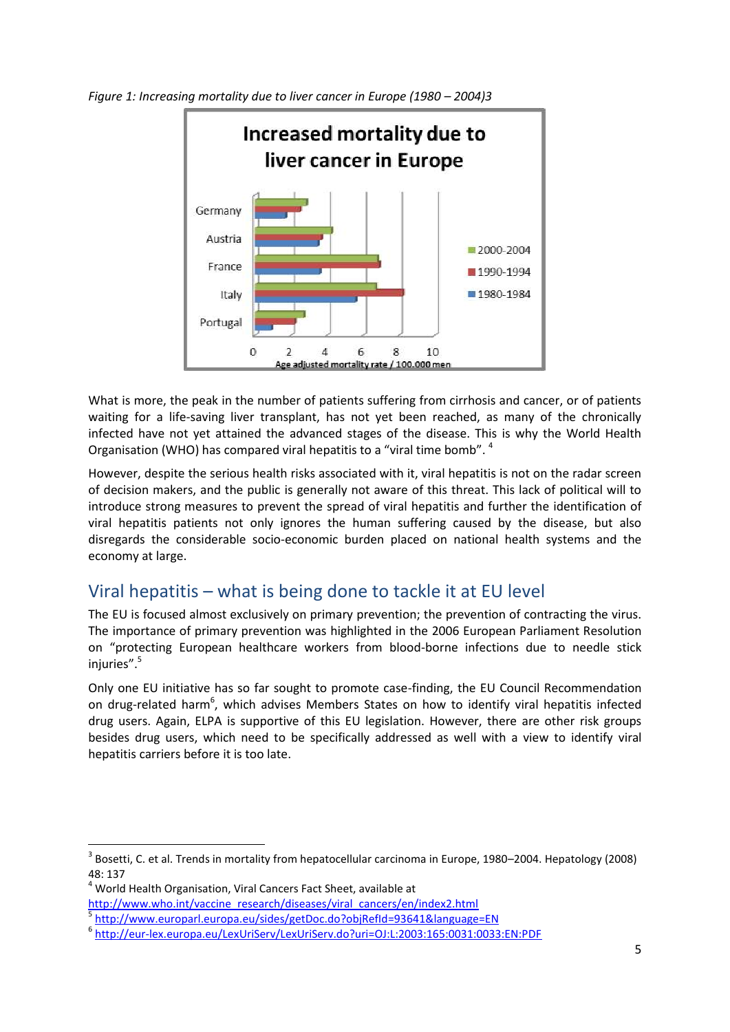*Figure 1: Increasing mortality due to liver cancer in Europe (1980 – 2004)3*

What is more, the peak in the number of patients suffering from cirrhosis and cancer, or of patients waiting for a life-saving liver transplant, has not yet been reached, as many of the chronically infected have not yet attained the advanced stages of the disease. This is why the World Health Organisation (WHO) has compared viral hepatitis to a "viral time bomb". [4]

However, despite the serious health risks associated with it, viral hepatitis is not on the radar screen of decision makers, and the public is generally not aware of this threat. This lack of political will to introduce strong measures to prevent the spread of viral hepatitis and further the identification of viral hepatitis patients not only ignores the human suffering caused by the disease, but also disregards the considerable socio-economic burden placed on national health systems and the economy at large.

## Viral hepatitis – what is being done to tackle it at EU level

The EU is focused almost exclusively on primary prevention; the prevention of contracting the virus. The importance of primary prevention was highlighted in the 2006 European Parliament Resolution on "protecting European healthcare workers from blood-borne infections due to needle stick injuries".[5]

Only one EU initiative has so far sought to promote case-finding, the EU Council Recommendation on drug-related harm[6], which advises Members States on how to identify viral hepatitis infected drug users. Again, ELPA is supportive of this EU legislation. However, there are other risk groups besides drug users, which need to be specifically addressed as well with a view to identify viral hepatitis carriers before it is too late.

---

[3] Bosetti, C. et al. Trends in mortality from hepatocellular carcinoma in Europe, 1980–2004. Hepatology (2008) 48: 137

[4] World Health Organisation, Viral Cancers Fact Sheet, available at http://www.who.int/vaccine_research/diseases/viral_cancers/en/index2.html

[5] http://www.europarl.europa.eu/sides/getDoc.do?objRefId=93641&language=EN

[6] http://eur-lex.europa.eu/LexUriServ/LexUriServ.do?uri=OJ:L:2003:165:0031:0033:EN:PDF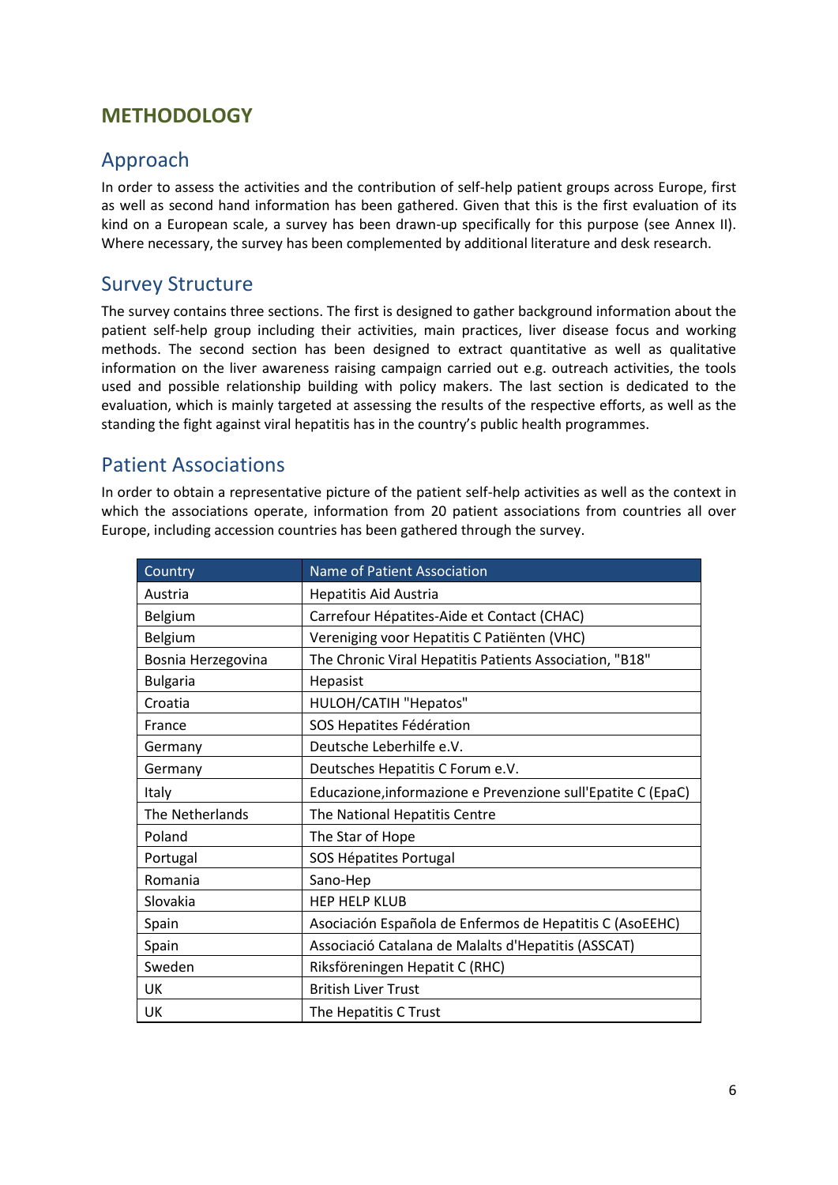# METHODOLOGY

## Approach

In order to assess the activities and the contribution of self-help patient groups across Europe, first as well as second hand information has been gathered. Given that this is the first evaluation of its kind on a European scale, a survey has been drawn-up specifically for this purpose (see Annex II). Where necessary, the survey has been complemented by additional literature and desk research.

## Survey Structure

The survey contains three sections. The first is designed to gather background information about the patient self-help group including their activities, main practices, liver disease focus and working methods. The second section has been designed to extract quantitative as well as qualitative information on the liver awareness raising campaign carried out e.g. outreach activities, the tools used and possible relationship building with policy makers. The last section is dedicated to the evaluation, which is mainly targeted at assessing the results of the respective efforts, as well as the standing the fight against viral hepatitis has in the country's public health programmes.

## Patient Associations

In order to obtain a representative picture of the patient self-help activities as well as the context in which the associations operate, information from 20 patient associations from countries all over Europe, including accession countries has been gathered through the survey.

| Country | Name of Patient Association |
| --- | --- |
| Austria | Hepatitis Aid Austria |
| Belgium | Carrefour Hépatites-Aide et Contact (CHAC) |
| Belgium | Vereniging voor Hepatitis C Patiënten (VHC) |
| Bosnia Herzegovina | The Chronic Viral Hepatitis Patients Association, "B18" |
| Bulgaria | Hepasist |
| Croatia | HULOH/CATIH "Hepatos" |
| France | SOS Hepatites Fédération |
| Germany | Deutsche Leberhilfe e.V. |
| Germany | Deutsches Hepatitis C Forum e.V. |
| Italy | Educazione,informazione e Prevenzione sull'Epatite C (EpaC) |
| The Netherlands | The National Hepatitis Centre |
| Poland | The Star of Hope |
| Portugal | SOS Hépatites Portugal |
| Romania | Sano-Hep |
| Slovakia | HEP HELP KLUB |
| Spain | Asociación Española de Enfermos de Hepatitis C (AsoEEHC) |
| Spain | Associació Catalana de Malalts d'Hepatitis (ASSCAT) |
| Sweden | Riksföreningen Hepatit C (RHC) |
| UK | British Liver Trust |
| UK | The Hepatitis C Trust |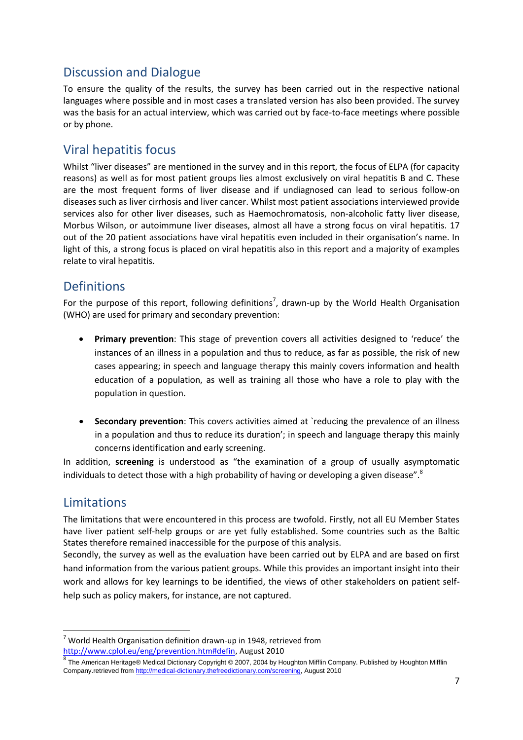## Discussion and Dialogue

To ensure the quality of the results, the survey has been carried out in the respective national languages where possible and in most cases a translated version has also been provided. The survey was the basis for an actual interview, which was carried out by face-to-face meetings where possible or by phone.

## Viral hepatitis focus

Whilst "liver diseases" are mentioned in the survey and in this report, the focus of ELPA (for capacity reasons) as well as for most patient groups lies almost exclusively on viral hepatitis B and C. These are the most frequent forms of liver disease and if undiagnosed can lead to serious follow-on diseases such as liver cirrhosis and liver cancer. Whilst most patient associations interviewed provide services also for other liver diseases, such as Haemochromatosis, non-alcoholic fatty liver disease, Morbus Wilson, or autoimmune liver diseases, almost all have a strong focus on viral hepatitis. 17 out of the 20 patient associations have viral hepatitis even included in their organisation's name. In light of this, a strong focus is placed on viral hepatitis also in this report and a majority of examples relate to viral hepatitis.

## Definitions

For the purpose of this report, following definitions[7], drawn-up by the World Health Organisation (WHO) are used for primary and secondary prevention:

- **Primary prevention**: This stage of prevention covers all activities designed to 'reduce' the instances of an illness in a population and thus to reduce, as far as possible, the risk of new cases appearing; in speech and language therapy this mainly covers information and health education of a population, as well as training all those who have a role to play with the population in question.

- **Secondary prevention**: This covers activities aimed at `reducing the prevalence of an illness in a population and thus to reduce its duration'; in speech and language therapy this mainly concerns identification and early screening.

In addition, **screening** is understood as "the examination of a group of usually asymptomatic individuals to detect those with a high probability of having or developing a given disease".[8]

## Limitations

The limitations that were encountered in this process are twofold. Firstly, not all EU Member States have liver patient self-help groups or are yet fully established. Some countries such as the Baltic States therefore remained inaccessible for the purpose of this analysis.

Secondly, the survey as well as the evaluation have been carried out by ELPA and are based on first hand information from the various patient groups. While this provides an important insight into their work and allows for key learnings to be identified, the views of other stakeholders on patient self-help such as policy makers, for instance, are not captured.

---

[7] World Health Organisation definition drawn-up in 1948, retrieved from http://www.cplol.eu/eng/prevention.htm#defin, August 2010

[8] The American Heritage® Medical Dictionary Copyright © 2007, 2004 by Houghton Mifflin Company. Published by Houghton Mifflin Company.retrieved from http://medical-dictionary.thefreedictionary.com/screening, August 2010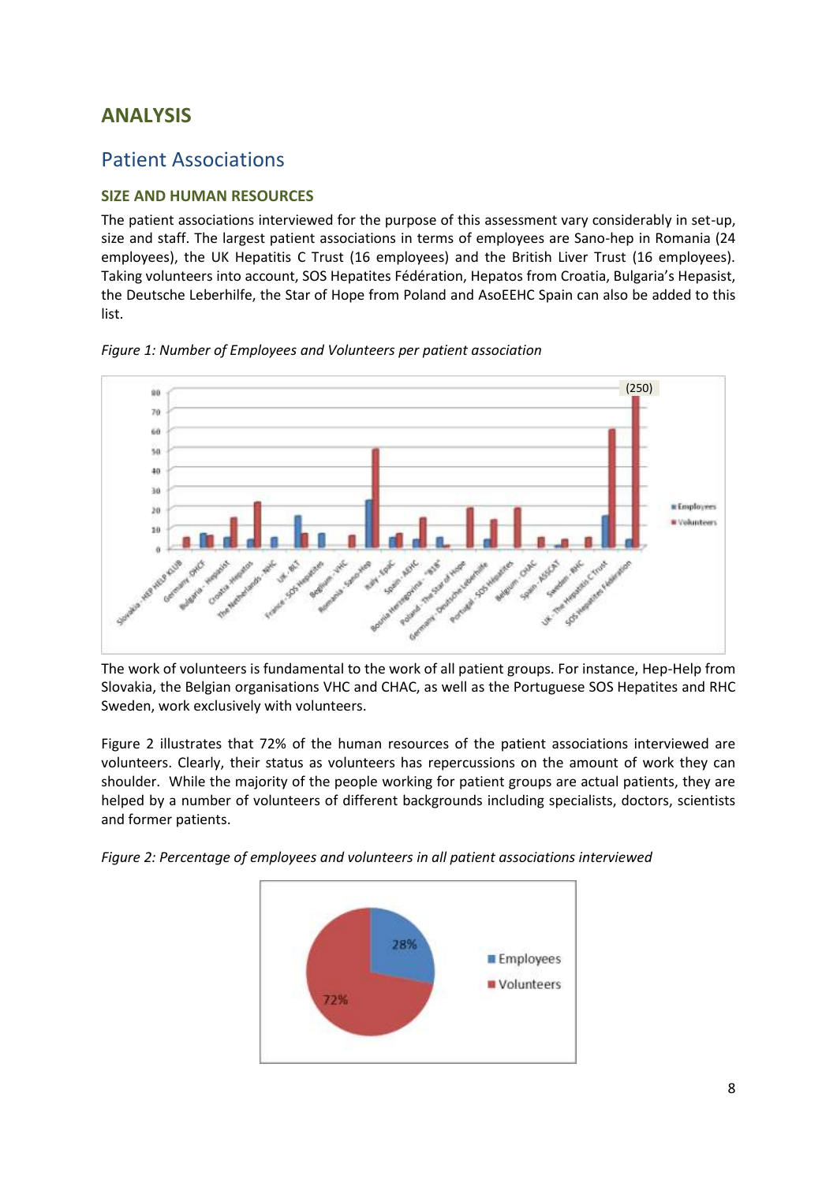# ANALYSIS

## Patient Associations

### SIZE AND HUMAN RESOURCES

The patient associations interviewed for the purpose of this assessment vary considerably in set-up, size and staff. The largest patient associations in terms of employees are Sano-hep in Romania (24 employees), the UK Hepatitis C Trust (16 employees) and the British Liver Trust (16 employees). Taking volunteers into account, SOS Hepatites Fédération, Hepatos from Croatia, Bulgaria's Hepasist, the Deutsche Leberhilfe, the Star of Hope from Poland and AsoEEHC Spain can also be added to this list.

*Figure 1: Number of Employees and Volunteers per patient association*

The work of volunteers is fundamental to the work of all patient groups. For instance, Hep-Help from Slovakia, the Belgian organisations VHC and CHAC, as well as the Portuguese SOS Hepatites and RHC Sweden, work exclusively with volunteers.

Figure 2 illustrates that 72% of the human resources of the patient associations interviewed are volunteers. Clearly, their status as volunteers has repercussions on the amount of work they can shoulder. While the majority of the people working for patient groups are actual patients, they are helped by a number of volunteers of different backgrounds including specialists, doctors, scientists and former patients.

*Figure 2: Percentage of employees and volunteers in all patient associations interviewed*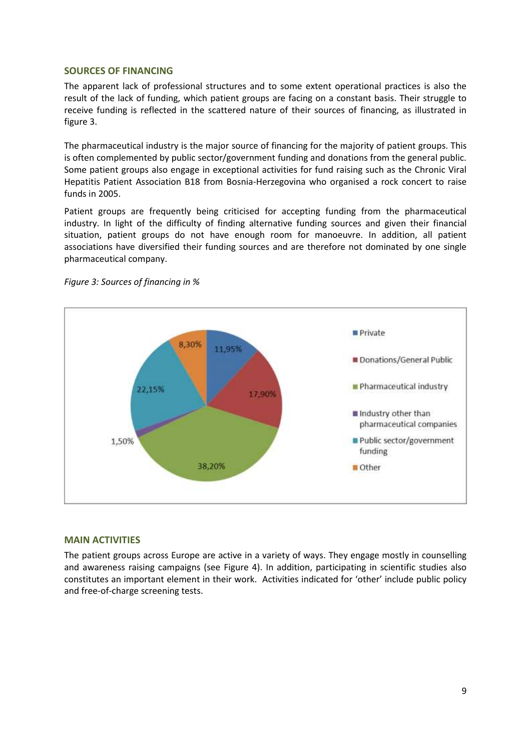## SOURCES OF FINANCING

The apparent lack of professional structures and to some extent operational practices is also the result of the lack of funding, which patient groups are facing on a constant basis. Their struggle to receive funding is reflected in the scattered nature of their sources of financing, as illustrated in figure 3.

The pharmaceutical industry is the major source of financing for the majority of patient groups. This is often complemented by public sector/government funding and donations from the general public. Some patient groups also engage in exceptional activities for fund raising such as the Chronic Viral Hepatitis Patient Association B18 from Bosnia-Herzegovina who organised a rock concert to raise funds in 2005.

Patient groups are frequently being criticised for accepting funding from the pharmaceutical industry. In light of the difficulty of finding alternative funding sources and given their financial situation, patient groups do not have enough room for manoeuvre. In addition, all patient associations have diversified their funding sources and are therefore not dominated by one single pharmaceutical company.

*Figure 3: Sources of financing in %*

| Source | % |
|---|---|
| Private | 11,95% |
| Donations/General Public | 17,90% |
| Pharmaceutical industry | 38,20% |
| Industry other than pharmaceutical companies | 1,50% |
| Public sector/government funding | 22,15% |
| Other | 8,30% |

## MAIN ACTIVITIES

The patient groups across Europe are active in a variety of ways. They engage mostly in counselling and awareness raising campaigns (see Figure 4). In addition, participating in scientific studies also constitutes an important element in their work. Activities indicated for 'other' include public policy and free-of-charge screening tests.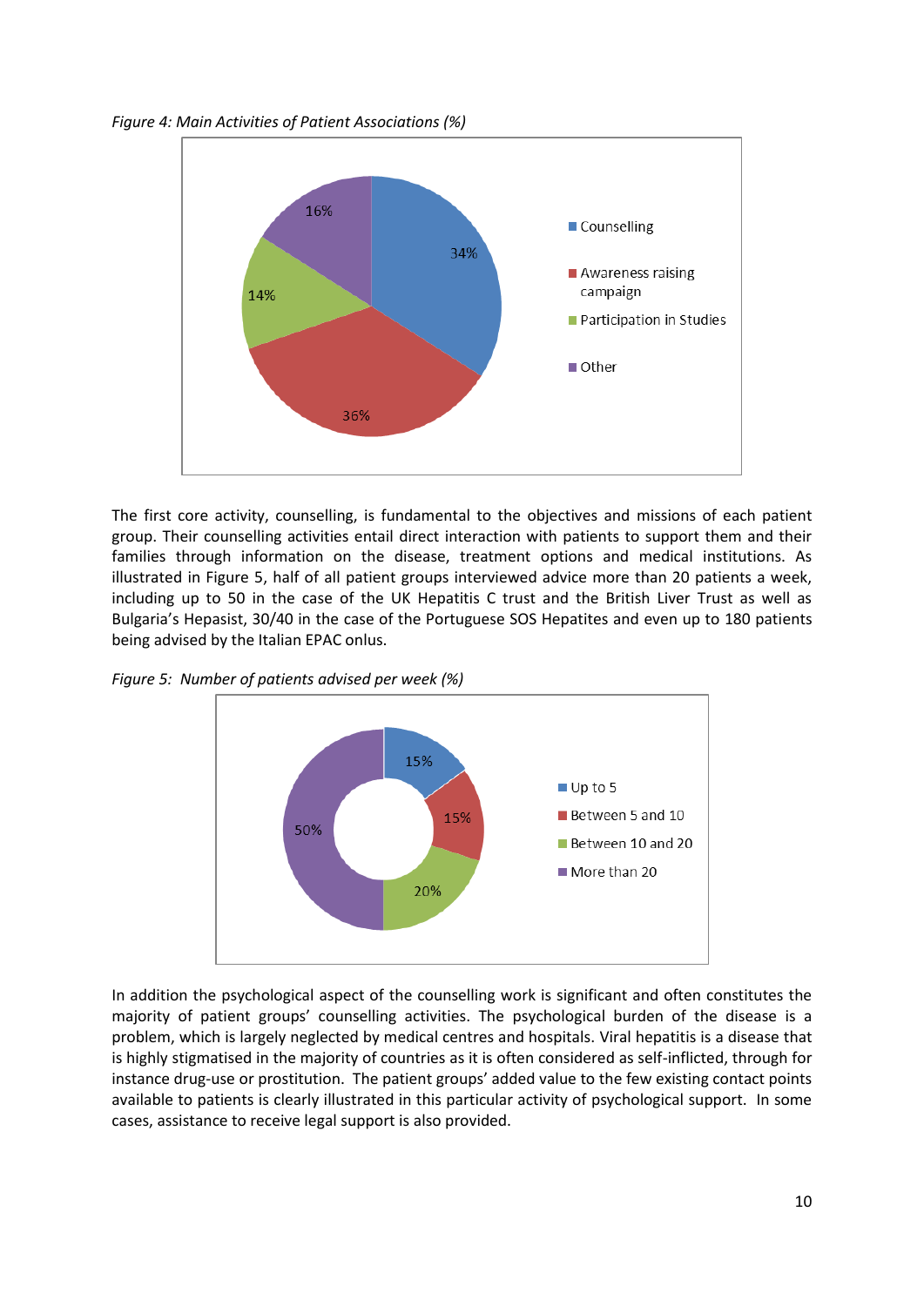*Figure 4: Main Activities of Patient Associations (%)*

The first core activity, counselling, is fundamental to the objectives and missions of each patient group. Their counselling activities entail direct interaction with patients to support them and their families through information on the disease, treatment options and medical institutions. As illustrated in Figure 5, half of all patient groups interviewed advice more than 20 patients a week, including up to 50 in the case of the UK Hepatitis C trust and the British Liver Trust as well as Bulgaria's Hepasist, 30/40 in the case of the Portuguese SOS Hepatites and even up to 180 patients being advised by the Italian EPAC onlus.

*Figure 5: Number of patients advised per week (%)*

In addition the psychological aspect of the counselling work is significant and often constitutes the majority of patient groups' counselling activities. The psychological burden of the disease is a problem, which is largely neglected by medical centres and hospitals. Viral hepatitis is a disease that is highly stigmatised in the majority of countries as it is often considered as self-inflicted, through for instance drug-use or prostitution. The patient groups' added value to the few existing contact points available to patients is clearly illustrated in this particular activity of psychological support. In some cases, assistance to receive legal support is also provided.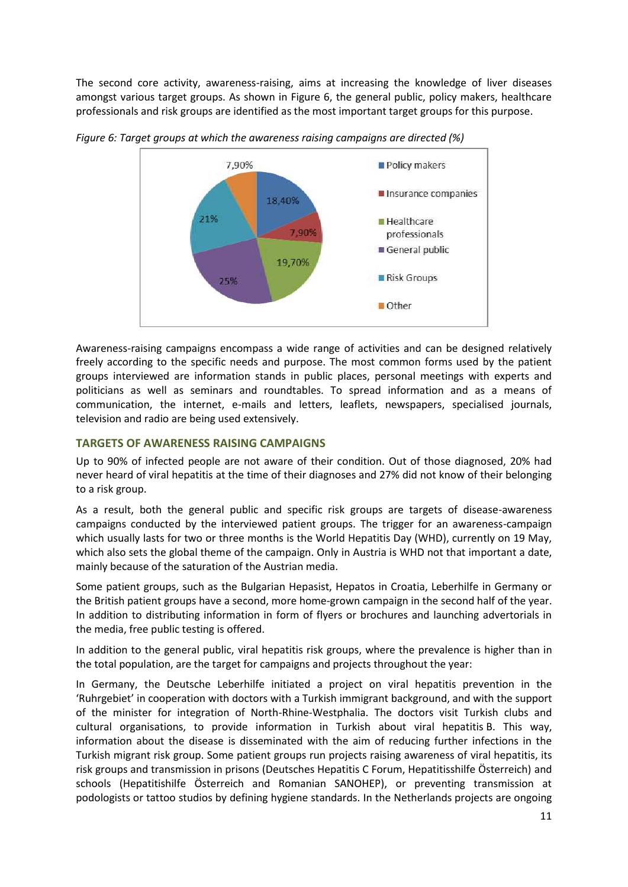The second core activity, awareness-raising, aims at increasing the knowledge of liver diseases amongst various target groups. As shown in Figure 6, the general public, policy makers, healthcare professionals and risk groups are identified as the most important target groups for this purpose.

*Figure 6: Target groups at which the awareness raising campaigns are directed (%)*

| Target group | % |
|---|---|
| Policy makers | 18,40% |
| Insurance companies | 7,90% |
| Healthcare professionals | 19,70% |
| General public | 25% |
| Risk Groups | 21% |
| Other | 7,90% |

Awareness-raising campaigns encompass a wide range of activities and can be designed relatively freely according to the specific needs and purpose. The most common forms used by the patient groups interviewed are information stands in public places, personal meetings with experts and politicians as well as seminars and roundtables. To spread information and as a means of communication, the internet, e-mails and letters, leaflets, newspapers, specialised journals, television and radio are being used extensively.

## TARGETS OF AWARENESS RAISING CAMPAIGNS

Up to 90% of infected people are not aware of their condition. Out of those diagnosed, 20% had never heard of viral hepatitis at the time of their diagnoses and 27% did not know of their belonging to a risk group.

As a result, both the general public and specific risk groups are targets of disease-awareness campaigns conducted by the interviewed patient groups. The trigger for an awareness-campaign which usually lasts for two or three months is the World Hepatitis Day (WHD), currently on 19 May, which also sets the global theme of the campaign. Only in Austria is WHD not that important a date, mainly because of the saturation of the Austrian media.

Some patient groups, such as the Bulgarian Hepasist, Hepatos in Croatia, Leberhilfe in Germany or the British patient groups have a second, more home-grown campaign in the second half of the year. In addition to distributing information in form of flyers or brochures and launching advertorials in the media, free public testing is offered.

In addition to the general public, viral hepatitis risk groups, where the prevalence is higher than in the total population, are the target for campaigns and projects throughout the year:

In Germany, the Deutsche Leberhilfe initiated a project on viral hepatitis prevention in the 'Ruhrgebiet' in cooperation with doctors with a Turkish immigrant background, and with the support of the minister for integration of North-Rhine-Westphalia. The doctors visit Turkish clubs and cultural organisations, to provide information in Turkish about viral hepatitis B. This way, information about the disease is disseminated with the aim of reducing further infections in the Turkish migrant risk group. Some patient groups run projects raising awareness of viral hepatitis, its risk groups and transmission in prisons (Deutsches Hepatitis C Forum, Hepatitisshilfe Österreich) and schools (Hepatitishilfe Österreich and Romanian SANOHEP), or preventing transmission at podologists or tattoo studios by defining hygiene standards. In the Netherlands projects are ongoing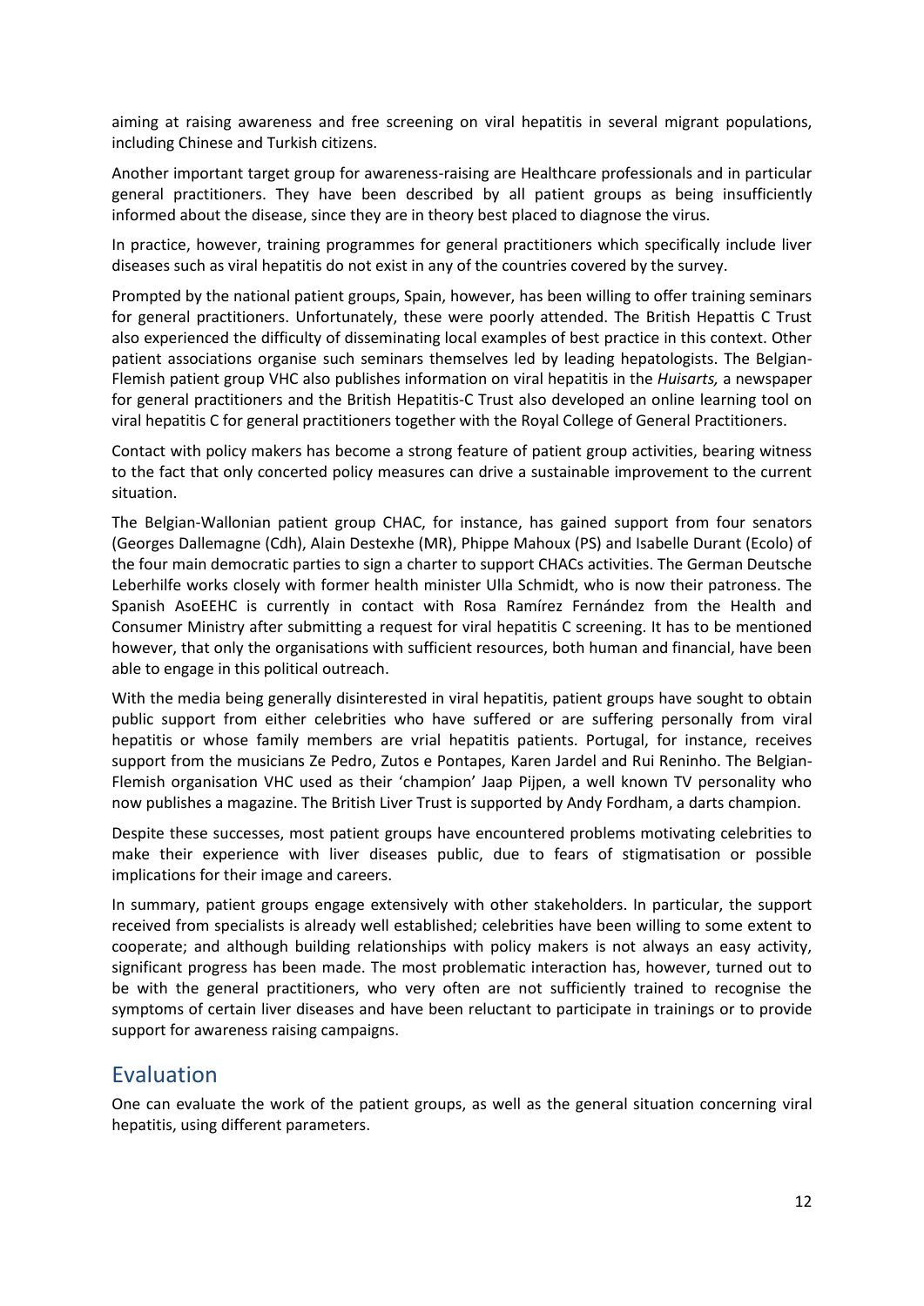aiming at raising awareness and free screening on viral hepatitis in several migrant populations, including Chinese and Turkish citizens.

Another important target group for awareness-raising are Healthcare professionals and in particular general practitioners. They have been described by all patient groups as being insufficiently informed about the disease, since they are in theory best placed to diagnose the virus.

In practice, however, training programmes for general practitioners which specifically include liver diseases such as viral hepatitis do not exist in any of the countries covered by the survey.

Prompted by the national patient groups, Spain, however, has been willing to offer training seminars for general practitioners. Unfortunately, these were poorly attended. The British Hepattis C Trust also experienced the difficulty of disseminating local examples of best practice in this context. Other patient associations organise such seminars themselves led by leading hepatologists. The Belgian-Flemish patient group VHC also publishes information on viral hepatitis in the *Huisarts,* a newspaper for general practitioners and the British Hepatitis-C Trust also developed an online learning tool on viral hepatitis C for general practitioners together with the Royal College of General Practitioners.

Contact with policy makers has become a strong feature of patient group activities, bearing witness to the fact that only concerted policy measures can drive a sustainable improvement to the current situation.

The Belgian-Wallonian patient group CHAC, for instance, has gained support from four senators (Georges Dallemagne (Cdh), Alain Destexhe (MR), Phippe Mahoux (PS) and Isabelle Durant (Ecolo) of the four main democratic parties to sign a charter to support CHACs activities. The German Deutsche Leberhilfe works closely with former health minister Ulla Schmidt, who is now their patroness. The Spanish AsoEEHC is currently in contact with Rosa Ramírez Fernández from the Health and Consumer Ministry after submitting a request for viral hepatitis C screening. It has to be mentioned however, that only the organisations with sufficient resources, both human and financial, have been able to engage in this political outreach.

With the media being generally disinterested in viral hepatitis, patient groups have sought to obtain public support from either celebrities who have suffered or are suffering personally from viral hepatitis or whose family members are vrial hepatitis patients. Portugal, for instance, receives support from the musicians Ze Pedro, Zutos e Pontapes, Karen Jardel and Rui Reninho. The Belgian-Flemish organisation VHC used as their 'champion' Jaap Pijpen, a well known TV personality who now publishes a magazine. The British Liver Trust is supported by Andy Fordham, a darts champion.

Despite these successes, most patient groups have encountered problems motivating celebrities to make their experience with liver diseases public, due to fears of stigmatisation or possible implications for their image and careers.

In summary, patient groups engage extensively with other stakeholders. In particular, the support received from specialists is already well established; celebrities have been willing to some extent to cooperate; and although building relationships with policy makers is not always an easy activity, significant progress has been made. The most problematic interaction has, however, turned out to be with the general practitioners, who very often are not sufficiently trained to recognise the symptoms of certain liver diseases and have been reluctant to participate in trainings or to provide support for awareness raising campaigns.

## Evaluation

One can evaluate the work of the patient groups, as well as the general situation concerning viral hepatitis, using different parameters.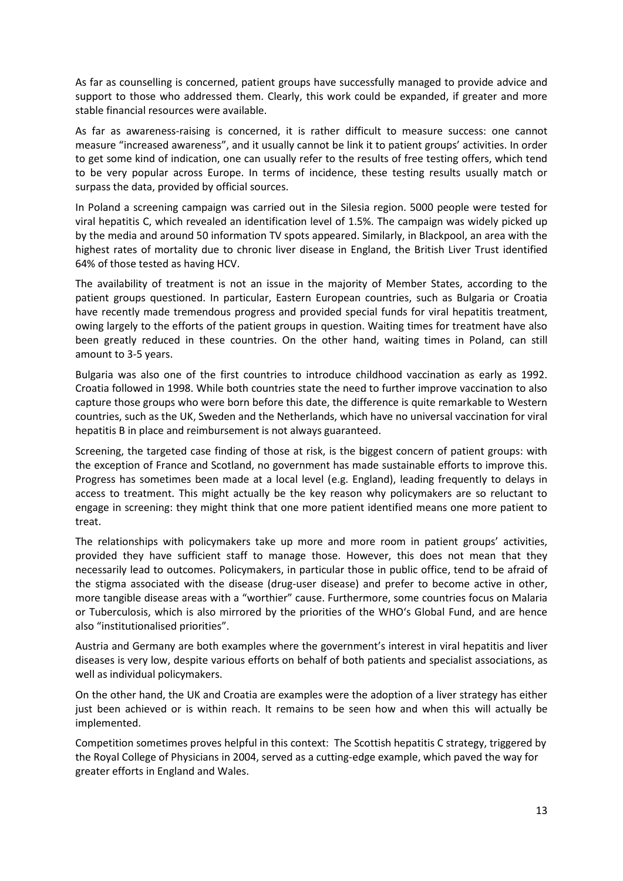As far as counselling is concerned, patient groups have successfully managed to provide advice and support to those who addressed them. Clearly, this work could be expanded, if greater and more stable financial resources were available.

As far as awareness-raising is concerned, it is rather difficult to measure success: one cannot measure "increased awareness", and it usually cannot be link it to patient groups' activities. In order to get some kind of indication, one can usually refer to the results of free testing offers, which tend to be very popular across Europe. In terms of incidence, these testing results usually match or surpass the data, provided by official sources.

In Poland a screening campaign was carried out in the Silesia region. 5000 people were tested for viral hepatitis C, which revealed an identification level of 1.5%. The campaign was widely picked up by the media and around 50 information TV spots appeared. Similarly, in Blackpool, an area with the highest rates of mortality due to chronic liver disease in England, the British Liver Trust identified 64% of those tested as having HCV.

The availability of treatment is not an issue in the majority of Member States, according to the patient groups questioned. In particular, Eastern European countries, such as Bulgaria or Croatia have recently made tremendous progress and provided special funds for viral hepatitis treatment, owing largely to the efforts of the patient groups in question. Waiting times for treatment have also been greatly reduced in these countries. On the other hand, waiting times in Poland, can still amount to 3-5 years.

Bulgaria was also one of the first countries to introduce childhood vaccination as early as 1992. Croatia followed in 1998. While both countries state the need to further improve vaccination to also capture those groups who were born before this date, the difference is quite remarkable to Western countries, such as the UK, Sweden and the Netherlands, which have no universal vaccination for viral hepatitis B in place and reimbursement is not always guaranteed.

Screening, the targeted case finding of those at risk, is the biggest concern of patient groups: with the exception of France and Scotland, no government has made sustainable efforts to improve this. Progress has sometimes been made at a local level (e.g. England), leading frequently to delays in access to treatment. This might actually be the key reason why policymakers are so reluctant to engage in screening: they might think that one more patient identified means one more patient to treat.

The relationships with policymakers take up more and more room in patient groups' activities, provided they have sufficient staff to manage those. However, this does not mean that they necessarily lead to outcomes. Policymakers, in particular those in public office, tend to be afraid of the stigma associated with the disease (drug-user disease) and prefer to become active in other, more tangible disease areas with a "worthier" cause. Furthermore, some countries focus on Malaria or Tuberculosis, which is also mirrored by the priorities of the WHO's Global Fund, and are hence also "institutionalised priorities".

Austria and Germany are both examples where the government's interest in viral hepatitis and liver diseases is very low, despite various efforts on behalf of both patients and specialist associations, as well as individual policymakers.

On the other hand, the UK and Croatia are examples were the adoption of a liver strategy has either just been achieved or is within reach. It remains to be seen how and when this will actually be implemented.

Competition sometimes proves helpful in this context: The Scottish hepatitis C strategy, triggered by the Royal College of Physicians in 2004, served as a cutting-edge example, which paved the way for greater efforts in England and Wales.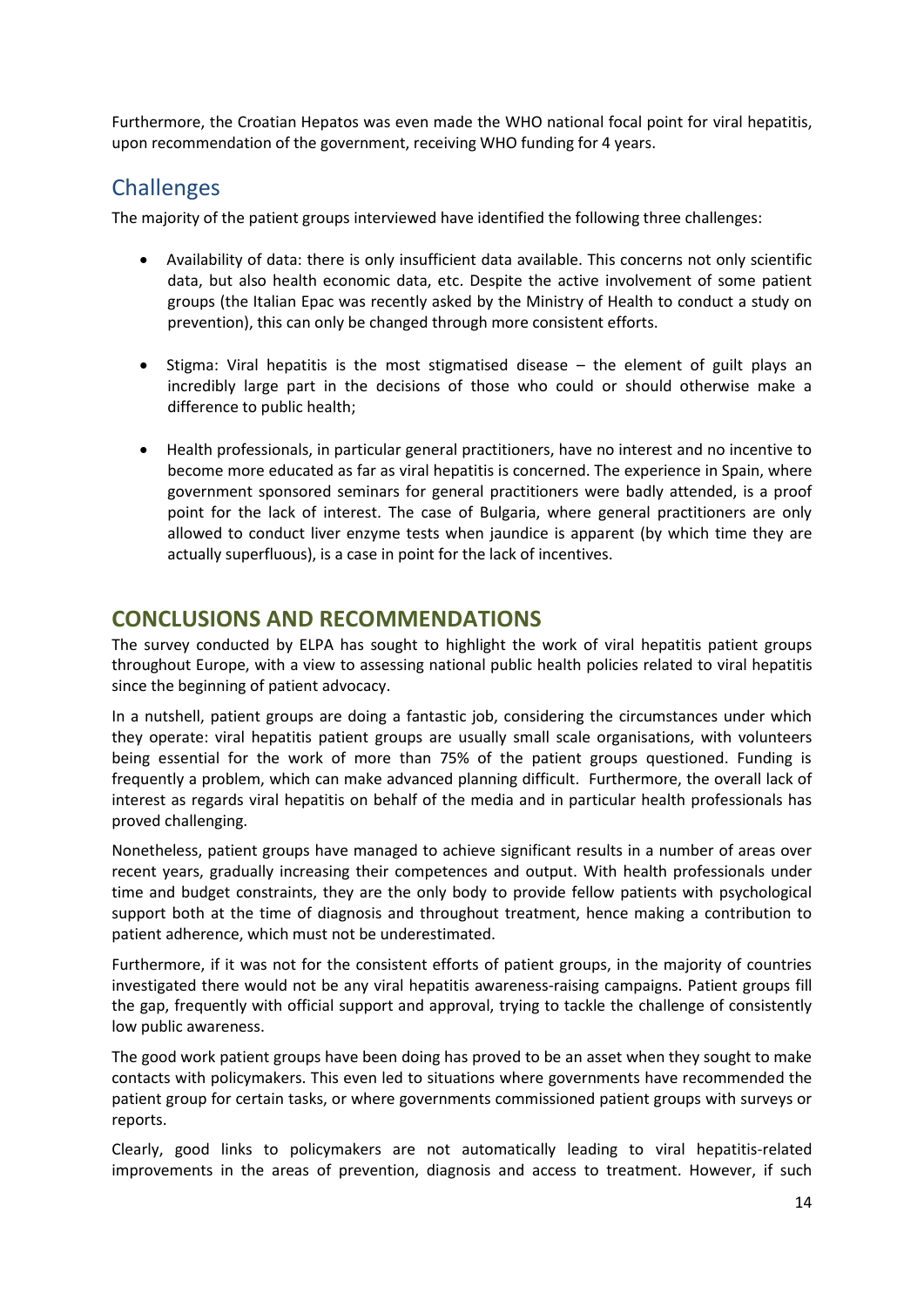Furthermore, the Croatian Hepatos was even made the WHO national focal point for viral hepatitis, upon recommendation of the government, receiving WHO funding for 4 years.

## Challenges

The majority of the patient groups interviewed have identified the following three challenges:

- Availability of data: there is only insufficient data available. This concerns not only scientific data, but also health economic data, etc. Despite the active involvement of some patient groups (the Italian Epac was recently asked by the Ministry of Health to conduct a study on prevention), this can only be changed through more consistent efforts.

- Stigma: Viral hepatitis is the most stigmatised disease – the element of guilt plays an incredibly large part in the decisions of those who could or should otherwise make a difference to public health;

- Health professionals, in particular general practitioners, have no interest and no incentive to become more educated as far as viral hepatitis is concerned. The experience in Spain, where government sponsored seminars for general practitioners were badly attended, is a proof point for the lack of interest. The case of Bulgaria, where general practitioners are only allowed to conduct liver enzyme tests when jaundice is apparent (by which time they are actually superfluous), is a case in point for the lack of incentives.

# CONCLUSIONS AND RECOMMENDATIONS

The survey conducted by ELPA has sought to highlight the work of viral hepatitis patient groups throughout Europe, with a view to assessing national public health policies related to viral hepatitis since the beginning of patient advocacy.

In a nutshell, patient groups are doing a fantastic job, considering the circumstances under which they operate: viral hepatitis patient groups are usually small scale organisations, with volunteers being essential for the work of more than 75% of the patient groups questioned. Funding is frequently a problem, which can make advanced planning difficult. Furthermore, the overall lack of interest as regards viral hepatitis on behalf of the media and in particular health professionals has proved challenging.

Nonetheless, patient groups have managed to achieve significant results in a number of areas over recent years, gradually increasing their competences and output. With health professionals under time and budget constraints, they are the only body to provide fellow patients with psychological support both at the time of diagnosis and throughout treatment, hence making a contribution to patient adherence, which must not be underestimated.

Furthermore, if it was not for the consistent efforts of patient groups, in the majority of countries investigated there would not be any viral hepatitis awareness-raising campaigns. Patient groups fill the gap, frequently with official support and approval, trying to tackle the challenge of consistently low public awareness.

The good work patient groups have been doing has proved to be an asset when they sought to make contacts with policymakers. This even led to situations where governments have recommended the patient group for certain tasks, or where governments commissioned patient groups with surveys or reports.

Clearly, good links to policymakers are not automatically leading to viral hepatitis-related improvements in the areas of prevention, diagnosis and access to treatment. However, if such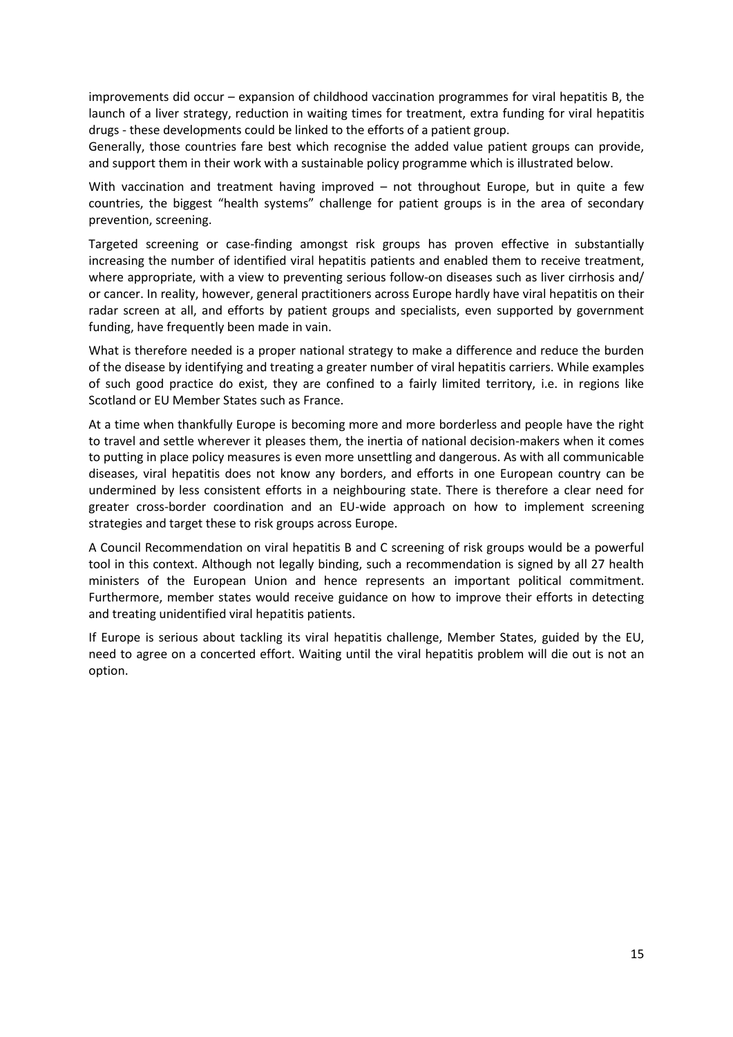improvements did occur – expansion of childhood vaccination programmes for viral hepatitis B, the launch of a liver strategy, reduction in waiting times for treatment, extra funding for viral hepatitis drugs - these developments could be linked to the efforts of a patient group.

Generally, those countries fare best which recognise the added value patient groups can provide, and support them in their work with a sustainable policy programme which is illustrated below.

With vaccination and treatment having improved – not throughout Europe, but in quite a few countries, the biggest "health systems" challenge for patient groups is in the area of secondary prevention, screening.

Targeted screening or case-finding amongst risk groups has proven effective in substantially increasing the number of identified viral hepatitis patients and enabled them to receive treatment, where appropriate, with a view to preventing serious follow-on diseases such as liver cirrhosis and/ or cancer. In reality, however, general practitioners across Europe hardly have viral hepatitis on their radar screen at all, and efforts by patient groups and specialists, even supported by government funding, have frequently been made in vain.

What is therefore needed is a proper national strategy to make a difference and reduce the burden of the disease by identifying and treating a greater number of viral hepatitis carriers. While examples of such good practice do exist, they are confined to a fairly limited territory, i.e. in regions like Scotland or EU Member States such as France.

At a time when thankfully Europe is becoming more and more borderless and people have the right to travel and settle wherever it pleases them, the inertia of national decision-makers when it comes to putting in place policy measures is even more unsettling and dangerous. As with all communicable diseases, viral hepatitis does not know any borders, and efforts in one European country can be undermined by less consistent efforts in a neighbouring state. There is therefore a clear need for greater cross-border coordination and an EU-wide approach on how to implement screening strategies and target these to risk groups across Europe.

A Council Recommendation on viral hepatitis B and C screening of risk groups would be a powerful tool in this context. Although not legally binding, such a recommendation is signed by all 27 health ministers of the European Union and hence represents an important political commitment. Furthermore, member states would receive guidance on how to improve their efforts in detecting and treating unidentified viral hepatitis patients.

If Europe is serious about tackling its viral hepatitis challenge, Member States, guided by the EU, need to agree on a concerted effort. Waiting until the viral hepatitis problem will die out is not an option.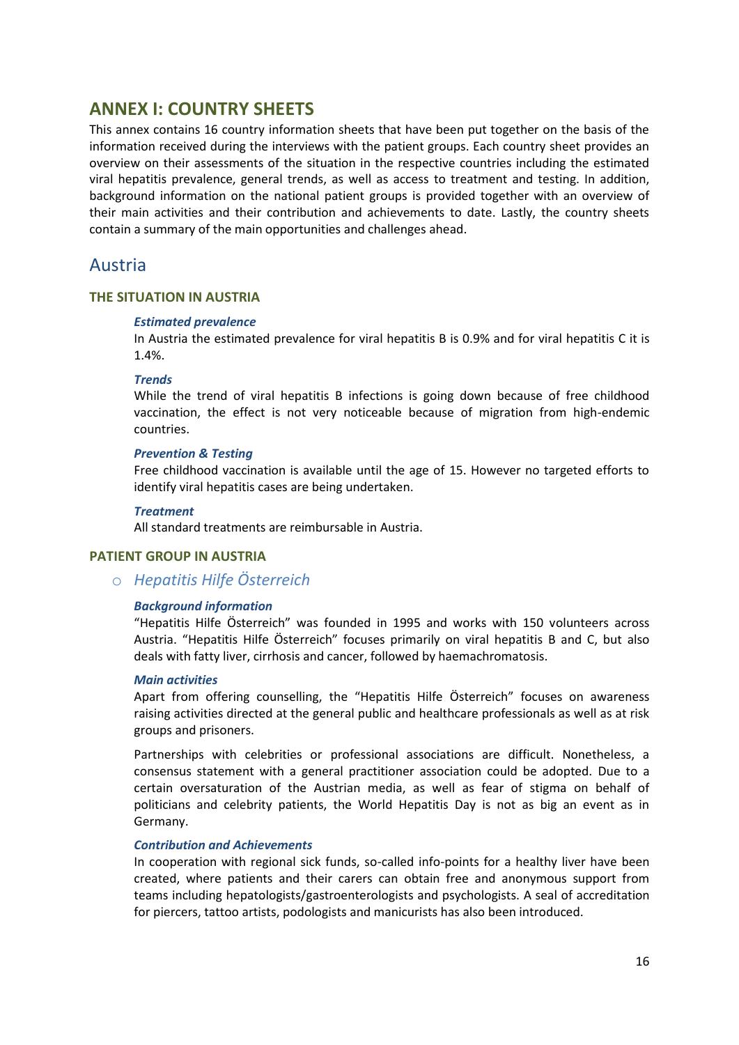# ANNEX I: COUNTRY SHEETS

This annex contains 16 country information sheets that have been put together on the basis of the information received during the interviews with the patient groups. Each country sheet provides an overview on their assessments of the situation in the respective countries including the estimated viral hepatitis prevalence, general trends, as well as access to treatment and testing. In addition, background information on the national patient groups is provided together with an overview of their main activities and their contribution and achievements to date. Lastly, the country sheets contain a summary of the main opportunities and challenges ahead.

## Austria

### THE SITUATION IN AUSTRIA

#### *Estimated prevalence*

In Austria the estimated prevalence for viral hepatitis B is 0.9% and for viral hepatitis C it is 1.4%.

#### *Trends*

While the trend of viral hepatitis B infections is going down because of free childhood vaccination, the effect is not very noticeable because of migration from high-endemic countries.

#### *Prevention & Testing*

Free childhood vaccination is available until the age of 15. However no targeted efforts to identify viral hepatitis cases are being undertaken.

#### *Treatment*

All standard treatments are reimbursable in Austria.

### PATIENT GROUP IN AUSTRIA

- *Hepatitis Hilfe Österreich*

#### *Background information*

"Hepatitis Hilfe Österreich" was founded in 1995 and works with 150 volunteers across Austria. "Hepatitis Hilfe Österreich" focuses primarily on viral hepatitis B and C, but also deals with fatty liver, cirrhosis and cancer, followed by haemachromatosis.

#### *Main activities*

Apart from offering counselling, the "Hepatitis Hilfe Österreich" focuses on awareness raising activities directed at the general public and healthcare professionals as well as at risk groups and prisoners.

Partnerships with celebrities or professional associations are difficult. Nonetheless, a consensus statement with a general practitioner association could be adopted. Due to a certain oversaturation of the Austrian media, as well as fear of stigma on behalf of politicians and celebrity patients, the World Hepatitis Day is not as big an event as in Germany.

#### *Contribution and Achievements*

In cooperation with regional sick funds, so-called info-points for a healthy liver have been created, where patients and their carers can obtain free and anonymous support from teams including hepatologists/gastroenterologists and psychologists. A seal of accreditation for piercers, tattoo artists, podologists and manicurists has also been introduced.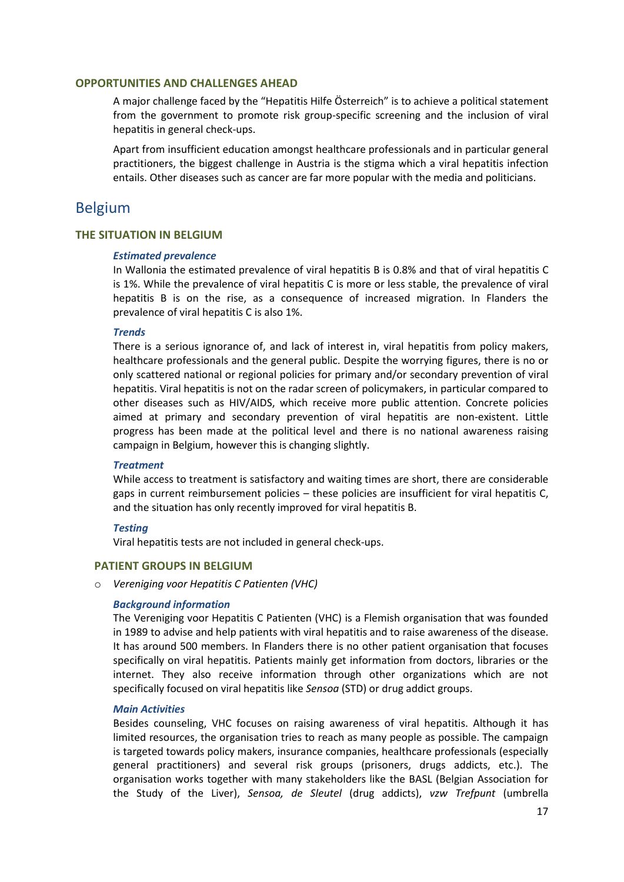### OPPORTUNITIES AND CHALLENGES AHEAD

A major challenge faced by the "Hepatitis Hilfe Österreich" is to achieve a political statement from the government to promote risk group-specific screening and the inclusion of viral hepatitis in general check-ups.

Apart from insufficient education amongst healthcare professionals and in particular general practitioners, the biggest challenge in Austria is the stigma which a viral hepatitis infection entails. Other diseases such as cancer are far more popular with the media and politicians.

## Belgium

### THE SITUATION IN BELGIUM

#### *Estimated prevalence*

In Wallonia the estimated prevalence of viral hepatitis B is 0.8% and that of viral hepatitis C is 1%. While the prevalence of viral hepatitis C is more or less stable, the prevalence of viral hepatitis B is on the rise, as a consequence of increased migration. In Flanders the prevalence of viral hepatitis C is also 1%.

#### *Trends*

There is a serious ignorance of, and lack of interest in, viral hepatitis from policy makers, healthcare professionals and the general public. Despite the worrying figures, there is no or only scattered national or regional policies for primary and/or secondary prevention of viral hepatitis. Viral hepatitis is not on the radar screen of policymakers, in particular compared to other diseases such as HIV/AIDS, which receive more public attention. Concrete policies aimed at primary and secondary prevention of viral hepatitis are non-existent. Little progress has been made at the political level and there is no national awareness raising campaign in Belgium, however this is changing slightly.

#### *Treatment*

While access to treatment is satisfactory and waiting times are short, there are considerable gaps in current reimbursement policies – these policies are insufficient for viral hepatitis C, and the situation has only recently improved for viral hepatitis B.

#### *Testing*

Viral hepatitis tests are not included in general check-ups.

### PATIENT GROUPS IN BELGIUM

- *Vereniging voor Hepatitis C Patienten (VHC)*

#### *Background information*

The Vereniging voor Hepatitis C Patienten (VHC) is a Flemish organisation that was founded in 1989 to advise and help patients with viral hepatitis and to raise awareness of the disease. It has around 500 members. In Flanders there is no other patient organisation that focuses specifically on viral hepatitis. Patients mainly get information from doctors, libraries or the internet. They also receive information through other organizations which are not specifically focused on viral hepatitis like *Sensoa* (STD) or drug addict groups.

#### *Main Activities*

Besides counseling, VHC focuses on raising awareness of viral hepatitis. Although it has limited resources, the organisation tries to reach as many people as possible. The campaign is targeted towards policy makers, insurance companies, healthcare professionals (especially general practitioners) and several risk groups (prisoners, drugs addicts, etc.). The organisation works together with many stakeholders like the BASL (Belgian Association for the Study of the Liver), *Sensoa, de Sleutel* (drug addicts), *vzw Trefpunt* (umbrella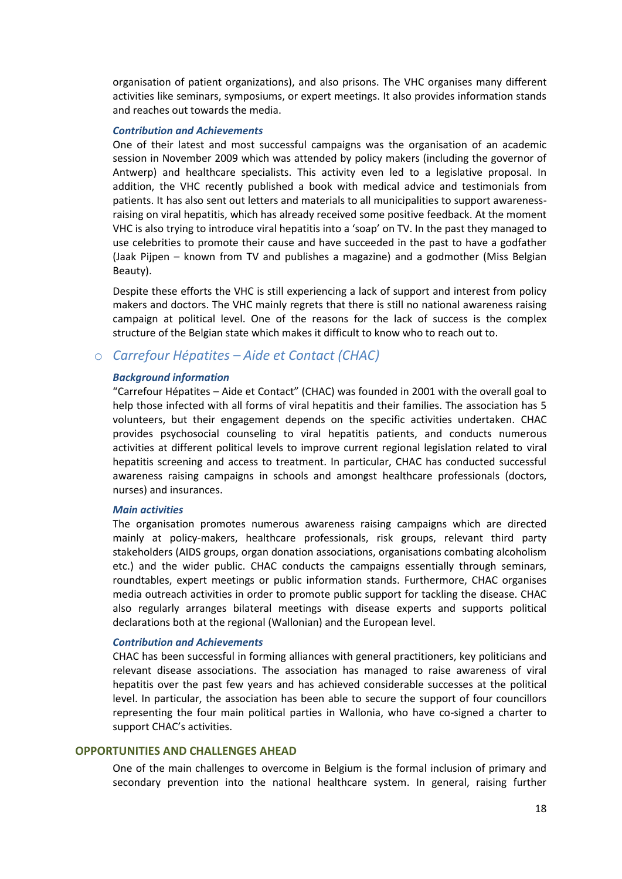organisation of patient organizations), and also prisons. The VHC organises many different activities like seminars, symposiums, or expert meetings. It also provides information stands and reaches out towards the media.

***Contribution and Achievements***

One of their latest and most successful campaigns was the organisation of an academic session in November 2009 which was attended by policy makers (including the governor of Antwerp) and healthcare specialists. This activity even led to a legislative proposal. In addition, the VHC recently published a book with medical advice and testimonials from patients. It has also sent out letters and materials to all municipalities to support awareness-raising on viral hepatitis, which has already received some positive feedback. At the moment VHC is also trying to introduce viral hepatitis into a 'soap' on TV. In the past they managed to use celebrities to promote their cause and have succeeded in the past to have a godfather (Jaak Pijpen – known from TV and publishes a magazine) and a godmother (Miss Belgian Beauty).

Despite these efforts the VHC is still experiencing a lack of support and interest from policy makers and doctors. The VHC mainly regrets that there is still no national awareness raising campaign at political level. One of the reasons for the lack of success is the complex structure of the Belgian state which makes it difficult to know who to reach out to.

### *Carrefour Hépatites – Aide et Contact (CHAC)*

***Background information***

"Carrefour Hépatites – Aide et Contact" (CHAC) was founded in 2001 with the overall goal to help those infected with all forms of viral hepatitis and their families. The association has 5 volunteers, but their engagement depends on the specific activities undertaken. CHAC provides psychosocial counseling to viral hepatitis patients, and conducts numerous activities at different political levels to improve current regional legislation related to viral hepatitis screening and access to treatment. In particular, CHAC has conducted successful awareness raising campaigns in schools and amongst healthcare professionals (doctors, nurses) and insurances.

***Main activities***

The organisation promotes numerous awareness raising campaigns which are directed mainly at policy-makers, healthcare professionals, risk groups, relevant third party stakeholders (AIDS groups, organ donation associations, organisations combating alcoholism etc.) and the wider public. CHAC conducts the campaigns essentially through seminars, roundtables, expert meetings or public information stands. Furthermore, CHAC organises media outreach activities in order to promote public support for tackling the disease. CHAC also regularly arranges bilateral meetings with disease experts and supports political declarations both at the regional (Wallonian) and the European level.

***Contribution and Achievements***

CHAC has been successful in forming alliances with general practitioners, key politicians and relevant disease associations. The association has managed to raise awareness of viral hepatitis over the past few years and has achieved considerable successes at the political level. In particular, the association has been able to secure the support of four councillors representing the four main political parties in Wallonia, who have co-signed a charter to support CHAC's activities.

## OPPORTUNITIES AND CHALLENGES AHEAD

One of the main challenges to overcome in Belgium is the formal inclusion of primary and secondary prevention into the national healthcare system. In general, raising further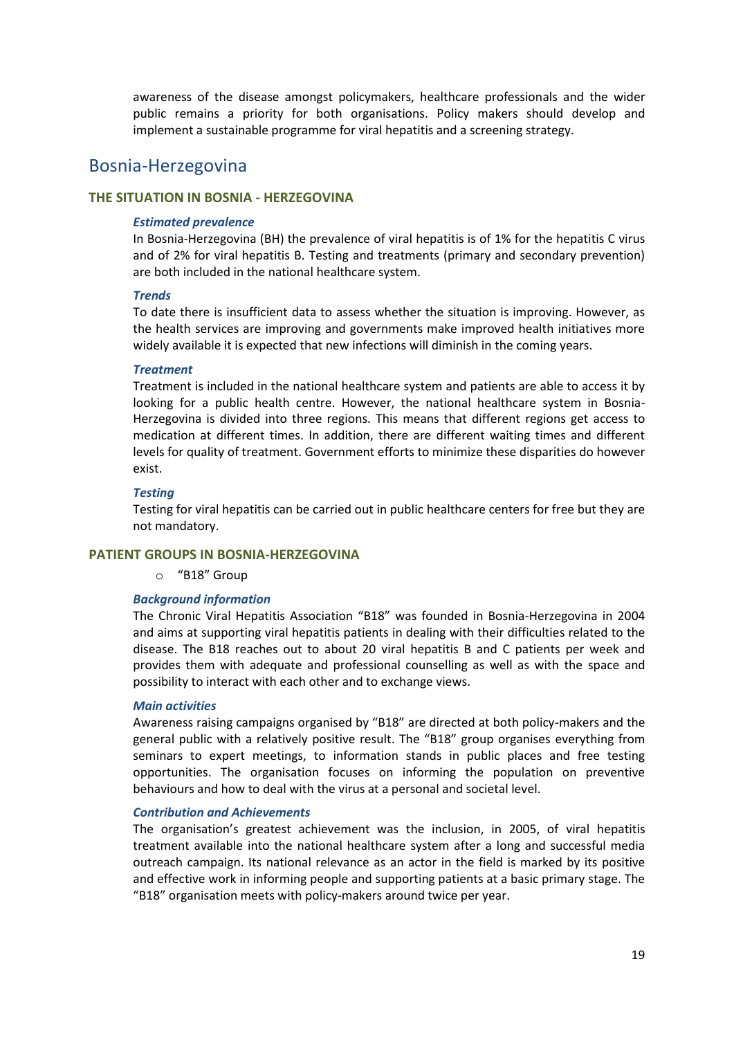awareness of the disease amongst policymakers, healthcare professionals and the wider public remains a priority for both organisations. Policy makers should develop and implement a sustainable programme for viral hepatitis and a screening strategy.

## Bosnia-Herzegovina

### THE SITUATION IN BOSNIA - HERZEGOVINA

#### *Estimated prevalence*

In Bosnia-Herzegovina (BH) the prevalence of viral hepatitis is of 1% for the hepatitis C virus and of 2% for viral hepatitis B. Testing and treatments (primary and secondary prevention) are both included in the national healthcare system.

#### *Trends*

To date there is insufficient data to assess whether the situation is improving. However, as the health services are improving and governments make improved health initiatives more widely available it is expected that new infections will diminish in the coming years.

#### *Treatment*

Treatment is included in the national healthcare system and patients are able to access it by looking for a public health centre. However, the national healthcare system in Bosnia-Herzegovina is divided into three regions. This means that different regions get access to medication at different times. In addition, there are different waiting times and different levels for quality of treatment. Government efforts to minimize these disparities do however exist.

#### *Testing*

Testing for viral hepatitis can be carried out in public healthcare centers for free but they are not mandatory.

### PATIENT GROUPS IN BOSNIA-HERZEGOVINA

- "B18" Group

#### *Background information*

The Chronic Viral Hepatitis Association "B18" was founded in Bosnia-Herzegovina in 2004 and aims at supporting viral hepatitis patients in dealing with their difficulties related to the disease. The B18 reaches out to about 20 viral hepatitis B and C patients per week and provides them with adequate and professional counselling as well as with the space and possibility to interact with each other and to exchange views.

#### *Main activities*

Awareness raising campaigns organised by "B18" are directed at both policy-makers and the general public with a relatively positive result. The "B18" group organises everything from seminars to expert meetings, to information stands in public places and free testing opportunities. The organisation focuses on informing the population on preventive behaviours and how to deal with the virus at a personal and societal level.

#### *Contribution and Achievements*

The organisation's greatest achievement was the inclusion, in 2005, of viral hepatitis treatment available into the national healthcare system after a long and successful media outreach campaign. Its national relevance as an actor in the field is marked by its positive and effective work in informing people and supporting patients at a basic primary stage. The "B18" organisation meets with policy-makers around twice per year.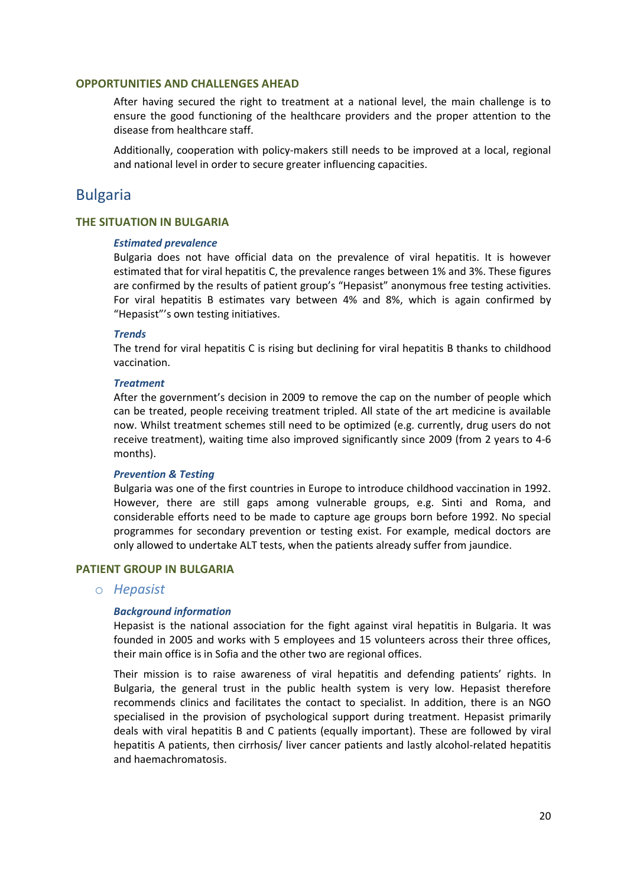#### OPPORTUNITIES AND CHALLENGES AHEAD

After having secured the right to treatment at a national level, the main challenge is to ensure the good functioning of the healthcare providers and the proper attention to the disease from healthcare staff.

Additionally, cooperation with policy-makers still needs to be improved at a local, regional and national level in order to secure greater influencing capacities.

## Bulgaria

#### THE SITUATION IN BULGARIA

***Estimated prevalence***

Bulgaria does not have official data on the prevalence of viral hepatitis. It is however estimated that for viral hepatitis C, the prevalence ranges between 1% and 3%. These figures are confirmed by the results of patient group's "Hepasist" anonymous free testing activities. For viral hepatitis B estimates vary between 4% and 8%, which is again confirmed by "Hepasist"'s own testing initiatives.

***Trends***

The trend for viral hepatitis C is rising but declining for viral hepatitis B thanks to childhood vaccination.

***Treatment***

After the government's decision in 2009 to remove the cap on the number of people which can be treated, people receiving treatment tripled. All state of the art medicine is available now. Whilst treatment schemes still need to be optimized (e.g. currently, drug users do not receive treatment), waiting time also improved significantly since 2009 (from 2 years to 4-6 months).

***Prevention & Testing***

Bulgaria was one of the first countries in Europe to introduce childhood vaccination in 1992. However, there are still gaps among vulnerable groups, e.g. Sinti and Roma, and considerable efforts need to be made to capture age groups born before 1992. No special programmes for secondary prevention or testing exist. For example, medical doctors are only allowed to undertake ALT tests, when the patients already suffer from jaundice.

#### PATIENT GROUP IN BULGARIA

- *Hepasist*

***Background information***

Hepasist is the national association for the fight against viral hepatitis in Bulgaria. It was founded in 2005 and works with 5 employees and 15 volunteers across their three offices, their main office is in Sofia and the other two are regional offices.

Their mission is to raise awareness of viral hepatitis and defending patients' rights. In Bulgaria, the general trust in the public health system is very low. Hepasist therefore recommends clinics and facilitates the contact to specialist. In addition, there is an NGO specialised in the provision of psychological support during treatment. Hepasist primarily deals with viral hepatitis B and C patients (equally important). These are followed by viral hepatitis A patients, then cirrhosis/ liver cancer patients and lastly alcohol-related hepatitis and haemachromatosis.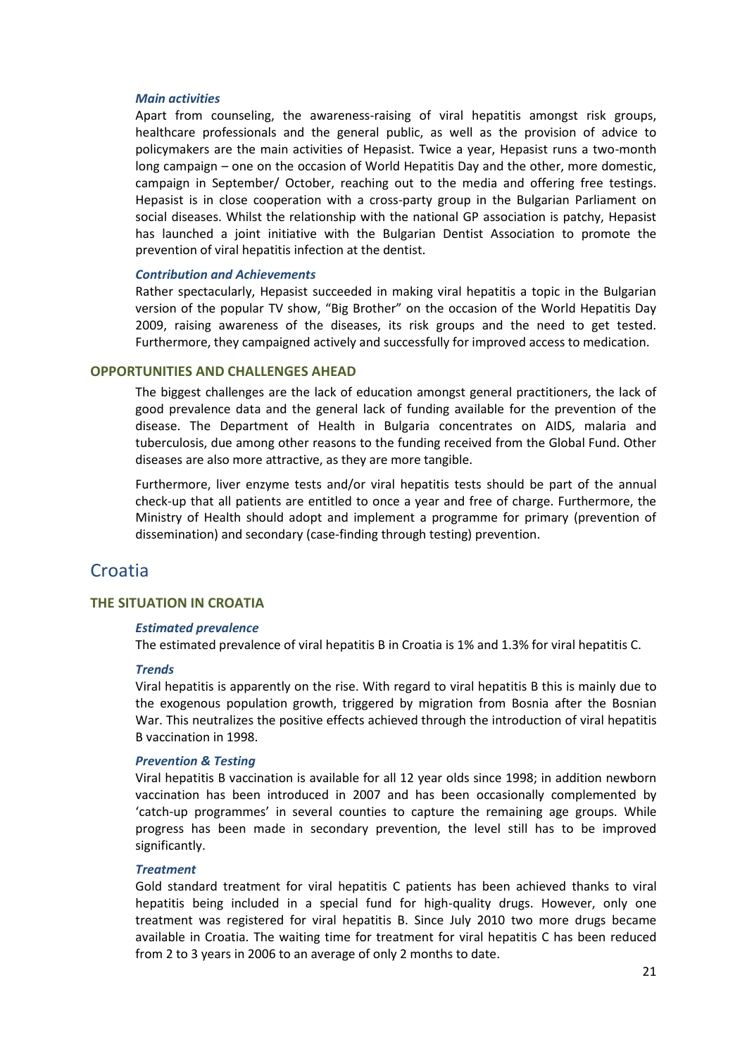#### *Main activities*

Apart from counseling, the awareness-raising of viral hepatitis amongst risk groups, healthcare professionals and the general public, as well as the provision of advice to policymakers are the main activities of Hepasist. Twice a year, Hepasist runs a two-month long campaign – one on the occasion of World Hepatitis Day and the other, more domestic, campaign in September/ October, reaching out to the media and offering free testings. Hepasist is in close cooperation with a cross-party group in the Bulgarian Parliament on social diseases. Whilst the relationship with the national GP association is patchy, Hepasist has launched a joint initiative with the Bulgarian Dentist Association to promote the prevention of viral hepatitis infection at the dentist.

#### *Contribution and Achievements*

Rather spectacularly, Hepasist succeeded in making viral hepatitis a topic in the Bulgarian version of the popular TV show, "Big Brother" on the occasion of the World Hepatitis Day 2009, raising awareness of the diseases, its risk groups and the need to get tested. Furthermore, they campaigned actively and successfully for improved access to medication.

### OPPORTUNITIES AND CHALLENGES AHEAD

The biggest challenges are the lack of education amongst general practitioners, the lack of good prevalence data and the general lack of funding available for the prevention of the disease. The Department of Health in Bulgaria concentrates on AIDS, malaria and tuberculosis, due among other reasons to the funding received from the Global Fund. Other diseases are also more attractive, as they are more tangible.

Furthermore, liver enzyme tests and/or viral hepatitis tests should be part of the annual check-up that all patients are entitled to once a year and free of charge. Furthermore, the Ministry of Health should adopt and implement a programme for primary (prevention of dissemination) and secondary (case-finding through testing) prevention.

## Croatia

### THE SITUATION IN CROATIA

#### *Estimated prevalence*

The estimated prevalence of viral hepatitis B in Croatia is 1% and 1.3% for viral hepatitis C.

#### *Trends*

Viral hepatitis is apparently on the rise. With regard to viral hepatitis B this is mainly due to the exogenous population growth, triggered by migration from Bosnia after the Bosnian War. This neutralizes the positive effects achieved through the introduction of viral hepatitis B vaccination in 1998.

#### *Prevention & Testing*

Viral hepatitis B vaccination is available for all 12 year olds since 1998; in addition newborn vaccination has been introduced in 2007 and has been occasionally complemented by 'catch-up programmes' in several counties to capture the remaining age groups. While progress has been made in secondary prevention, the level still has to be improved significantly.

#### *Treatment*

Gold standard treatment for viral hepatitis C patients has been achieved thanks to viral hepatitis being included in a special fund for high-quality drugs. However, only one treatment was registered for viral hepatitis B. Since July 2010 two more drugs became available in Croatia. The waiting time for treatment for viral hepatitis C has been reduced from 2 to 3 years in 2006 to an average of only 2 months to date.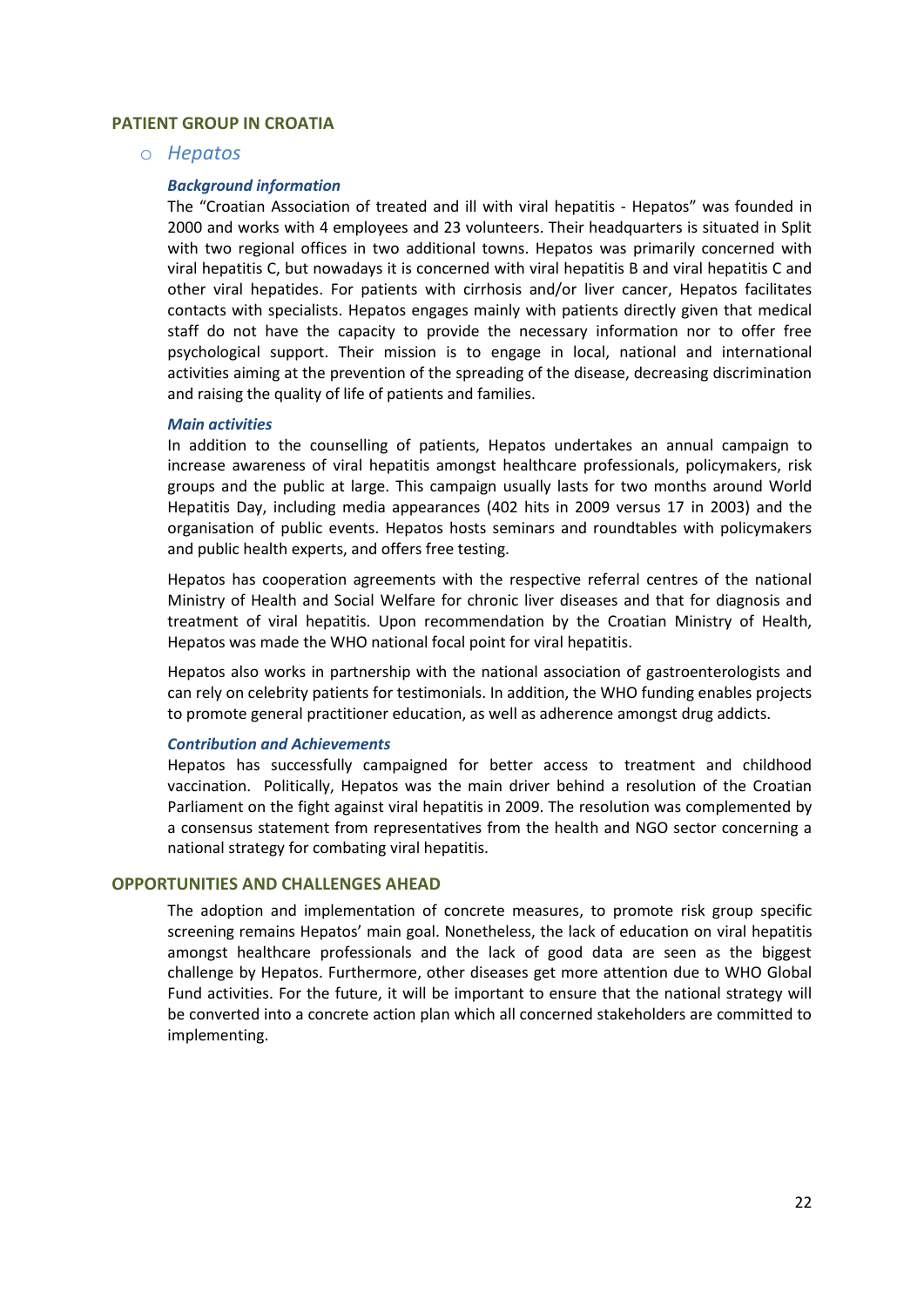## PATIENT GROUP IN CROATIA

### Hepatos

#### *Background information*

The "Croatian Association of treated and ill with viral hepatitis - Hepatos" was founded in 2000 and works with 4 employees and 23 volunteers. Their headquarters is situated in Split with two regional offices in two additional towns. Hepatos was primarily concerned with viral hepatitis C, but nowadays it is concerned with viral hepatitis B and viral hepatitis C and other viral hepatides. For patients with cirrhosis and/or liver cancer, Hepatos facilitates contacts with specialists. Hepatos engages mainly with patients directly given that medical staff do not have the capacity to provide the necessary information nor to offer free psychological support. Their mission is to engage in local, national and international activities aiming at the prevention of the spreading of the disease, decreasing discrimination and raising the quality of life of patients and families.

#### *Main activities*

In addition to the counselling of patients, Hepatos undertakes an annual campaign to increase awareness of viral hepatitis amongst healthcare professionals, policymakers, risk groups and the public at large. This campaign usually lasts for two months around World Hepatitis Day, including media appearances (402 hits in 2009 versus 17 in 2003) and the organisation of public events. Hepatos hosts seminars and roundtables with policymakers and public health experts, and offers free testing.

Hepatos has cooperation agreements with the respective referral centres of the national Ministry of Health and Social Welfare for chronic liver diseases and that for diagnosis and treatment of viral hepatitis. Upon recommendation by the Croatian Ministry of Health, Hepatos was made the WHO national focal point for viral hepatitis.

Hepatos also works in partnership with the national association of gastroenterologists and can rely on celebrity patients for testimonials. In addition, the WHO funding enables projects to promote general practitioner education, as well as adherence amongst drug addicts.

#### *Contribution and Achievements*

Hepatos has successfully campaigned for better access to treatment and childhood vaccination. Politically, Hepatos was the main driver behind a resolution of the Croatian Parliament on the fight against viral hepatitis in 2009. The resolution was complemented by a consensus statement from representatives from the health and NGO sector concerning a national strategy for combating viral hepatitis.

## OPPORTUNITIES AND CHALLENGES AHEAD

The adoption and implementation of concrete measures, to promote risk group specific screening remains Hepatos' main goal. Nonetheless, the lack of education on viral hepatitis amongst healthcare professionals and the lack of good data are seen as the biggest challenge by Hepatos. Furthermore, other diseases get more attention due to WHO Global Fund activities. For the future, it will be important to ensure that the national strategy will be converted into a concrete action plan which all concerned stakeholders are committed to implementing.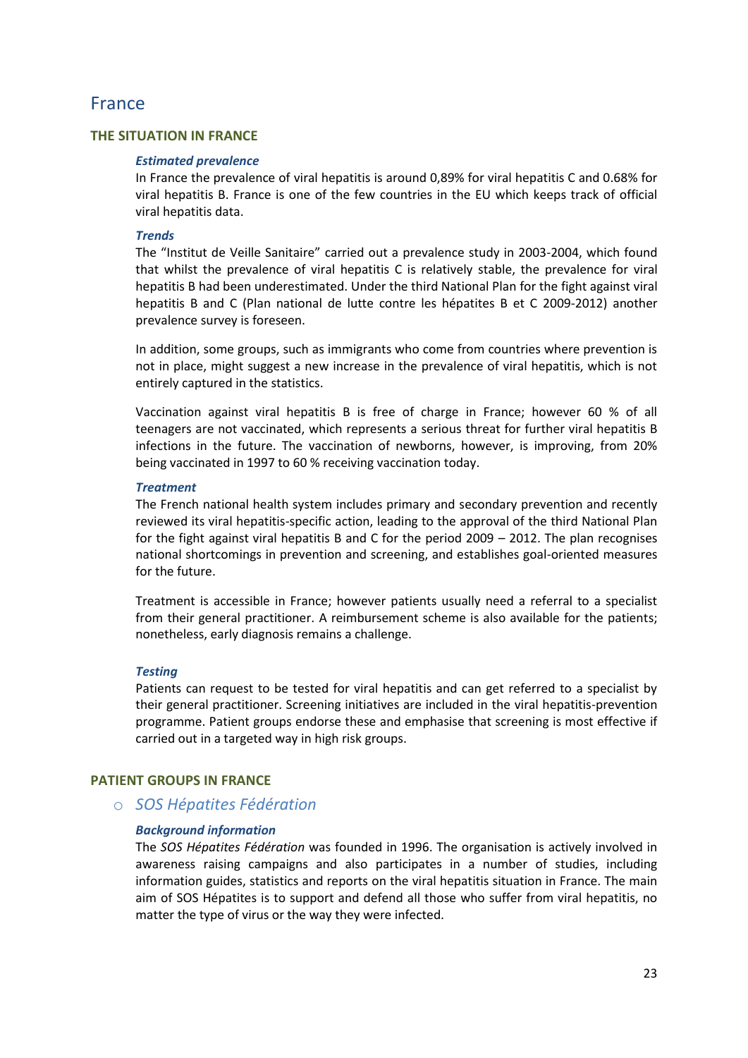# France

## THE SITUATION IN FRANCE

### *Estimated prevalence*

In France the prevalence of viral hepatitis is around 0,89% for viral hepatitis C and 0.68% for viral hepatitis B. France is one of the few countries in the EU which keeps track of official viral hepatitis data.

### *Trends*

The "Institut de Veille Sanitaire" carried out a prevalence study in 2003-2004, which found that whilst the prevalence of viral hepatitis C is relatively stable, the prevalence for viral hepatitis B had been underestimated. Under the third National Plan for the fight against viral hepatitis B and C (Plan national de lutte contre les hépatites B et C 2009-2012) another prevalence survey is foreseen.

In addition, some groups, such as immigrants who come from countries where prevention is not in place, might suggest a new increase in the prevalence of viral hepatitis, which is not entirely captured in the statistics.

Vaccination against viral hepatitis B is free of charge in France; however 60 % of all teenagers are not vaccinated, which represents a serious threat for further viral hepatitis B infections in the future. The vaccination of newborns, however, is improving, from 20% being vaccinated in 1997 to 60 % receiving vaccination today.

### *Treatment*

The French national health system includes primary and secondary prevention and recently reviewed its viral hepatitis-specific action, leading to the approval of the third National Plan for the fight against viral hepatitis B and C for the period 2009 – 2012. The plan recognises national shortcomings in prevention and screening, and establishes goal-oriented measures for the future.

Treatment is accessible in France; however patients usually need a referral to a specialist from their general practitioner. A reimbursement scheme is also available for the patients; nonetheless, early diagnosis remains a challenge.

### *Testing*

Patients can request to be tested for viral hepatitis and can get referred to a specialist by their general practitioner. Screening initiatives are included in the viral hepatitis-prevention programme. Patient groups endorse these and emphasise that screening is most effective if carried out in a targeted way in high risk groups.

## PATIENT GROUPS IN FRANCE

- *SOS Hépatites Fédération*

### *Background information*

The *SOS Hépatites Fédération* was founded in 1996. The organisation is actively involved in awareness raising campaigns and also participates in a number of studies, including information guides, statistics and reports on the viral hepatitis situation in France. The main aim of SOS Hépatites is to support and defend all those who suffer from viral hepatitis, no matter the type of virus or the way they were infected.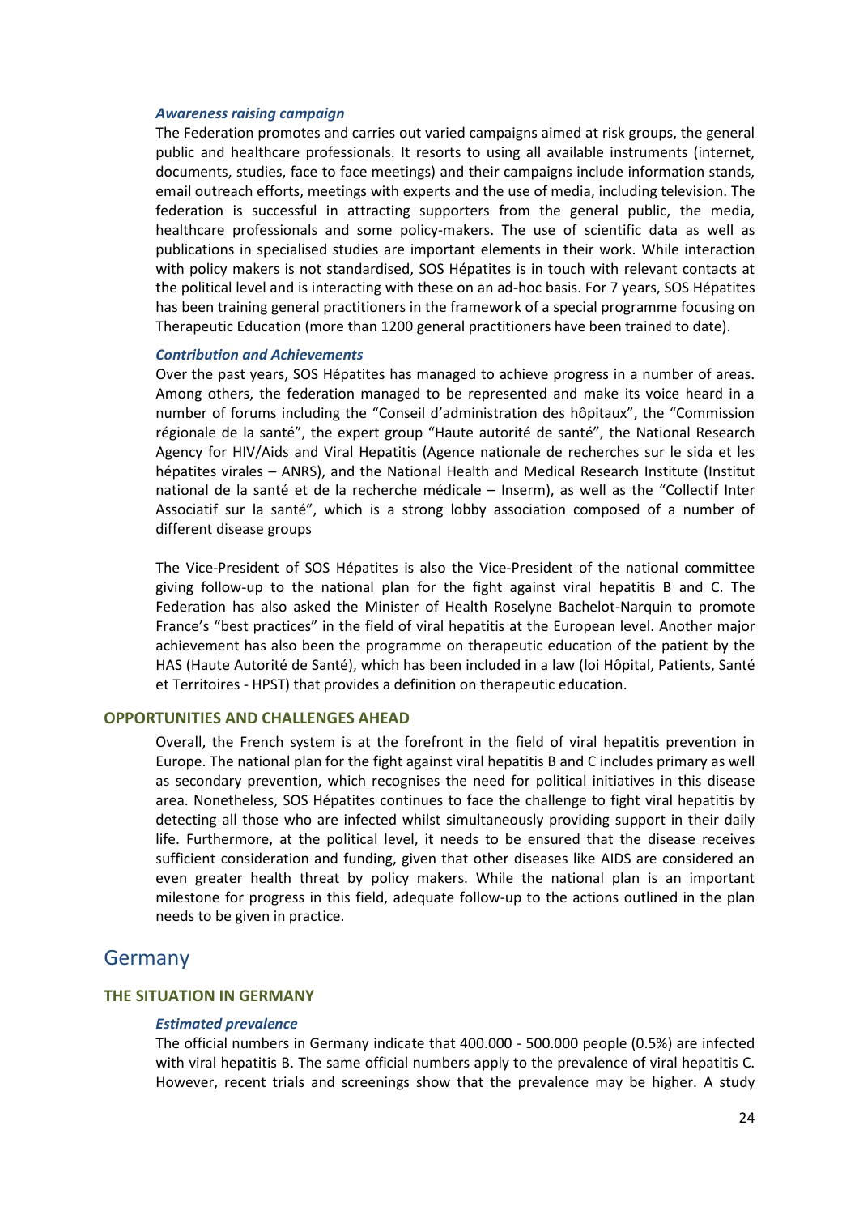#### *Awareness raising campaign*

The Federation promotes and carries out varied campaigns aimed at risk groups, the general public and healthcare professionals. It resorts to using all available instruments (internet, documents, studies, face to face meetings) and their campaigns include information stands, email outreach efforts, meetings with experts and the use of media, including television. The federation is successful in attracting supporters from the general public, the media, healthcare professionals and some policy-makers. The use of scientific data as well as publications in specialised studies are important elements in their work. While interaction with policy makers is not standardised, SOS Hépatites is in touch with relevant contacts at the political level and is interacting with these on an ad-hoc basis. For 7 years, SOS Hépatites has been training general practitioners in the framework of a special programme focusing on Therapeutic Education (more than 1200 general practitioners have been trained to date).

#### *Contribution and Achievements*

Over the past years, SOS Hépatites has managed to achieve progress in a number of areas. Among others, the federation managed to be represented and make its voice heard in a number of forums including the “Conseil d'administration des hôpitaux”, the “Commission régionale de la santé”, the expert group “Haute autorité de santé”, the National Research Agency for HIV/Aids and Viral Hepatitis (Agence nationale de recherches sur le sida et les hépatites virales – ANRS), and the National Health and Medical Research Institute (Institut national de la santé et de la recherche médicale – Inserm), as well as the “Collectif Inter Associatif sur la santé”, which is a strong lobby association composed of a number of different disease groups

The Vice-President of SOS Hépatites is also the Vice-President of the national committee giving follow-up to the national plan for the fight against viral hepatitis B and C. The Federation has also asked the Minister of Health Roselyne Bachelot-Narquin to promote France's “best practices” in the field of viral hepatitis at the European level. Another major achievement has also been the programme on therapeutic education of the patient by the HAS (Haute Autorité de Santé), which has been included in a law (loi Hôpital, Patients, Santé et Territoires - HPST) that provides a definition on therapeutic education.

### OPPORTUNITIES AND CHALLENGES AHEAD

Overall, the French system is at the forefront in the field of viral hepatitis prevention in Europe. The national plan for the fight against viral hepatitis B and C includes primary as well as secondary prevention, which recognises the need for political initiatives in this disease area. Nonetheless, SOS Hépatites continues to face the challenge to fight viral hepatitis by detecting all those who are infected whilst simultaneously providing support in their daily life. Furthermore, at the political level, it needs to be ensured that the disease receives sufficient consideration and funding, given that other diseases like AIDS are considered an even greater health threat by policy makers. While the national plan is an important milestone for progress in this field, adequate follow-up to the actions outlined in the plan needs to be given in practice.

## Germany

### THE SITUATION IN GERMANY

#### *Estimated prevalence*

The official numbers in Germany indicate that 400.000 - 500.000 people (0.5%) are infected with viral hepatitis B. The same official numbers apply to the prevalence of viral hepatitis C. However, recent trials and screenings show that the prevalence may be higher. A study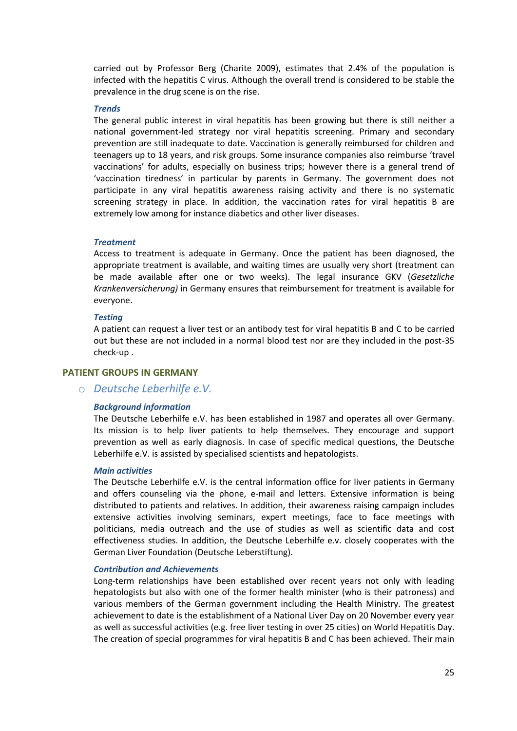carried out by Professor Berg (Charite 2009), estimates that 2.4% of the population is infected with the hepatitis C virus. Although the overall trend is considered to be stable the prevalence in the drug scene is on the rise.

#### *Trends*

The general public interest in viral hepatitis has been growing but there is still neither a national government-led strategy nor viral hepatitis screening. Primary and secondary prevention are still inadequate to date. Vaccination is generally reimbursed for children and teenagers up to 18 years, and risk groups. Some insurance companies also reimburse 'travel vaccinations' for adults, especially on business trips; however there is a general trend of 'vaccination tiredness' in particular by parents in Germany. The government does not participate in any viral hepatitis awareness raising activity and there is no systematic screening strategy in place. In addition, the vaccination rates for viral hepatitis B are extremely low among for instance diabetics and other liver diseases.

#### *Treatment*

Access to treatment is adequate in Germany. Once the patient has been diagnosed, the appropriate treatment is available, and waiting times are usually very short (treatment can be made available after one or two weeks). The legal insurance GKV (*Gesetzliche Krankenversicherung)* in Germany ensures that reimbursement for treatment is available for everyone.

#### *Testing*

A patient can request a liver test or an antibody test for viral hepatitis B and C to be carried out but these are not included in a normal blood test nor are they included in the post-35 check-up .

## PATIENT GROUPS IN GERMANY

### *Deutsche Leberhilfe e.V.*

#### *Background information*

The Deutsche Leberhilfe e.V. has been established in 1987 and operates all over Germany. Its mission is to help liver patients to help themselves. They encourage and support prevention as well as early diagnosis. In case of specific medical questions, the Deutsche Leberhilfe e.V. is assisted by specialised scientists and hepatologists.

#### *Main activities*

The Deutsche Leberhilfe e.V. is the central information office for liver patients in Germany and offers counseling via the phone, e-mail and letters. Extensive information is being distributed to patients and relatives. In addition, their awareness raising campaign includes extensive activities involving seminars, expert meetings, face to face meetings with politicians, media outreach and the use of studies as well as scientific data and cost effectiveness studies. In addition, the Deutsche Leberhilfe e.v. closely cooperates with the German Liver Foundation (Deutsche Leberstiftung).

#### *Contribution and Achievements*

Long-term relationships have been established over recent years not only with leading hepatologists but also with one of the former health minister (who is their patroness) and various members of the German government including the Health Ministry. The greatest achievement to date is the establishment of a National Liver Day on 20 November every year as well as successful activities (e.g. free liver testing in over 25 cities) on World Hepatitis Day. The creation of special programmes for viral hepatitis B and C has been achieved. Their main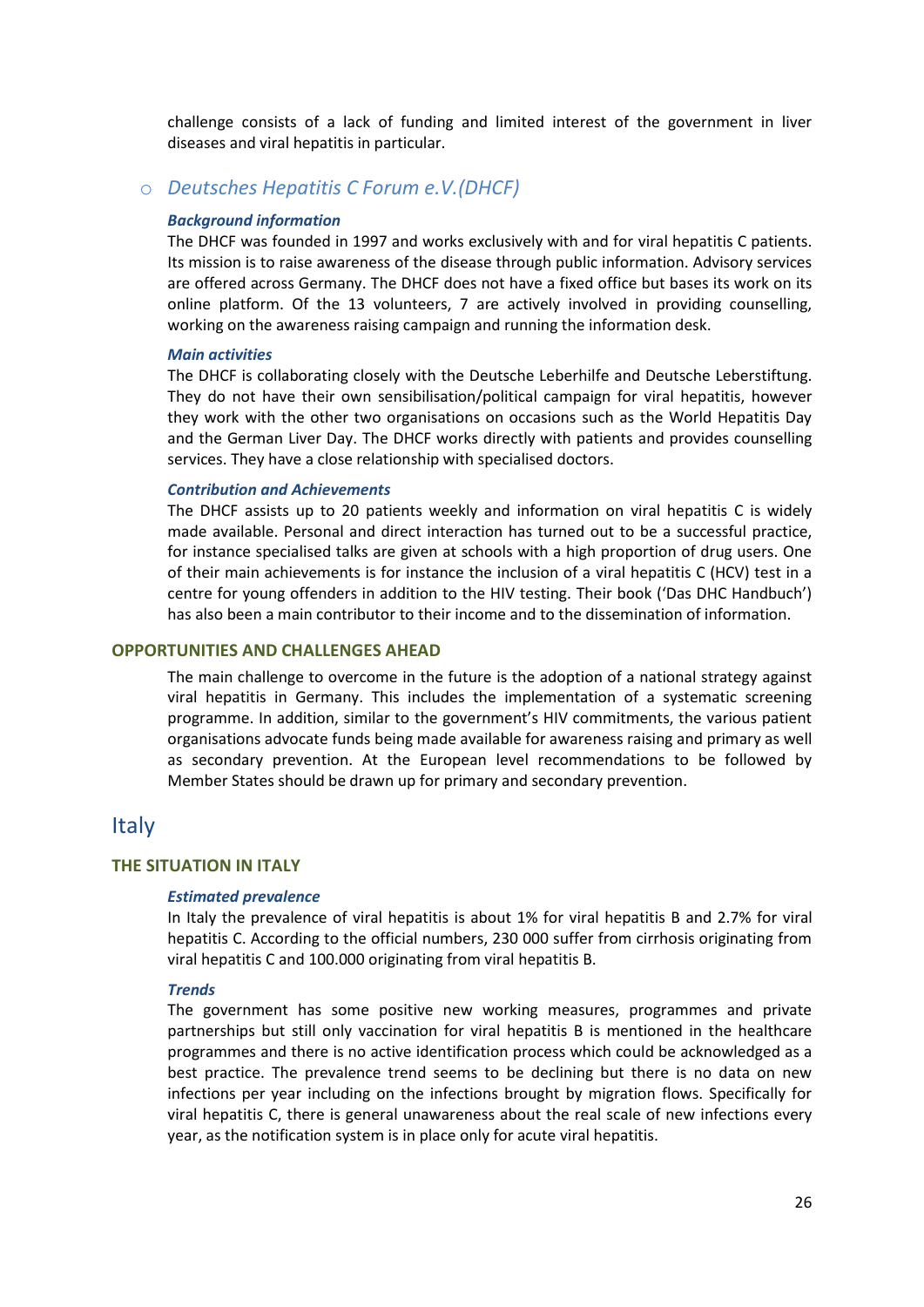challenge consists of a lack of funding and limited interest of the government in liver diseases and viral hepatitis in particular.

- *Deutsches Hepatitis C Forum e.V.(DHCF)*

#### *Background information*

The DHCF was founded in 1997 and works exclusively with and for viral hepatitis C patients. Its mission is to raise awareness of the disease through public information. Advisory services are offered across Germany. The DHCF does not have a fixed office but bases its work on its online platform. Of the 13 volunteers, 7 are actively involved in providing counselling, working on the awareness raising campaign and running the information desk.

#### *Main activities*

The DHCF is collaborating closely with the Deutsche Leberhilfe and Deutsche Leberstiftung. They do not have their own sensibilisation/political campaign for viral hepatitis, however they work with the other two organisations on occasions such as the World Hepatitis Day and the German Liver Day. The DHCF works directly with patients and provides counselling services. They have a close relationship with specialised doctors.

#### *Contribution and Achievements*

The DHCF assists up to 20 patients weekly and information on viral hepatitis C is widely made available. Personal and direct interaction has turned out to be a successful practice, for instance specialised talks are given at schools with a high proportion of drug users. One of their main achievements is for instance the inclusion of a viral hepatitis C (HCV) test in a centre for young offenders in addition to the HIV testing. Their book ('Das DHC Handbuch') has also been a main contributor to their income and to the dissemination of information.

### OPPORTUNITIES AND CHALLENGES AHEAD

The main challenge to overcome in the future is the adoption of a national strategy against viral hepatitis in Germany. This includes the implementation of a systematic screening programme. In addition, similar to the government's HIV commitments, the various patient organisations advocate funds being made available for awareness raising and primary as well as secondary prevention. At the European level recommendations to be followed by Member States should be drawn up for primary and secondary prevention.

## Italy

### THE SITUATION IN ITALY

#### *Estimated prevalence*

In Italy the prevalence of viral hepatitis is about 1% for viral hepatitis B and 2.7% for viral hepatitis C. According to the official numbers, 230 000 suffer from cirrhosis originating from viral hepatitis C and 100.000 originating from viral hepatitis B.

#### *Trends*

The government has some positive new working measures, programmes and private partnerships but still only vaccination for viral hepatitis B is mentioned in the healthcare programmes and there is no active identification process which could be acknowledged as a best practice. The prevalence trend seems to be declining but there is no data on new infections per year including on the infections brought by migration flows. Specifically for viral hepatitis C, there is general unawareness about the real scale of new infections every year, as the notification system is in place only for acute viral hepatitis.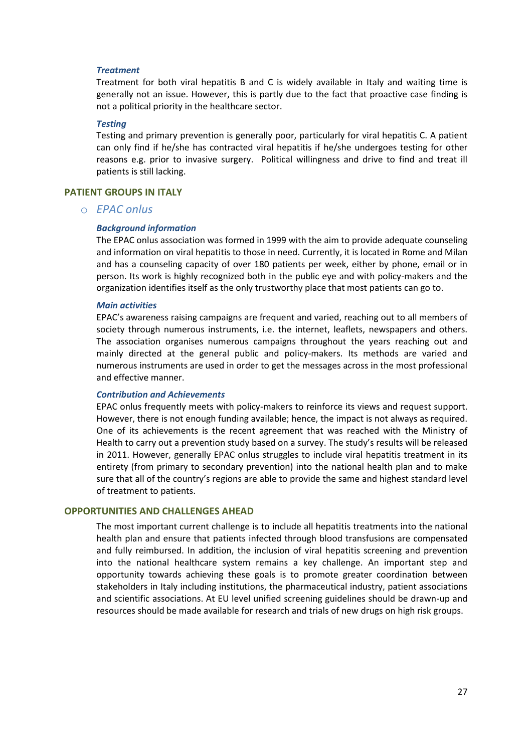#### *Treatment*

Treatment for both viral hepatitis B and C is widely available in Italy and waiting time is generally not an issue. However, this is partly due to the fact that proactive case finding is not a political priority in the healthcare sector.

#### *Testing*

Testing and primary prevention is generally poor, particularly for viral hepatitis C. A patient can only find if he/she has contracted viral hepatitis if he/she undergoes testing for other reasons e.g. prior to invasive surgery. Political willingness and drive to find and treat ill patients is still lacking.

## PATIENT GROUPS IN ITALY

### *EPAC onlus*

#### *Background information*

The EPAC onlus association was formed in 1999 with the aim to provide adequate counseling and information on viral hepatitis to those in need. Currently, it is located in Rome and Milan and has a counseling capacity of over 180 patients per week, either by phone, email or in person. Its work is highly recognized both in the public eye and with policy-makers and the organization identifies itself as the only trustworthy place that most patients can go to.

#### *Main activities*

EPAC's awareness raising campaigns are frequent and varied, reaching out to all members of society through numerous instruments, i.e. the internet, leaflets, newspapers and others. The association organises numerous campaigns throughout the years reaching out and mainly directed at the general public and policy-makers. Its methods are varied and numerous instruments are used in order to get the messages across in the most professional and effective manner.

#### *Contribution and Achievements*

EPAC onlus frequently meets with policy-makers to reinforce its views and request support. However, there is not enough funding available; hence, the impact is not always as required. One of its achievements is the recent agreement that was reached with the Ministry of Health to carry out a prevention study based on a survey. The study's results will be released in 2011. However, generally EPAC onlus struggles to include viral hepatitis treatment in its entirety (from primary to secondary prevention) into the national health plan and to make sure that all of the country's regions are able to provide the same and highest standard level of treatment to patients.

## OPPORTUNITIES AND CHALLENGES AHEAD

The most important current challenge is to include all hepatitis treatments into the national health plan and ensure that patients infected through blood transfusions are compensated and fully reimbursed. In addition, the inclusion of viral hepatitis screening and prevention into the national healthcare system remains a key challenge. An important step and opportunity towards achieving these goals is to promote greater coordination between stakeholders in Italy including institutions, the pharmaceutical industry, patient associations and scientific associations. At EU level unified screening guidelines should be drawn-up and resources should be made available for research and trials of new drugs on high risk groups.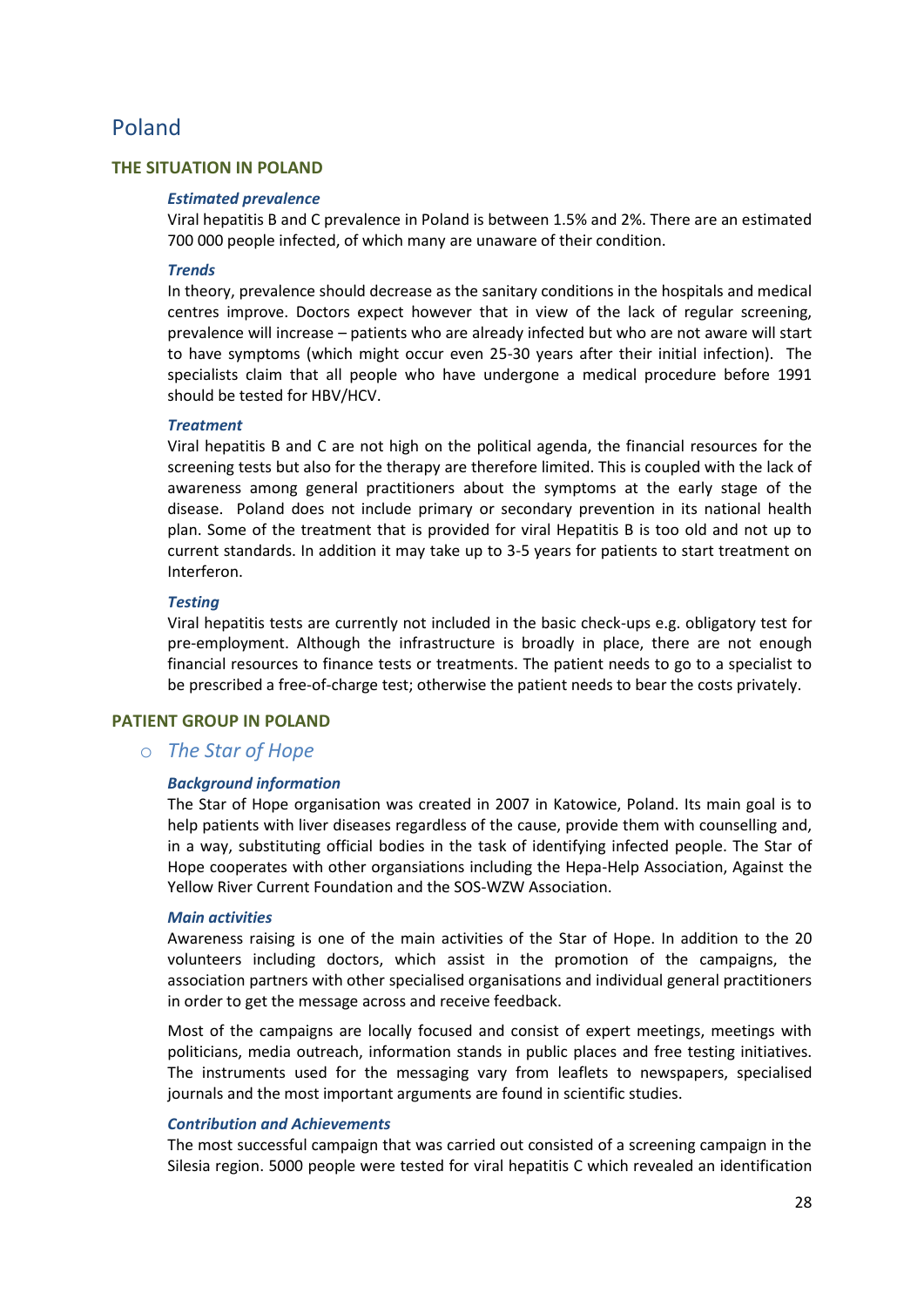## Poland

### THE SITUATION IN POLAND

***Estimated prevalence***

Viral hepatitis B and C prevalence in Poland is between 1.5% and 2%. There are an estimated 700 000 people infected, of which many are unaware of their condition.

***Trends***

In theory, prevalence should decrease as the sanitary conditions in the hospitals and medical centres improve. Doctors expect however that in view of the lack of regular screening, prevalence will increase – patients who are already infected but who are not aware will start to have symptoms (which might occur even 25-30 years after their initial infection). The specialists claim that all people who have undergone a medical procedure before 1991 should be tested for HBV/HCV.

***Treatment***

Viral hepatitis B and C are not high on the political agenda, the financial resources for the screening tests but also for the therapy are therefore limited. This is coupled with the lack of awareness among general practitioners about the symptoms at the early stage of the disease. Poland does not include primary or secondary prevention in its national health plan. Some of the treatment that is provided for viral Hepatitis B is too old and not up to current standards. In addition it may take up to 3-5 years for patients to start treatment on Interferon.

***Testing***

Viral hepatitis tests are currently not included in the basic check-ups e.g. obligatory test for pre-employment. Although the infrastructure is broadly in place, there are not enough financial resources to finance tests or treatments. The patient needs to go to a specialist to be prescribed a free-of-charge test; otherwise the patient needs to bear the costs privately.

### PATIENT GROUP IN POLAND

- *The Star of Hope*

***Background information***

The Star of Hope organisation was created in 2007 in Katowice, Poland. Its main goal is to help patients with liver diseases regardless of the cause, provide them with counselling and, in a way, substituting official bodies in the task of identifying infected people. The Star of Hope cooperates with other organsiations including the Hepa-Help Association, Against the Yellow River Current Foundation and the SOS-WZW Association.

***Main activities***

Awareness raising is one of the main activities of the Star of Hope. In addition to the 20 volunteers including doctors, which assist in the promotion of the campaigns, the association partners with other specialised organisations and individual general practitioners in order to get the message across and receive feedback.

Most of the campaigns are locally focused and consist of expert meetings, meetings with politicians, media outreach, information stands in public places and free testing initiatives. The instruments used for the messaging vary from leaflets to newspapers, specialised journals and the most important arguments are found in scientific studies.

***Contribution and Achievements***

The most successful campaign that was carried out consisted of a screening campaign in the Silesia region. 5000 people were tested for viral hepatitis C which revealed an identification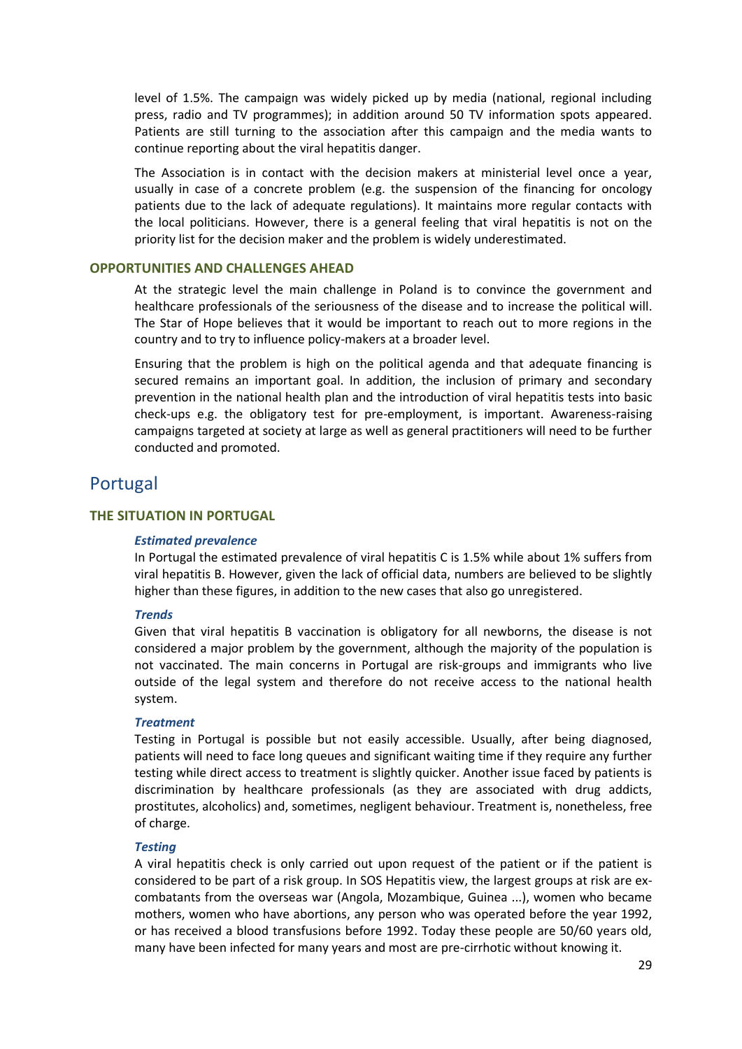level of 1.5%. The campaign was widely picked up by media (national, regional including press, radio and TV programmes); in addition around 50 TV information spots appeared. Patients are still turning to the association after this campaign and the media wants to continue reporting about the viral hepatitis danger.

The Association is in contact with the decision makers at ministerial level once a year, usually in case of a concrete problem (e.g. the suspension of the financing for oncology patients due to the lack of adequate regulations). It maintains more regular contacts with the local politicians. However, there is a general feeling that viral hepatitis is not on the priority list for the decision maker and the problem is widely underestimated.

### OPPORTUNITIES AND CHALLENGES AHEAD

At the strategic level the main challenge in Poland is to convince the government and healthcare professionals of the seriousness of the disease and to increase the political will. The Star of Hope believes that it would be important to reach out to more regions in the country and to try to influence policy-makers at a broader level.

Ensuring that the problem is high on the political agenda and that adequate financing is secured remains an important goal. In addition, the inclusion of primary and secondary prevention in the national health plan and the introduction of viral hepatitis tests into basic check-ups e.g. the obligatory test for pre-employment, is important. Awareness-raising campaigns targeted at society at large as well as general practitioners will need to be further conducted and promoted.

## Portugal

### THE SITUATION IN PORTUGAL

***Estimated prevalence***

In Portugal the estimated prevalence of viral hepatitis C is 1.5% while about 1% suffers from viral hepatitis B. However, given the lack of official data, numbers are believed to be slightly higher than these figures, in addition to the new cases that also go unregistered.

***Trends***

Given that viral hepatitis B vaccination is obligatory for all newborns, the disease is not considered a major problem by the government, although the majority of the population is not vaccinated. The main concerns in Portugal are risk-groups and immigrants who live outside of the legal system and therefore do not receive access to the national health system.

***Treatment***

Testing in Portugal is possible but not easily accessible. Usually, after being diagnosed, patients will need to face long queues and significant waiting time if they require any further testing while direct access to treatment is slightly quicker. Another issue faced by patients is discrimination by healthcare professionals (as they are associated with drug addicts, prostitutes, alcoholics) and, sometimes, negligent behaviour. Treatment is, nonetheless, free of charge.

***Testing***

A viral hepatitis check is only carried out upon request of the patient or if the patient is considered to be part of a risk group. In SOS Hepatitis view, the largest groups at risk are ex-combatants from the overseas war (Angola, Mozambique, Guinea ...), women who became mothers, women who have abortions, any person who was operated before the year 1992, or has received a blood transfusions before 1992. Today these people are 50/60 years old, many have been infected for many years and most are pre-cirrhotic without knowing it.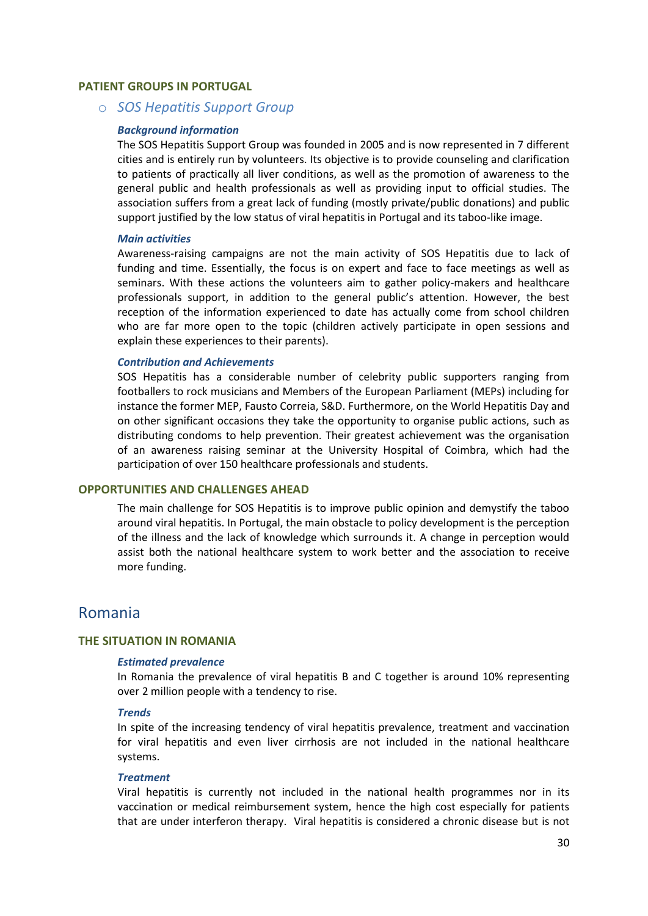### PATIENT GROUPS IN PORTUGAL

- *SOS Hepatitis Support Group*

#### *Background information*

The SOS Hepatitis Support Group was founded in 2005 and is now represented in 7 different cities and is entirely run by volunteers. Its objective is to provide counseling and clarification to patients of practically all liver conditions, as well as the promotion of awareness to the general public and health professionals as well as providing input to official studies. The association suffers from a great lack of funding (mostly private/public donations) and public support justified by the low status of viral hepatitis in Portugal and its taboo-like image.

#### *Main activities*

Awareness-raising campaigns are not the main activity of SOS Hepatitis due to lack of funding and time. Essentially, the focus is on expert and face to face meetings as well as seminars. With these actions the volunteers aim to gather policy-makers and healthcare professionals support, in addition to the general public's attention. However, the best reception of the information experienced to date has actually come from school children who are far more open to the topic (children actively participate in open sessions and explain these experiences to their parents).

#### *Contribution and Achievements*

SOS Hepatitis has a considerable number of celebrity public supporters ranging from footballers to rock musicians and Members of the European Parliament (MEPs) including for instance the former MEP, Fausto Correia, S&D. Furthermore, on the World Hepatitis Day and on other significant occasions they take the opportunity to organise public actions, such as distributing condoms to help prevention. Their greatest achievement was the organisation of an awareness raising seminar at the University Hospital of Coimbra, which had the participation of over 150 healthcare professionals and students.

### OPPORTUNITIES AND CHALLENGES AHEAD

The main challenge for SOS Hepatitis is to improve public opinion and demystify the taboo around viral hepatitis. In Portugal, the main obstacle to policy development is the perception of the illness and the lack of knowledge which surrounds it. A change in perception would assist both the national healthcare system to work better and the association to receive more funding.

## Romania

### THE SITUATION IN ROMANIA

#### *Estimated prevalence*

In Romania the prevalence of viral hepatitis B and C together is around 10% representing over 2 million people with a tendency to rise.

#### *Trends*

In spite of the increasing tendency of viral hepatitis prevalence, treatment and vaccination for viral hepatitis and even liver cirrhosis are not included in the national healthcare systems.

#### *Treatment*

Viral hepatitis is currently not included in the national health programmes nor in its vaccination or medical reimbursement system, hence the high cost especially for patients that are under interferon therapy. Viral hepatitis is considered a chronic disease but is not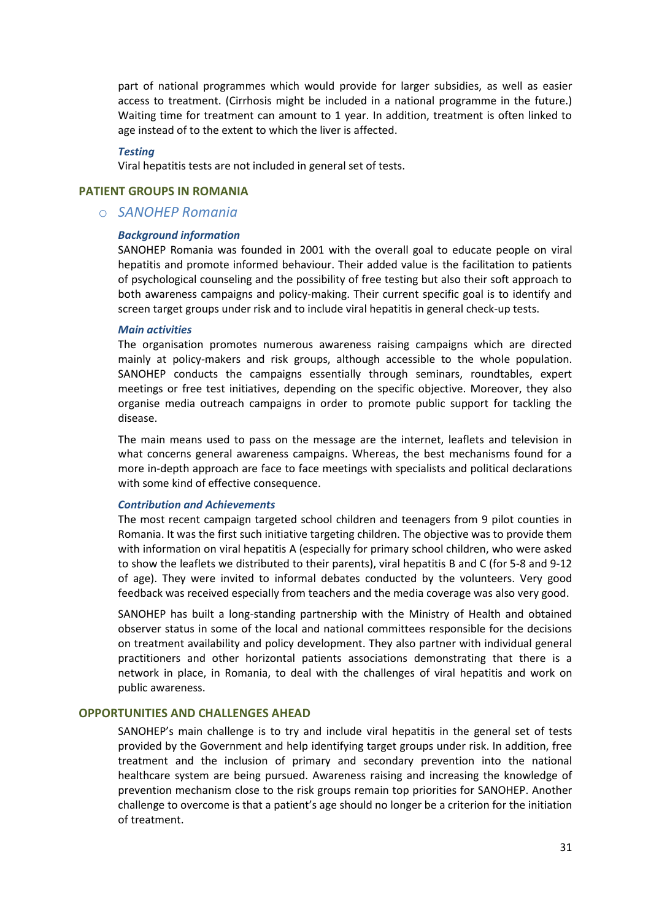part of national programmes which would provide for larger subsidies, as well as easier access to treatment. (Cirrhosis might be included in a national programme in the future.) Waiting time for treatment can amount to 1 year. In addition, treatment is often linked to age instead of to the extent to which the liver is affected.

#### *Testing*

Viral hepatitis tests are not included in general set of tests.

## PATIENT GROUPS IN ROMANIA

### *SANOHEP Romania*

#### *Background information*

SANOHEP Romania was founded in 2001 with the overall goal to educate people on viral hepatitis and promote informed behaviour. Their added value is the facilitation to patients of psychological counseling and the possibility of free testing but also their soft approach to both awareness campaigns and policy-making. Their current specific goal is to identify and screen target groups under risk and to include viral hepatitis in general check-up tests.

#### *Main activities*

The organisation promotes numerous awareness raising campaigns which are directed mainly at policy-makers and risk groups, although accessible to the whole population. SANOHEP conducts the campaigns essentially through seminars, roundtables, expert meetings or free test initiatives, depending on the specific objective. Moreover, they also organise media outreach campaigns in order to promote public support for tackling the disease.

The main means used to pass on the message are the internet, leaflets and television in what concerns general awareness campaigns. Whereas, the best mechanisms found for a more in-depth approach are face to face meetings with specialists and political declarations with some kind of effective consequence.

#### *Contribution and Achievements*

The most recent campaign targeted school children and teenagers from 9 pilot counties in Romania. It was the first such initiative targeting children. The objective was to provide them with information on viral hepatitis A (especially for primary school children, who were asked to show the leaflets we distributed to their parents), viral hepatitis B and C (for 5-8 and 9-12 of age). They were invited to informal debates conducted by the volunteers. Very good feedback was received especially from teachers and the media coverage was also very good.

SANOHEP has built a long-standing partnership with the Ministry of Health and obtained observer status in some of the local and national committees responsible for the decisions on treatment availability and policy development. They also partner with individual general practitioners and other horizontal patients associations demonstrating that there is a network in place, in Romania, to deal with the challenges of viral hepatitis and work on public awareness.

## OPPORTUNITIES AND CHALLENGES AHEAD

SANOHEP's main challenge is to try and include viral hepatitis in the general set of tests provided by the Government and help identifying target groups under risk. In addition, free treatment and the inclusion of primary and secondary prevention into the national healthcare system are being pursued. Awareness raising and increasing the knowledge of prevention mechanism close to the risk groups remain top priorities for SANOHEP. Another challenge to overcome is that a patient's age should no longer be a criterion for the initiation of treatment.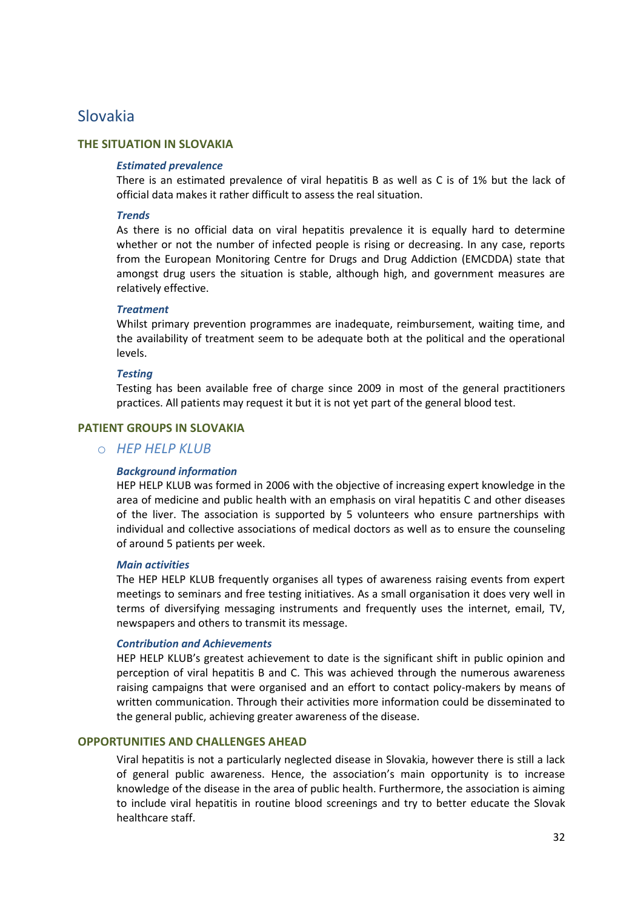# Slovakia

## THE SITUATION IN SLOVAKIA

#### *Estimated prevalence*

There is an estimated prevalence of viral hepatitis B as well as C is of 1% but the lack of official data makes it rather difficult to assess the real situation.

#### *Trends*

As there is no official data on viral hepatitis prevalence it is equally hard to determine whether or not the number of infected people is rising or decreasing. In any case, reports from the European Monitoring Centre for Drugs and Drug Addiction (EMCDDA) state that amongst drug users the situation is stable, although high, and government measures are relatively effective.

#### *Treatment*

Whilst primary prevention programmes are inadequate, reimbursement, waiting time, and the availability of treatment seem to be adequate both at the political and the operational levels.

#### *Testing*

Testing has been available free of charge since 2009 in most of the general practitioners practices. All patients may request it but it is not yet part of the general blood test.

## PATIENT GROUPS IN SLOVAKIA

### *HEP HELP KLUB*

#### *Background information*

HEP HELP KLUB was formed in 2006 with the objective of increasing expert knowledge in the area of medicine and public health with an emphasis on viral hepatitis C and other diseases of the liver. The association is supported by 5 volunteers who ensure partnerships with individual and collective associations of medical doctors as well as to ensure the counseling of around 5 patients per week.

#### *Main activities*

The HEP HELP KLUB frequently organises all types of awareness raising events from expert meetings to seminars and free testing initiatives. As a small organisation it does very well in terms of diversifying messaging instruments and frequently uses the internet, email, TV, newspapers and others to transmit its message.

#### *Contribution and Achievements*

HEP HELP KLUB's greatest achievement to date is the significant shift in public opinion and perception of viral hepatitis B and C. This was achieved through the numerous awareness raising campaigns that were organised and an effort to contact policy-makers by means of written communication. Through their activities more information could be disseminated to the general public, achieving greater awareness of the disease.

## OPPORTUNITIES AND CHALLENGES AHEAD

Viral hepatitis is not a particularly neglected disease in Slovakia, however there is still a lack of general public awareness. Hence, the association's main opportunity is to increase knowledge of the disease in the area of public health. Furthermore, the association is aiming to include viral hepatitis in routine blood screenings and try to better educate the Slovak healthcare staff.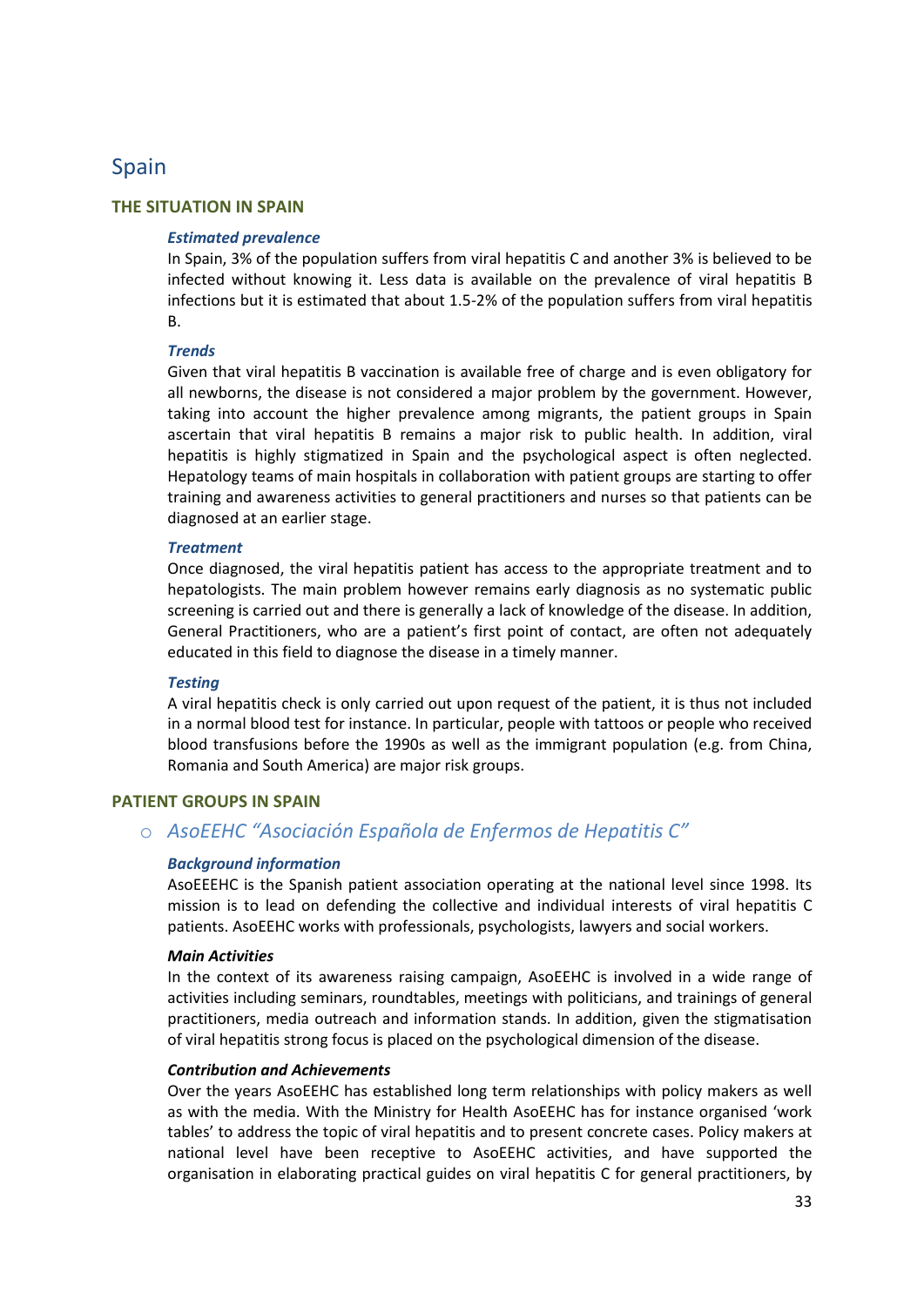# Spain

## THE SITUATION IN SPAIN

#### *Estimated prevalence*

In Spain, 3% of the population suffers from viral hepatitis C and another 3% is believed to be infected without knowing it. Less data is available on the prevalence of viral hepatitis B infections but it is estimated that about 1.5-2% of the population suffers from viral hepatitis B.

#### *Trends*

Given that viral hepatitis B vaccination is available free of charge and is even obligatory for all newborns, the disease is not considered a major problem by the government. However, taking into account the higher prevalence among migrants, the patient groups in Spain ascertain that viral hepatitis B remains a major risk to public health. In addition, viral hepatitis is highly stigmatized in Spain and the psychological aspect is often neglected. Hepatology teams of main hospitals in collaboration with patient groups are starting to offer training and awareness activities to general practitioners and nurses so that patients can be diagnosed at an earlier stage.

#### *Treatment*

Once diagnosed, the viral hepatitis patient has access to the appropriate treatment and to hepatologists. The main problem however remains early diagnosis as no systematic public screening is carried out and there is generally a lack of knowledge of the disease. In addition, General Practitioners, who are a patient's first point of contact, are often not adequately educated in this field to diagnose the disease in a timely manner.

#### *Testing*

A viral hepatitis check is only carried out upon request of the patient, it is thus not included in a normal blood test for instance. In particular, people with tattoos or people who received blood transfusions before the 1990s as well as the immigrant population (e.g. from China, Romania and South America) are major risk groups.

## PATIENT GROUPS IN SPAIN

### *AsoEEHC "Asociación Española de Enfermos de Hepatitis C"*

#### *Background information*

AsoEEEHC is the Spanish patient association operating at the national level since 1998. Its mission is to lead on defending the collective and individual interests of viral hepatitis C patients. AsoEEHC works with professionals, psychologists, lawyers and social workers.

#### *Main Activities*

In the context of its awareness raising campaign, AsoEEHC is involved in a wide range of activities including seminars, roundtables, meetings with politicians, and trainings of general practitioners, media outreach and information stands. In addition, given the stigmatisation of viral hepatitis strong focus is placed on the psychological dimension of the disease.

#### *Contribution and Achievements*

Over the years AsoEEHC has established long term relationships with policy makers as well as with the media. With the Ministry for Health AsoEEHC has for instance organised 'work tables' to address the topic of viral hepatitis and to present concrete cases. Policy makers at national level have been receptive to AsoEEHC activities, and have supported the organisation in elaborating practical guides on viral hepatitis C for general practitioners, by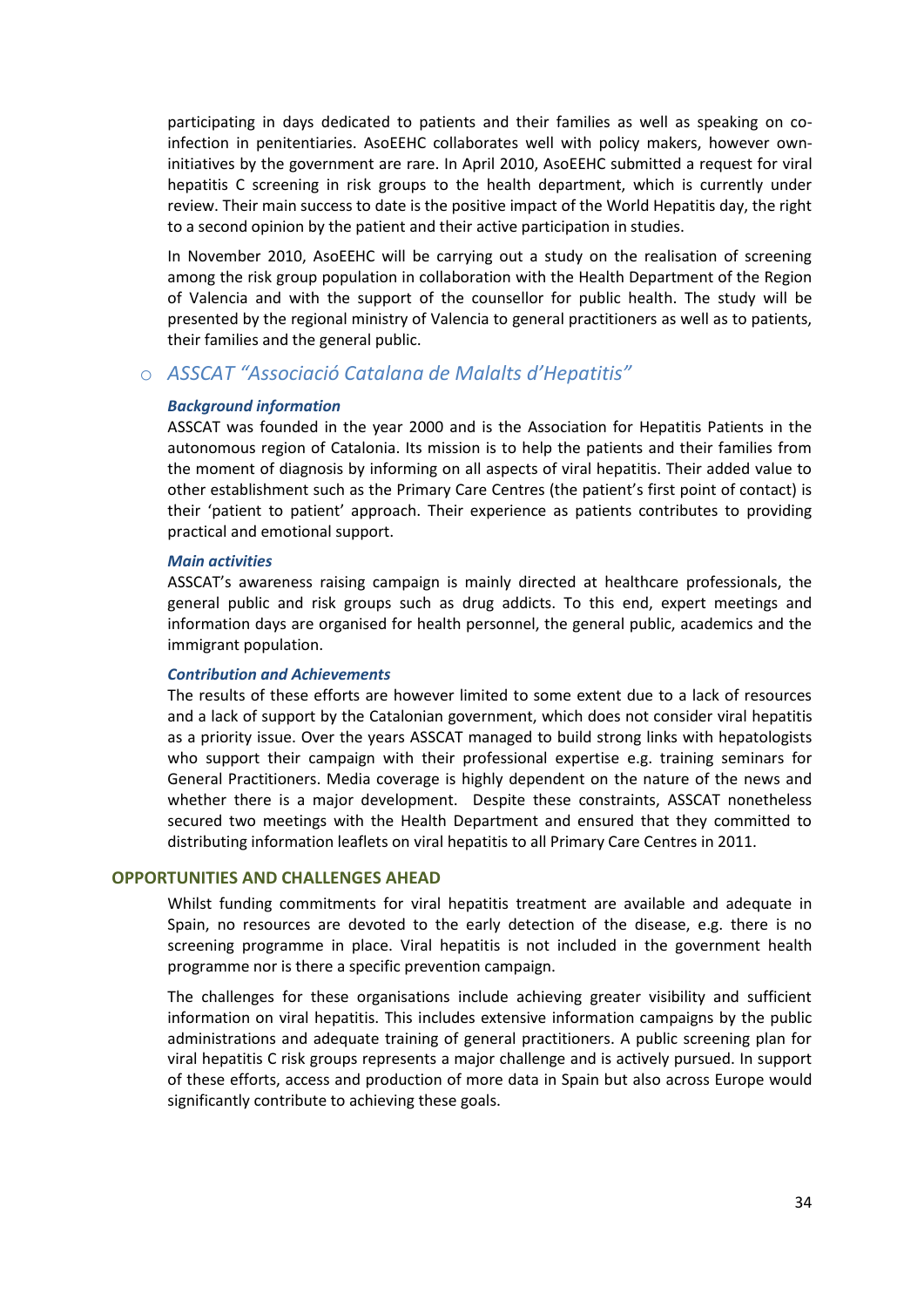participating in days dedicated to patients and their families as well as speaking on co-infection in penitentiaries. AsoEEHC collaborates well with policy makers, however own-initiatives by the government are rare. In April 2010, AsoEEHC submitted a request for viral hepatitis C screening in risk groups to the health department, which is currently under review. Their main success to date is the positive impact of the World Hepatitis day, the right to a second opinion by the patient and their active participation in studies.

In November 2010, AsoEEHC will be carrying out a study on the realisation of screening among the risk group population in collaboration with the Health Department of the Region of Valencia and with the support of the counsellor for public health. The study will be presented by the regional ministry of Valencia to general practitioners as well as to patients, their families and the general public.

### *ASSCAT "Associació Catalana de Malalts d'Hepatitis"*

***Background information***

ASSCAT was founded in the year 2000 and is the Association for Hepatitis Patients in the autonomous region of Catalonia. Its mission is to help the patients and their families from the moment of diagnosis by informing on all aspects of viral hepatitis. Their added value to other establishment such as the Primary Care Centres (the patient's first point of contact) is their 'patient to patient' approach. Their experience as patients contributes to providing practical and emotional support.

***Main activities***

ASSCAT's awareness raising campaign is mainly directed at healthcare professionals, the general public and risk groups such as drug addicts. To this end, expert meetings and information days are organised for health personnel, the general public, academics and the immigrant population.

***Contribution and Achievements***

The results of these efforts are however limited to some extent due to a lack of resources and a lack of support by the Catalonian government, which does not consider viral hepatitis as a priority issue. Over the years ASSCAT managed to build strong links with hepatologists who support their campaign with their professional expertise e.g. training seminars for General Practitioners. Media coverage is highly dependent on the nature of the news and whether there is a major development. Despite these constraints, ASSCAT nonetheless secured two meetings with the Health Department and ensured that they committed to distributing information leaflets on viral hepatitis to all Primary Care Centres in 2011.

## OPPORTUNITIES AND CHALLENGES AHEAD

Whilst funding commitments for viral hepatitis treatment are available and adequate in Spain, no resources are devoted to the early detection of the disease, e.g. there is no screening programme in place. Viral hepatitis is not included in the government health programme nor is there a specific prevention campaign.

The challenges for these organisations include achieving greater visibility and sufficient information on viral hepatitis. This includes extensive information campaigns by the public administrations and adequate training of general practitioners. A public screening plan for viral hepatitis C risk groups represents a major challenge and is actively pursued. In support of these efforts, access and production of more data in Spain but also across Europe would significantly contribute to achieving these goals.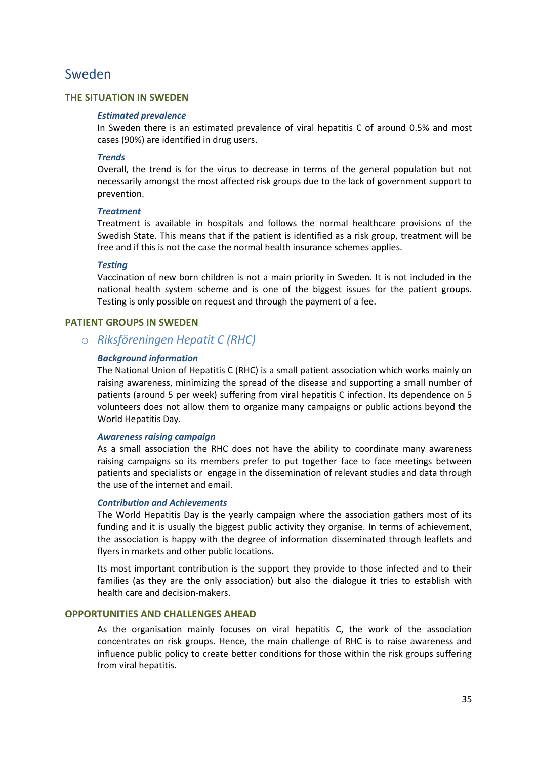# Sweden

## THE SITUATION IN SWEDEN

### *Estimated prevalence*

In Sweden there is an estimated prevalence of viral hepatitis C of around 0.5% and most cases (90%) are identified in drug users.

### *Trends*

Overall, the trend is for the virus to decrease in terms of the general population but not necessarily amongst the most affected risk groups due to the lack of government support to prevention.

### *Treatment*

Treatment is available in hospitals and follows the normal healthcare provisions of the Swedish State. This means that if the patient is identified as a risk group, treatment will be free and if this is not the case the normal health insurance schemes applies.

### *Testing*

Vaccination of new born children is not a main priority in Sweden. It is not included in the national health system scheme and is one of the biggest issues for the patient groups. Testing is only possible on request and through the payment of a fee.

## PATIENT GROUPS IN SWEDEN

- *Riksföreningen Hepatit C (RHC)*

### *Background information*

The National Union of Hepatitis C (RHC) is a small patient association which works mainly on raising awareness, minimizing the spread of the disease and supporting a small number of patients (around 5 per week) suffering from viral hepatitis C infection. Its dependence on 5 volunteers does not allow them to organize many campaigns or public actions beyond the World Hepatitis Day.

### *Awareness raising campaign*

As a small association the RHC does not have the ability to coordinate many awareness raising campaigns so its members prefer to put together face to face meetings between patients and specialists or engage in the dissemination of relevant studies and data through the use of the internet and email.

### *Contribution and Achievements*

The World Hepatitis Day is the yearly campaign where the association gathers most of its funding and it is usually the biggest public activity they organise. In terms of achievement, the association is happy with the degree of information disseminated through leaflets and flyers in markets and other public locations.

Its most important contribution is the support they provide to those infected and to their families (as they are the only association) but also the dialogue it tries to establish with health care and decision-makers.

## OPPORTUNITIES AND CHALLENGES AHEAD

As the organisation mainly focuses on viral hepatitis C, the work of the association concentrates on risk groups. Hence, the main challenge of RHC is to raise awareness and influence public policy to create better conditions for those within the risk groups suffering from viral hepatitis.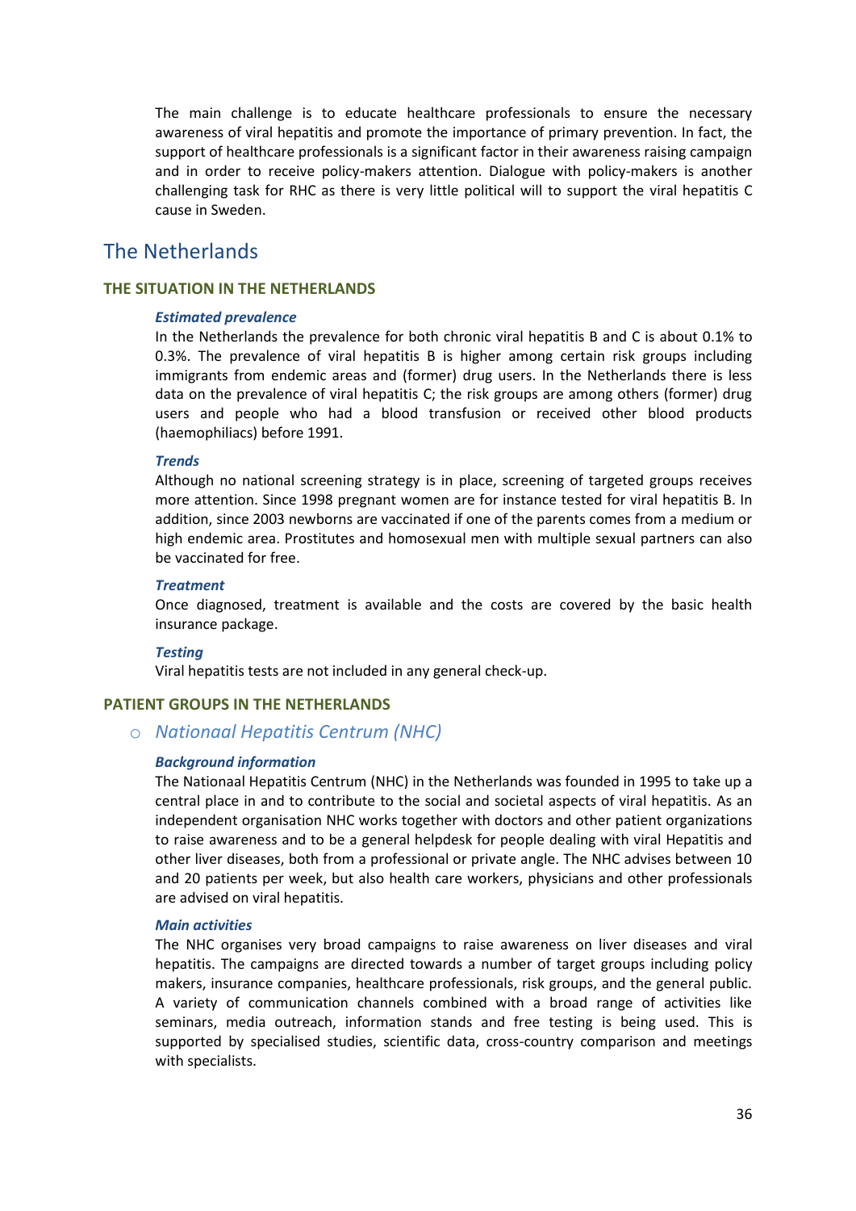The main challenge is to educate healthcare professionals to ensure the necessary awareness of viral hepatitis and promote the importance of primary prevention. In fact, the support of healthcare professionals is a significant factor in their awareness raising campaign and in order to receive policy-makers attention. Dialogue with policy-makers is another challenging task for RHC as there is very little political will to support the viral hepatitis C cause in Sweden.

## The Netherlands

### THE SITUATION IN THE NETHERLANDS

#### *Estimated prevalence*

In the Netherlands the prevalence for both chronic viral hepatitis B and C is about 0.1% to 0.3%. The prevalence of viral hepatitis B is higher among certain risk groups including immigrants from endemic areas and (former) drug users. In the Netherlands there is less data on the prevalence of viral hepatitis C; the risk groups are among others (former) drug users and people who had a blood transfusion or received other blood products (haemophiliacs) before 1991.

#### *Trends*

Although no national screening strategy is in place, screening of targeted groups receives more attention. Since 1998 pregnant women are for instance tested for viral hepatitis B. In addition, since 2003 newborns are vaccinated if one of the parents comes from a medium or high endemic area. Prostitutes and homosexual men with multiple sexual partners can also be vaccinated for free.

#### *Treatment*

Once diagnosed, treatment is available and the costs are covered by the basic health insurance package.

#### *Testing*

Viral hepatitis tests are not included in any general check-up.

### PATIENT GROUPS IN THE NETHERLANDS

- *Nationaal Hepatitis Centrum (NHC)*

#### *Background information*

The Nationaal Hepatitis Centrum (NHC) in the Netherlands was founded in 1995 to take up a central place in and to contribute to the social and societal aspects of viral hepatitis. As an independent organisation NHC works together with doctors and other patient organizations to raise awareness and to be a general helpdesk for people dealing with viral Hepatitis and other liver diseases, both from a professional or private angle. The NHC advises between 10 and 20 patients per week, but also health care workers, physicians and other professionals are advised on viral hepatitis.

#### *Main activities*

The NHC organises very broad campaigns to raise awareness on liver diseases and viral hepatitis. The campaigns are directed towards a number of target groups including policy makers, insurance companies, healthcare professionals, risk groups, and the general public. A variety of communication channels combined with a broad range of activities like seminars, media outreach, information stands and free testing is being used. This is supported by specialised studies, scientific data, cross-country comparison and meetings with specialists.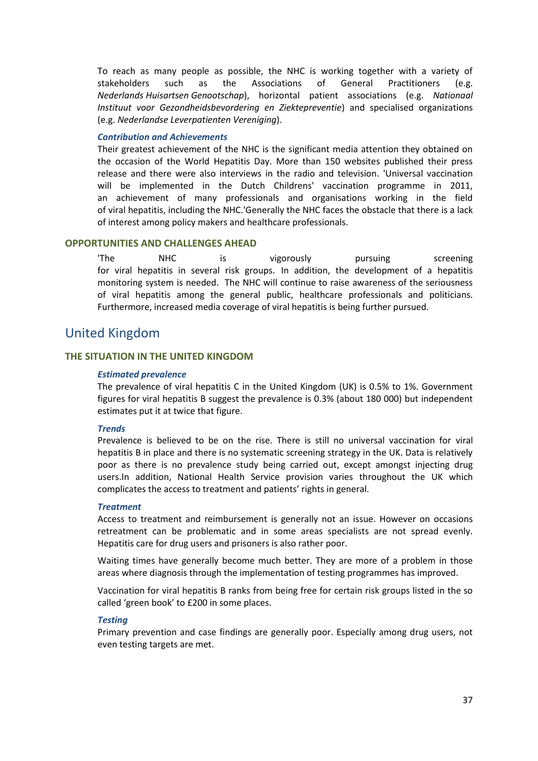To reach as many people as possible, the NHC is working together with a variety of stakeholders such as the Associations of General Practitioners (e.g. *Nederlands Huisartsen Genootschap*), horizontal patient associations (e.g. *Nationaal Instituut voor Gezondheidsbevordering en Ziektepreventie*) and specialised organizations (e.g. *Nederlandse Leverpatienten Vereniging*).

#### *Contribution and Achievements*

Their greatest achievement of the NHC is the significant media attention they obtained on the occasion of the World Hepatitis Day. More than 150 websites published their press release and there were also interviews in the radio and television. 'Universal vaccination will be implemented in the Dutch Childrens' vaccination programme in 2011, an achievement of many professionals and organisations working in the field of viral hepatitis, including the NHC.'Generally the NHC faces the obstacle that there is a lack of interest among policy makers and healthcare professionals.

### OPPORTUNITIES AND CHALLENGES AHEAD

'The NHC is vigorously pursuing screening for viral hepatitis in several risk groups. In addition, the development of a hepatitis monitoring system is needed. The NHC will continue to raise awareness of the seriousness of viral hepatitis among the general public, healthcare professionals and politicians. Furthermore, increased media coverage of viral hepatitis is being further pursued.

## United Kingdom

### THE SITUATION IN THE UNITED KINGDOM

#### *Estimated prevalence*

The prevalence of viral hepatitis C in the United Kingdom (UK) is 0.5% to 1%. Government figures for viral hepatitis B suggest the prevalence is 0.3% (about 180 000) but independent estimates put it at twice that figure.

#### *Trends*

Prevalence is believed to be on the rise. There is still no universal vaccination for viral hepatitis B in place and there is no systematic screening strategy in the UK. Data is relatively poor as there is no prevalence study being carried out, except amongst injecting drug users.In addition, National Health Service provision varies throughout the UK which complicates the access to treatment and patients' rights in general.

#### *Treatment*

Access to treatment and reimbursement is generally not an issue. However on occasions retreatment can be problematic and in some areas specialists are not spread evenly. Hepatitis care for drug users and prisoners is also rather poor.

Waiting times have generally become much better. They are more of a problem in those areas where diagnosis through the implementation of testing programmes has improved.

Vaccination for viral hepatitis B ranks from being free for certain risk groups listed in the so called 'green book' to £200 in some places.

#### *Testing*

Primary prevention and case findings are generally poor. Especially among drug users, not even testing targets are met.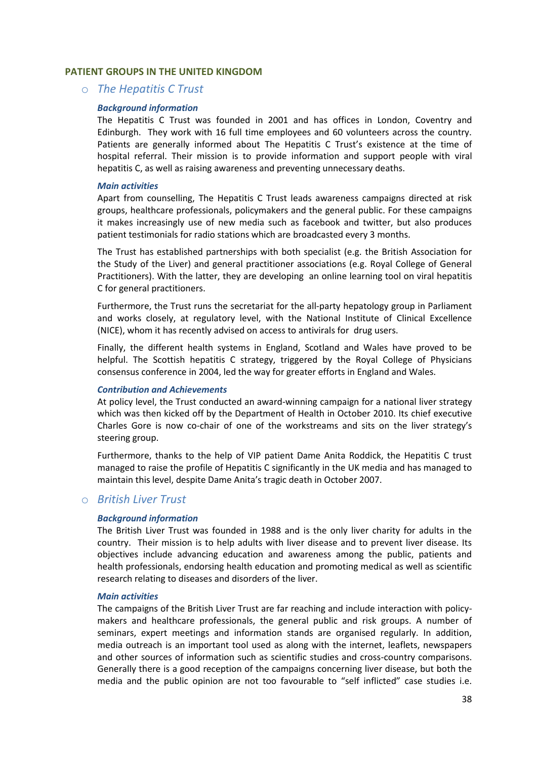## PATIENT GROUPS IN THE UNITED KINGDOM

- ### *The Hepatitis C Trust*

#### *Background information*

The Hepatitis C Trust was founded in 2001 and has offices in London, Coventry and Edinburgh. They work with 16 full time employees and 60 volunteers across the country. Patients are generally informed about The Hepatitis C Trust's existence at the time of hospital referral. Their mission is to provide information and support people with viral hepatitis C, as well as raising awareness and preventing unnecessary deaths.

#### *Main activities*

Apart from counselling, The Hepatitis C Trust leads awareness campaigns directed at risk groups, healthcare professionals, policymakers and the general public. For these campaigns it makes increasingly use of new media such as facebook and twitter, but also produces patient testimonials for radio stations which are broadcasted every 3 months.

The Trust has established partnerships with both specialist (e.g. the British Association for the Study of the Liver) and general practitioner associations (e.g. Royal College of General Practitioners). With the latter, they are developing an online learning tool on viral hepatitis C for general practitioners.

Furthermore, the Trust runs the secretariat for the all-party hepatology group in Parliament and works closely, at regulatory level, with the National Institute of Clinical Excellence (NICE), whom it has recently advised on access to antivirals for drug users.

Finally, the different health systems in England, Scotland and Wales have proved to be helpful. The Scottish hepatitis C strategy, triggered by the Royal College of Physicians consensus conference in 2004, led the way for greater efforts in England and Wales.

#### *Contribution and Achievements*

At policy level, the Trust conducted an award-winning campaign for a national liver strategy which was then kicked off by the Department of Health in October 2010. Its chief executive Charles Gore is now co-chair of one of the workstreams and sits on the liver strategy's steering group.

Furthermore, thanks to the help of VIP patient Dame Anita Roddick, the Hepatitis C trust managed to raise the profile of Hepatitis C significantly in the UK media and has managed to maintain this level, despite Dame Anita's tragic death in October 2007.

- ### *British Liver Trust*

#### *Background information*

The British Liver Trust was founded in 1988 and is the only liver charity for adults in the country. Their mission is to help adults with liver disease and to prevent liver disease. Its objectives include advancing education and awareness among the public, patients and health professionals, endorsing health education and promoting medical as well as scientific research relating to diseases and disorders of the liver.

#### *Main activities*

The campaigns of the British Liver Trust are far reaching and include interaction with policy-makers and healthcare professionals, the general public and risk groups. A number of seminars, expert meetings and information stands are organised regularly. In addition, media outreach is an important tool used as along with the internet, leaflets, newspapers and other sources of information such as scientific studies and cross-country comparisons. Generally there is a good reception of the campaigns concerning liver disease, but both the media and the public opinion are not too favourable to "self inflicted" case studies i.e.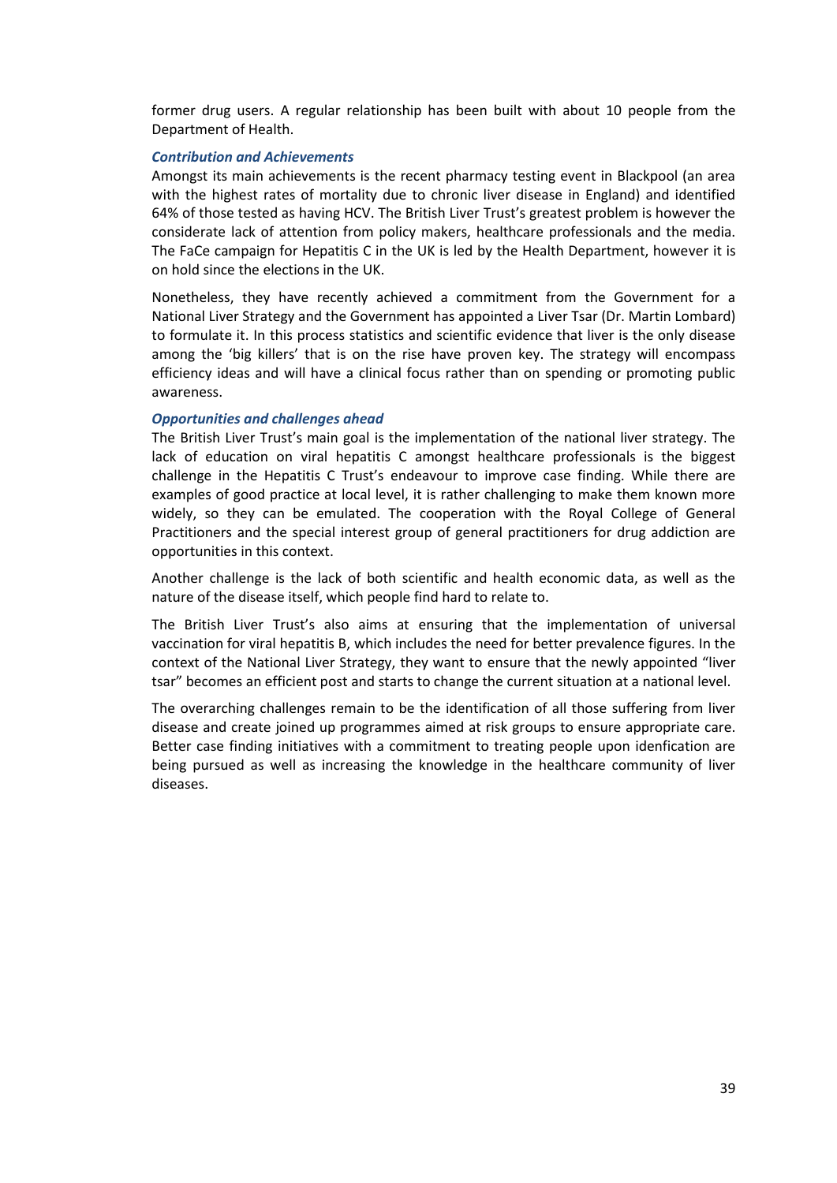former drug users. A regular relationship has been built with about 10 people from the Department of Health.

***Contribution and Achievements***

Amongst its main achievements is the recent pharmacy testing event in Blackpool (an area with the highest rates of mortality due to chronic liver disease in England) and identified 64% of those tested as having HCV. The British Liver Trust's greatest problem is however the considerate lack of attention from policy makers, healthcare professionals and the media. The FaCe campaign for Hepatitis C in the UK is led by the Health Department, however it is on hold since the elections in the UK.

Nonetheless, they have recently achieved a commitment from the Government for a National Liver Strategy and the Government has appointed a Liver Tsar (Dr. Martin Lombard) to formulate it. In this process statistics and scientific evidence that liver is the only disease among the 'big killers' that is on the rise have proven key. The strategy will encompass efficiency ideas and will have a clinical focus rather than on spending or promoting public awareness.

***Opportunities and challenges ahead***

The British Liver Trust's main goal is the implementation of the national liver strategy. The lack of education on viral hepatitis C amongst healthcare professionals is the biggest challenge in the Hepatitis C Trust's endeavour to improve case finding. While there are examples of good practice at local level, it is rather challenging to make them known more widely, so they can be emulated. The cooperation with the Royal College of General Practitioners and the special interest group of general practitioners for drug addiction are opportunities in this context.

Another challenge is the lack of both scientific and health economic data, as well as the nature of the disease itself, which people find hard to relate to.

The British Liver Trust's also aims at ensuring that the implementation of universal vaccination for viral hepatitis B, which includes the need for better prevalence figures. In the context of the National Liver Strategy, they want to ensure that the newly appointed "liver tsar" becomes an efficient post and starts to change the current situation at a national level.

The overarching challenges remain to be the identification of all those suffering from liver disease and create joined up programmes aimed at risk groups to ensure appropriate care. Better case finding initiatives with a commitment to treating people upon idenfication are being pursued as well as increasing the knowledge in the healthcare community of liver diseases.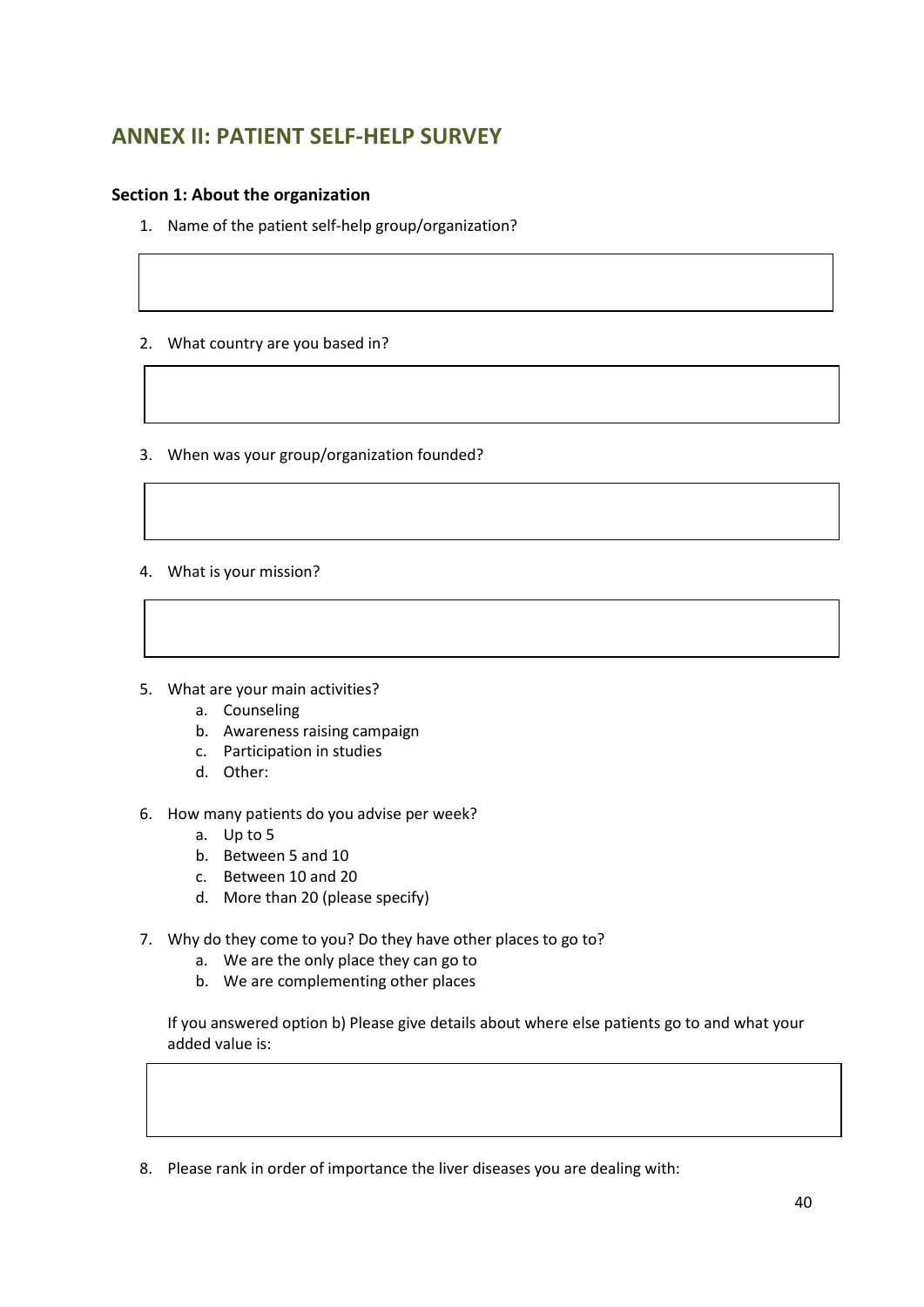## ANNEX II: PATIENT SELF-HELP SURVEY

**Section 1: About the organization**

1. Name of the patient self-help group/organization?

2. What country are you based in?

3. When was your group/organization founded?

4. What is your mission?

5. What are your main activities?
   a. Counseling
   b. Awareness raising campaign
   c. Participation in studies
   d. Other:

6. How many patients do you advise per week?
   a. Up to 5
   b. Between 5 and 10
   c. Between 10 and 20
   d. More than 20 (please specify)

7. Why do they come to you? Do they have other places to go to?
   a. We are the only place they can go to
   b. We are complementing other places

   If you answered option b) Please give details about where else patients go to and what your added value is:

8. Please rank in order of importance the liver diseases you are dealing with: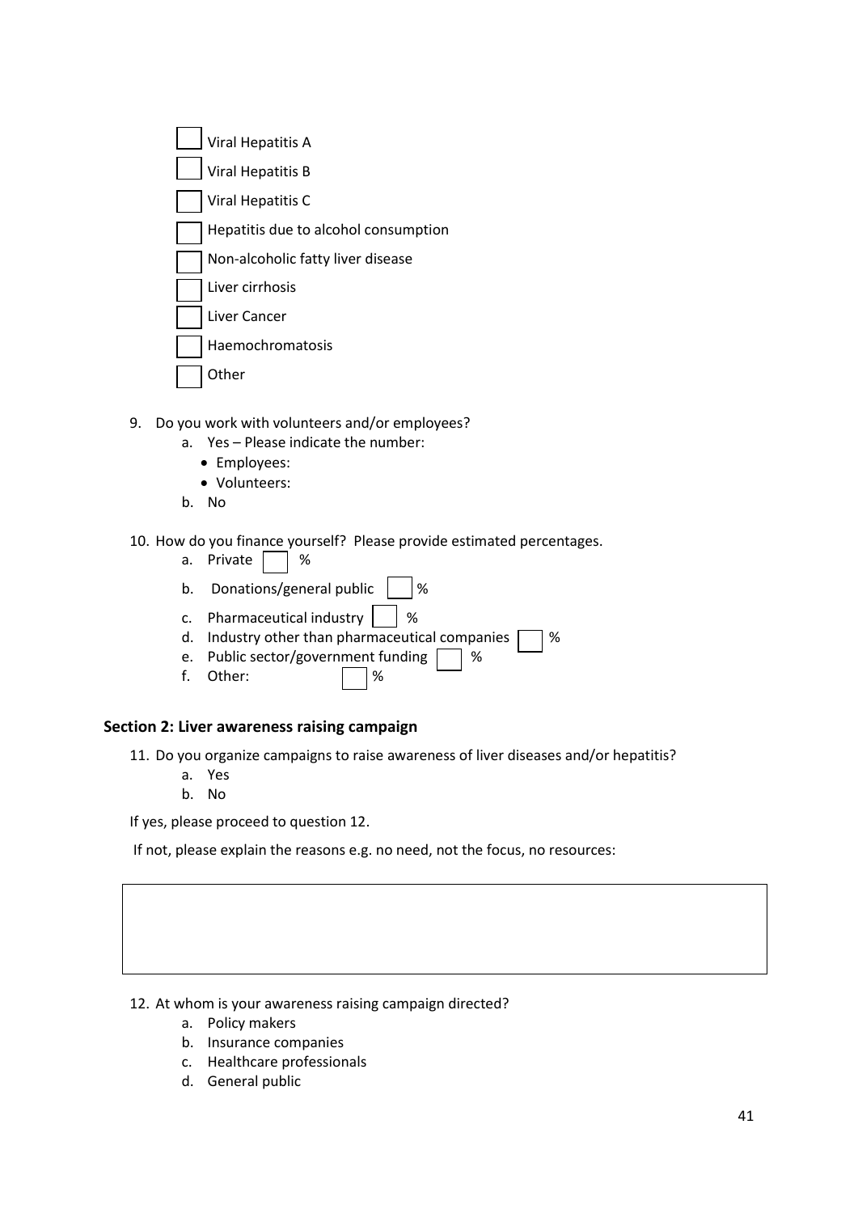- [ ] Viral Hepatitis A
- [ ] Viral Hepatitis B
- [ ] Viral Hepatitis C
- [ ] Hepatitis due to alcohol consumption
- [ ] Non-alcoholic fatty liver disease
- [ ] Liver cirrhosis
- [ ] Liver Cancer
- [ ] Haemochromatosis
- [ ] Other

9. Do you work with volunteers and/or employees?
   a. Yes – Please indicate the number:
      - Employees:
      - Volunteers:
   b. No

10. How do you finance yourself? Please provide estimated percentages.
    a. Private ☐ %
    b. Donations/general public ☐ %
    c. Pharmaceutical industry ☐ %
    d. Industry other than pharmaceutical companies ☐ %
    e. Public sector/government funding ☐ %
    f. Other: ☐ %

## Section 2: Liver awareness raising campaign

11. Do you organize campaigns to raise awareness of liver diseases and/or hepatitis?
    a. Yes
    b. No

If yes, please proceed to question 12.

If not, please explain the reasons e.g. no need, not the focus, no resources:

| |
|---|
| |

12. At whom is your awareness raising campaign directed?
    a. Policy makers
    b. Insurance companies
    c. Healthcare professionals
    d. General public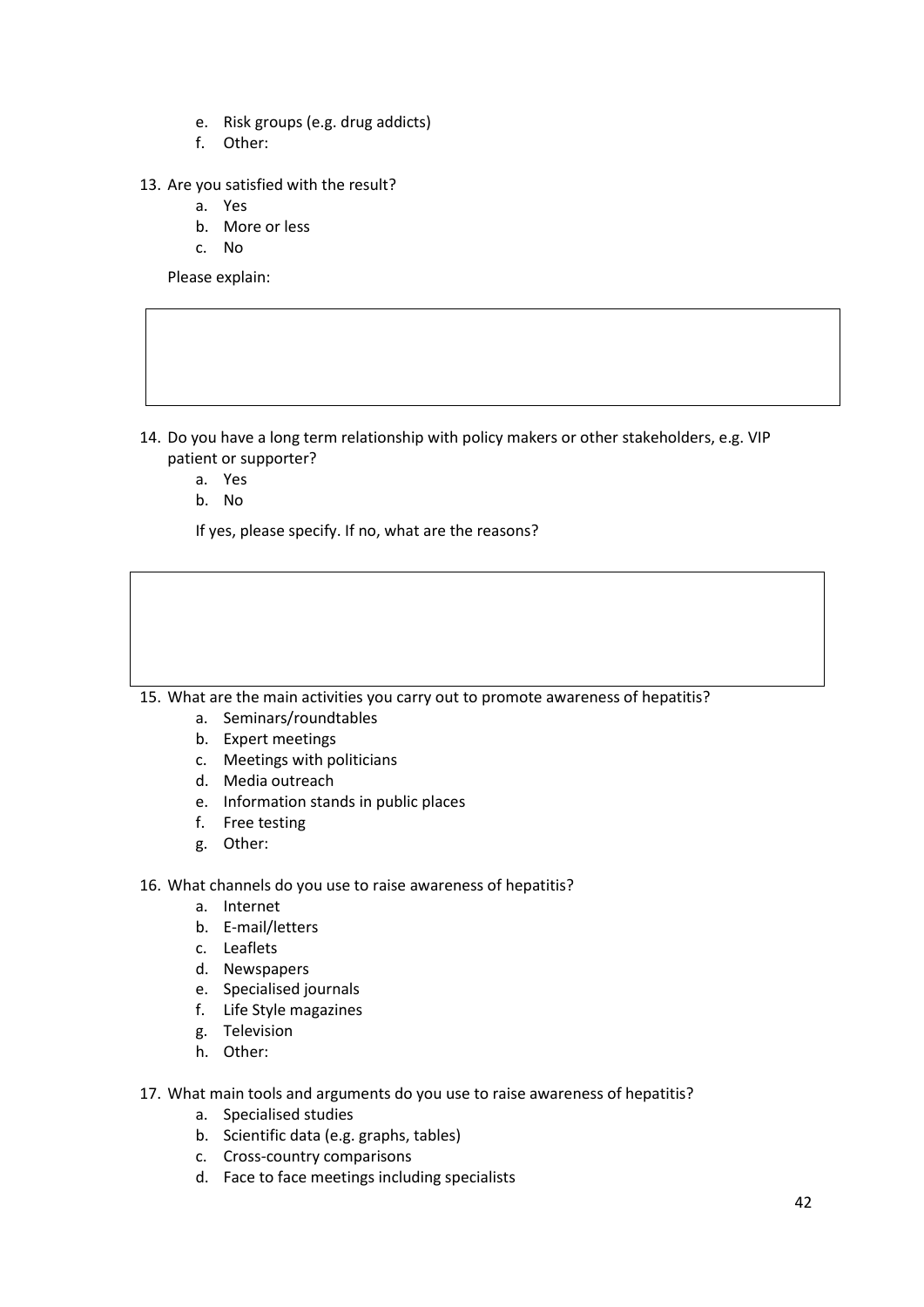e. Risk groups (e.g. drug addicts)
f. Other:

13. Are you satisfied with the result?
    a. Yes
    b. More or less
    c. No

    Please explain:

14. Do you have a long term relationship with policy makers or other stakeholders, e.g. VIP patient or supporter?
    a. Yes
    b. No

    If yes, please specify. If no, what are the reasons?

15. What are the main activities you carry out to promote awareness of hepatitis?
    a. Seminars/roundtables
    b. Expert meetings
    c. Meetings with politicians
    d. Media outreach
    e. Information stands in public places
    f. Free testing
    g. Other:

16. What channels do you use to raise awareness of hepatitis?
    a. Internet
    b. E-mail/letters
    c. Leaflets
    d. Newspapers
    e. Specialised journals
    f. Life Style magazines
    g. Television
    h. Other:

17. What main tools and arguments do you use to raise awareness of hepatitis?
    a. Specialised studies
    b. Scientific data (e.g. graphs, tables)
    c. Cross-country comparisons
    d. Face to face meetings including specialists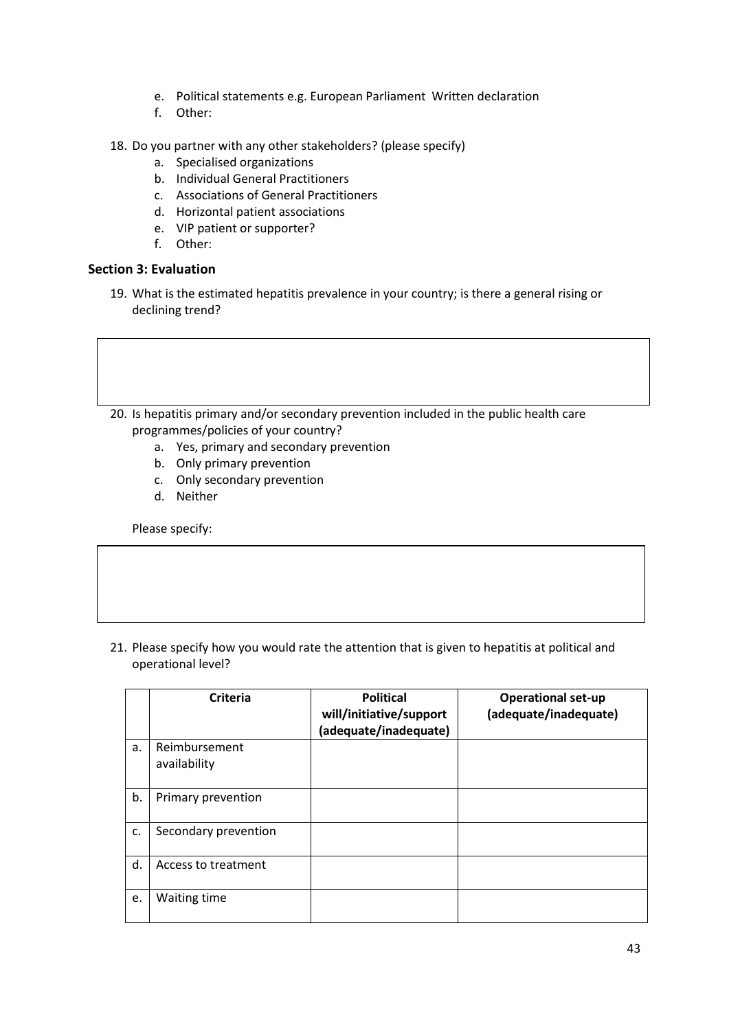e. Political statements e.g. European Parliament Written declaration
   f. Other:

18. Do you partner with any other stakeholders? (please specify)
   a. Specialised organizations
   b. Individual General Practitioners
   c. Associations of General Practitioners
   d. Horizontal patient associations
   e. VIP patient or supporter?
   f. Other:

### Section 3: Evaluation

19. What is the estimated hepatitis prevalence in your country; is there a general rising or declining trend?

20. Is hepatitis primary and/or secondary prevention included in the public health care programmes/policies of your country?
   a. Yes, primary and secondary prevention
   b. Only primary prevention
   c. Only secondary prevention
   d. Neither

   Please specify:

21. Please specify how you would rate the attention that is given to hepatitis at political and operational level?

| | Criteria | Political will/initiative/support (adequate/inadequate) | Operational set-up (adequate/inadequate) |
|---|---|---|---|
| a. | Reimbursement availability | | |
| b. | Primary prevention | | |
| c. | Secondary prevention | | |
| d. | Access to treatment | | |
| e. | Waiting time | | |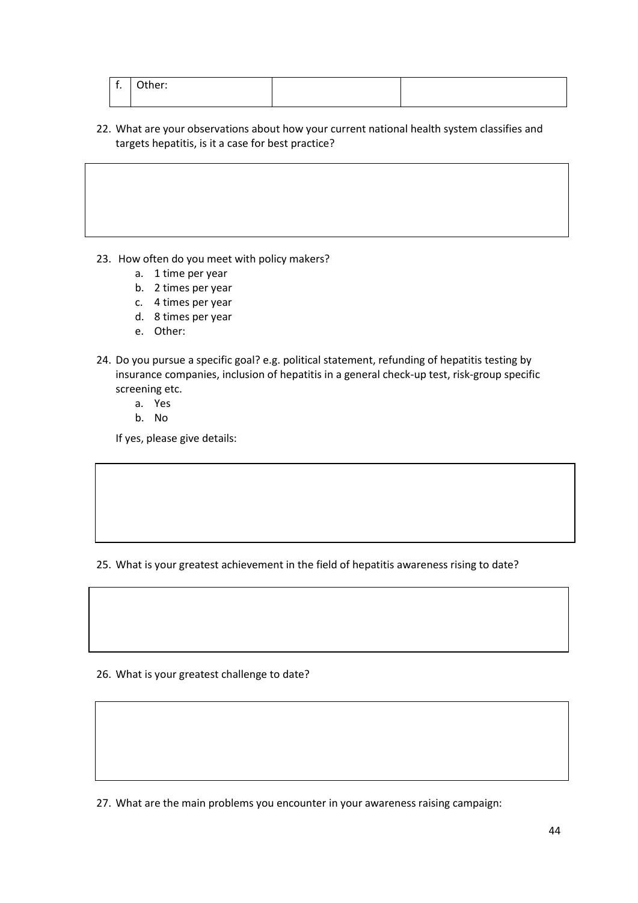| f. | Other: | | |
|---|---|---|---|

22. What are your observations about how your current national health system classifies and targets hepatitis, is it a case for best practice?

| |
|---|
| |

23. How often do you meet with policy makers?
    a. 1 time per year
    b. 2 times per year
    c. 4 times per year
    d. 8 times per year
    e. Other:

24. Do you pursue a specific goal? e.g. political statement, refunding of hepatitis testing by insurance companies, inclusion of hepatitis in a general check-up test, risk-group specific screening etc.
    a. Yes
    b. No

    If yes, please give details:

| |
|---|
| |

25. What is your greatest achievement in the field of hepatitis awareness rising to date?

| |
|---|
| |

26. What is your greatest challenge to date?

| |
|---|
| |

27. What are the main problems you encounter in your awareness raising campaign: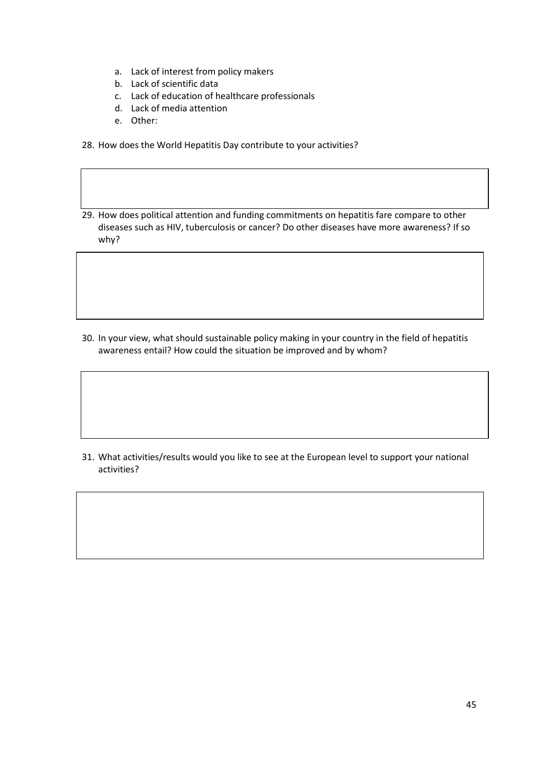a. Lack of interest from policy makers
b. Lack of scientific data
c. Lack of education of healthcare professionals
d. Lack of media attention
e. Other:

28. How does the World Hepatitis Day contribute to your activities?

29. How does political attention and funding commitments on hepatitis fare compare to other diseases such as HIV, tuberculosis or cancer? Do other diseases have more awareness? If so why?

30. In your view, what should sustainable policy making in your country in the field of hepatitis awareness entail? How could the situation be improved and by whom?

31. What activities/results would you like to see at the European level to support your national activities?